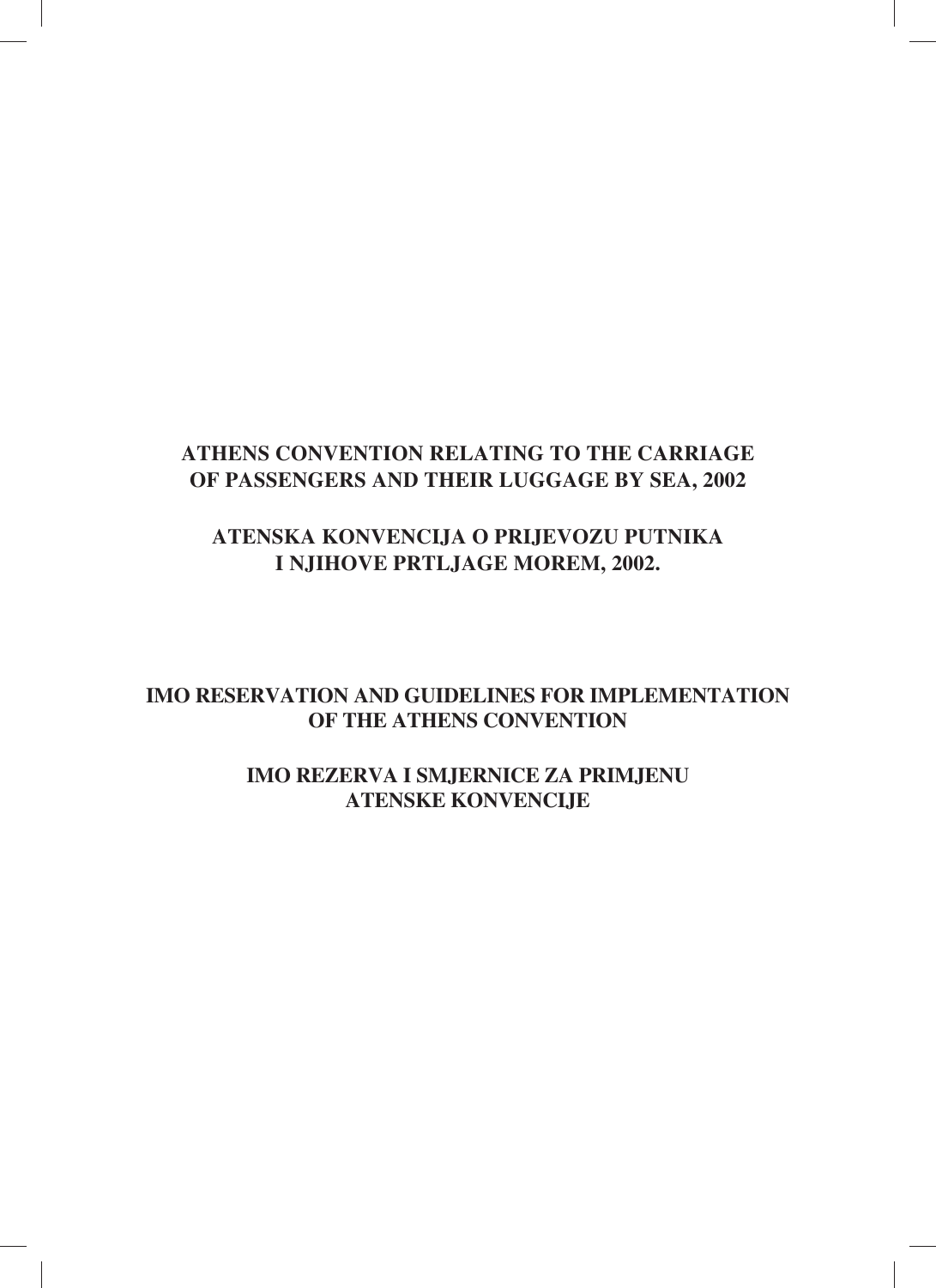# ATHENS CONVENTION RELATING TO THE CARRIAGE OF PASSENGERS AND THEIR LUGGAGE BY SEA, 2002

# ATENSKA KONVENCIJA O PRIJEVOZU PUTNIKA I NJIHOVE PRTLJAGE MOREM, 2002.

# IMO RESERVATION AND GUIDELINES FOR IMPLEMENTATION OF THE ATHENS CONVENTION

# IMO REZERVA I SMJERNICE ZA PRIMJENU ATENSKE KONVENCIJE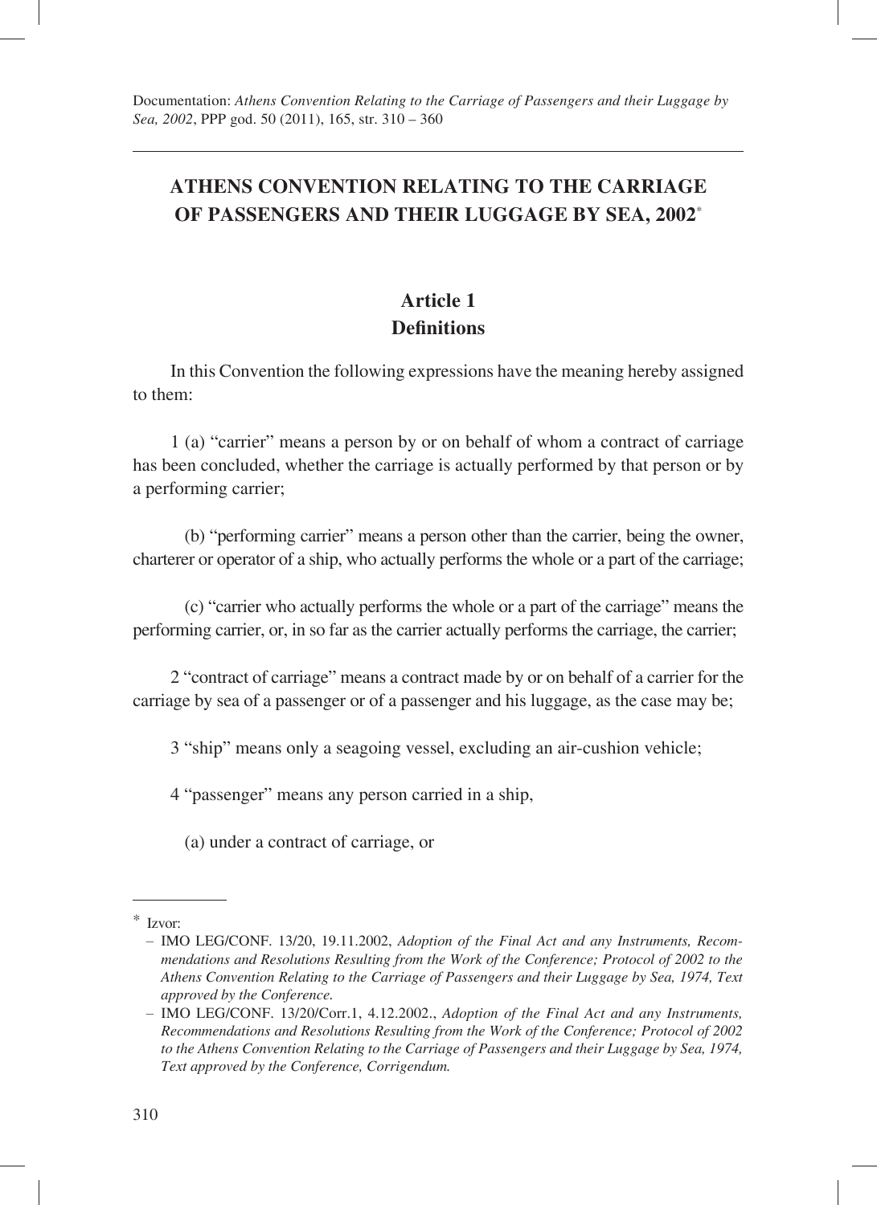# ATHENS CONVENTION RELATING TO THE CARRIAGE OF PASSENGERS AND THEIR LUGGAGE BY SEA, 2002[*]

## Article 1
## Definitions

In this Convention the following expressions have the meaning hereby assigned to them:

1 (a) "carrier" means a person by or on behalf of whom a contract of carriage has been concluded, whether the carriage is actually performed by that person or by a performing carrier;

(b) "performing carrier" means a person other than the carrier, being the owner, charterer or operator of a ship, who actually performs the whole or a part of the carriage;

(c) "carrier who actually performs the whole or a part of the carriage" means the performing carrier, or, in so far as the carrier actually performs the carriage, the carrier;

2 "contract of carriage" means a contract made by or on behalf of a carrier for the carriage by sea of a passenger or of a passenger and his luggage, as the case may be;

3 "ship" means only a seagoing vessel, excluding an air-cushion vehicle;

4 "passenger" means any person carried in a ship,

(a) under a contract of carriage, or

---

[*] Izvor:
- IMO LEG/CONF. 13/20, 19.11.2002, *Adoption of the Final Act and any Instruments, Recommendations and Resolutions Resulting from the Work of the Conference; Protocol of 2002 to the Athens Convention Relating to the Carriage of Passengers and their Luggage by Sea, 1974, Text approved by the Conference.*
- IMO LEG/CONF. 13/20/Corr.1, 4.12.2002., *Adoption of the Final Act and any Instruments, Recommendations and Resolutions Resulting from the Work of the Conference; Protocol of 2002 to the Athens Convention Relating to the Carriage of Passengers and their Luggage by Sea, 1974, Text approved by the Conference, Corrigendum.*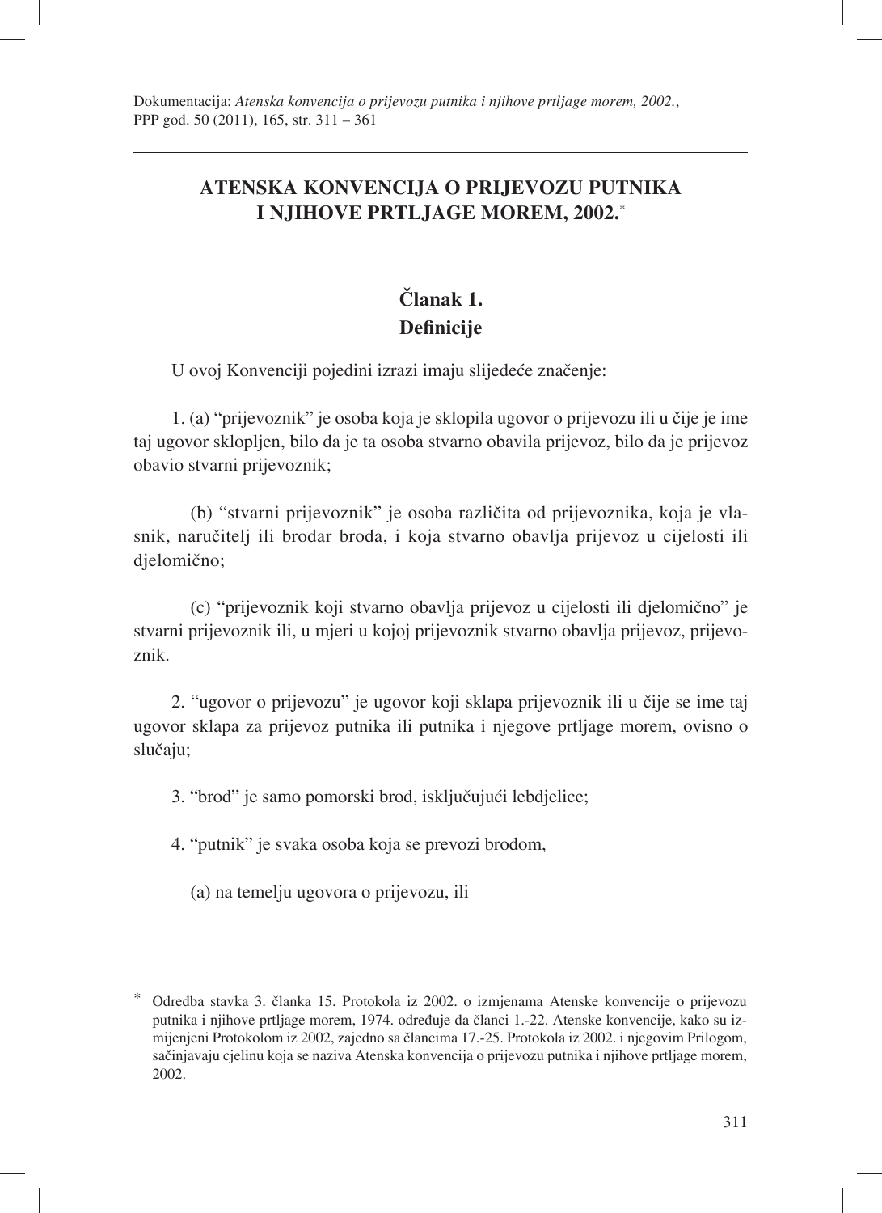# ATENSKA KONVENCIJA O PRIJEVOZU PUTNIKA I NJIHOVE PRTLJAGE MOREM, 2002.*

## Članak 1.
## Definicije

U ovoj Konvenciji pojedini izrazi imaju slijedeće značenje:

1. (a) "prijevoznik" je osoba koja je sklopila ugovor o prijevozu ili u čije je ime taj ugovor sklopljen, bilo da je ta osoba stvarno obavila prijevoz, bilo da je prijevoz obavio stvarni prijevoznik;

(b) "stvarni prijevoznik" je osoba različita od prijevoznika, koja je vlasnik, naručitelj ili brodar broda, i koja stvarno obavlja prijevoz u cijelosti ili djelomično;

(c) "prijevoznik koji stvarno obavlja prijevoz u cijelosti ili djelomično" je stvarni prijevoznik ili, u mjeri u kojoj prijevoznik stvarno obavlja prijevoz, prijevoznik.

2. "ugovor o prijevozu" je ugovor koji sklapa prijevoznik ili u čije se ime taj ugovor sklapa za prijevoz putnika ili putnika i njegove prtljage morem, ovisno o slučaju;

3. "brod" je samo pomorski brod, isključujući lebdjelice;

4. "putnik" je svaka osoba koja se prevozi brodom,

(a) na temelju ugovora o prijevozu, ili

---

* Odredba stavka 3. članka 15. Protokola iz 2002. o izmjenama Atenske konvencije o prijevozu putnika i njihove prtljage morem, 1974. određuje da članci 1.-22. Atenske konvencije, kako su izmijenjeni Protokolom iz 2002, zajedno sa člancima 17.-25. Protokola iz 2002. i njegovim Prilogom, sačinjavaju cjelinu koja se naziva Atenska konvencija o prijevozu putnika i njihove prtljage morem, 2002.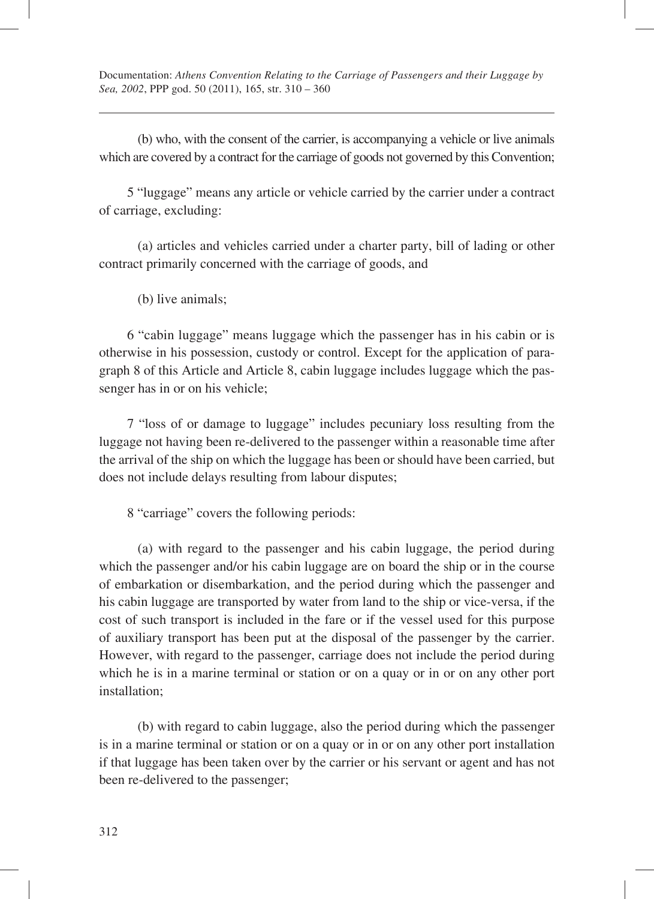(b) who, with the consent of the carrier, is accompanying a vehicle or live animals which are covered by a contract for the carriage of goods not governed by this Convention;

5 "luggage" means any article or vehicle carried by the carrier under a contract of carriage, excluding:

(a) articles and vehicles carried under a charter party, bill of lading or other contract primarily concerned with the carriage of goods, and

(b) live animals;

6 "cabin luggage" means luggage which the passenger has in his cabin or is otherwise in his possession, custody or control. Except for the application of paragraph 8 of this Article and Article 8, cabin luggage includes luggage which the passenger has in or on his vehicle;

7 "loss of or damage to luggage" includes pecuniary loss resulting from the luggage not having been re-delivered to the passenger within a reasonable time after the arrival of the ship on which the luggage has been or should have been carried, but does not include delays resulting from labour disputes;

8 "carriage" covers the following periods:

(a) with regard to the passenger and his cabin luggage, the period during which the passenger and/or his cabin luggage are on board the ship or in the course of embarkation or disembarkation, and the period during which the passenger and his cabin luggage are transported by water from land to the ship or vice-versa, if the cost of such transport is included in the fare or if the vessel used for this purpose of auxiliary transport has been put at the disposal of the passenger by the carrier. However, with regard to the passenger, carriage does not include the period during which he is in a marine terminal or station or on a quay or in or on any other port installation;

(b) with regard to cabin luggage, also the period during which the passenger is in a marine terminal or station or on a quay or in or on any other port installation if that luggage has been taken over by the carrier or his servant or agent and has not been re-delivered to the passenger;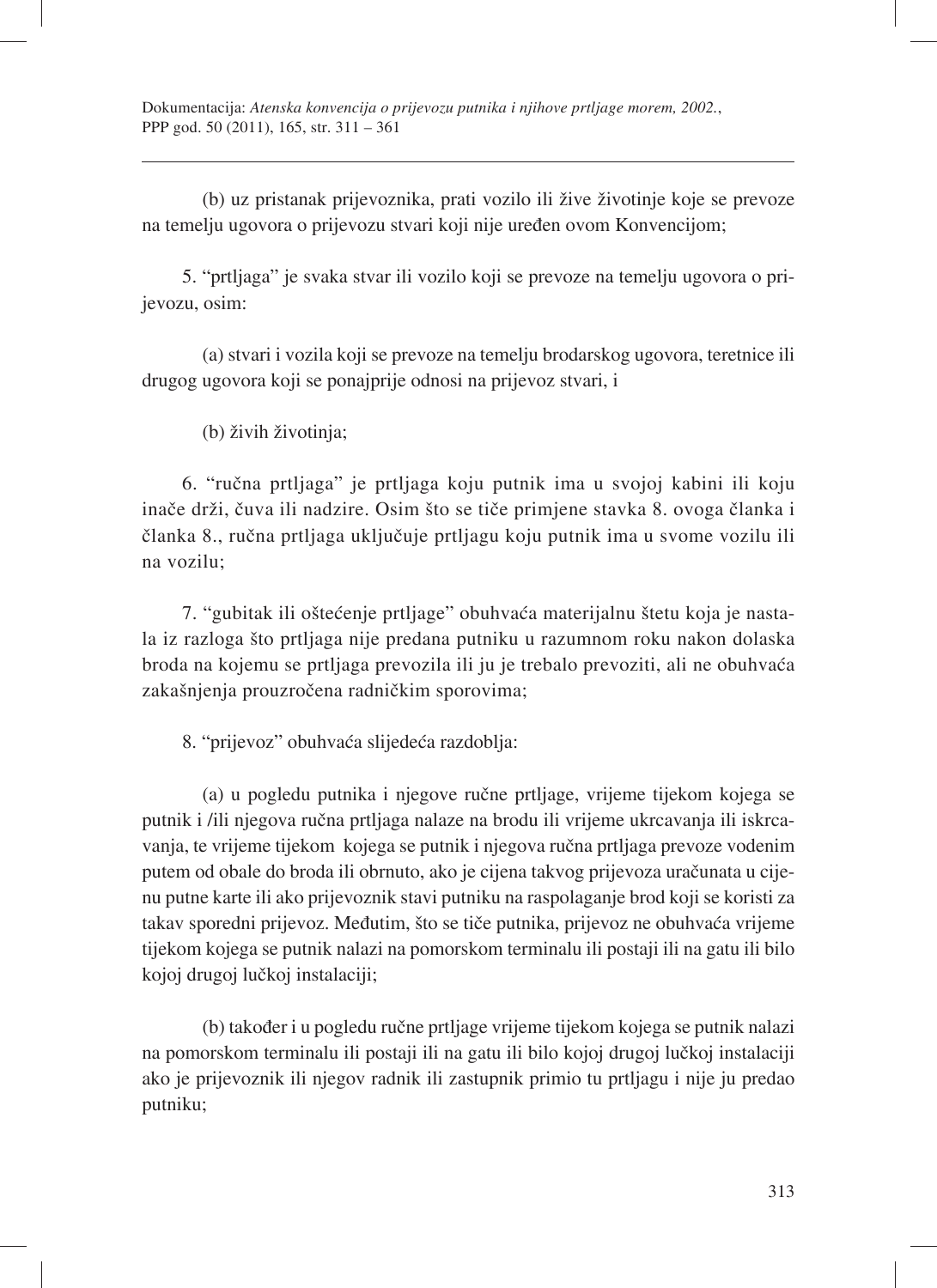(b) uz pristanak prijevoznika, prati vozilo ili žive životinje koje se prevoze na temelju ugovora o prijevozu stvari koji nije uređen ovom Konvencijom;

5. "prtljaga" je svaka stvar ili vozilo koji se prevoze na temelju ugovora o prijevozu, osim:

(a) stvari i vozila koji se prevoze na temelju brodarskog ugovora, teretnice ili drugog ugovora koji se ponajprije odnosi na prijevoz stvari, i

(b) živih životinja;

6. "ručna prtljaga" je prtljaga koju putnik ima u svojoj kabini ili koju inače drži, čuva ili nadzire. Osim što se tiče primjene stavka 8. ovoga članka i članka 8., ručna prtljaga uključuje prtljagu koju putnik ima u svome vozilu ili na vozilu;

7. "gubitak ili oštećenje prtljage" obuhvaća materijalnu štetu koja je nastala iz razloga što prtljaga nije predana putniku u razumnom roku nakon dolaska broda na kojemu se prtljaga prevozila ili ju je trebalo prevoziti, ali ne obuhvaća zakašnjenja prouzročena radničkim sporovima;

8. "prijevoz" obuhvaća slijedeća razdoblja:

(a) u pogledu putnika i njegove ručne prtljage, vrijeme tijekom kojega se putnik i /ili njegova ručna prtljaga nalaze na brodu ili vrijeme ukrcavanja ili iskrcavanja, te vrijeme tijekom kojega se putnik i njegova ručna prtljaga prevoze vodenim putem od obale do broda ili obrnuto, ako je cijena takvog prijevoza uračunata u cijenu putne karte ili ako prijevoznik stavi putniku na raspolaganje brod koji se koristi za takav sporedni prijevoz. Međutim, što se tiče putnika, prijevoz ne obuhvaća vrijeme tijekom kojega se putnik nalazi na pomorskom terminalu ili postaji ili na gatu ili bilo kojoj drugoj lučkoj instalaciji;

(b) također i u pogledu ručne prtljage vrijeme tijekom kojega se putnik nalazi na pomorskom terminalu ili postaji ili na gatu ili bilo kojoj drugoj lučkoj instalaciji ako je prijevoznik ili njegov radnik ili zastupnik primio tu prtljagu i nije ju predao putniku;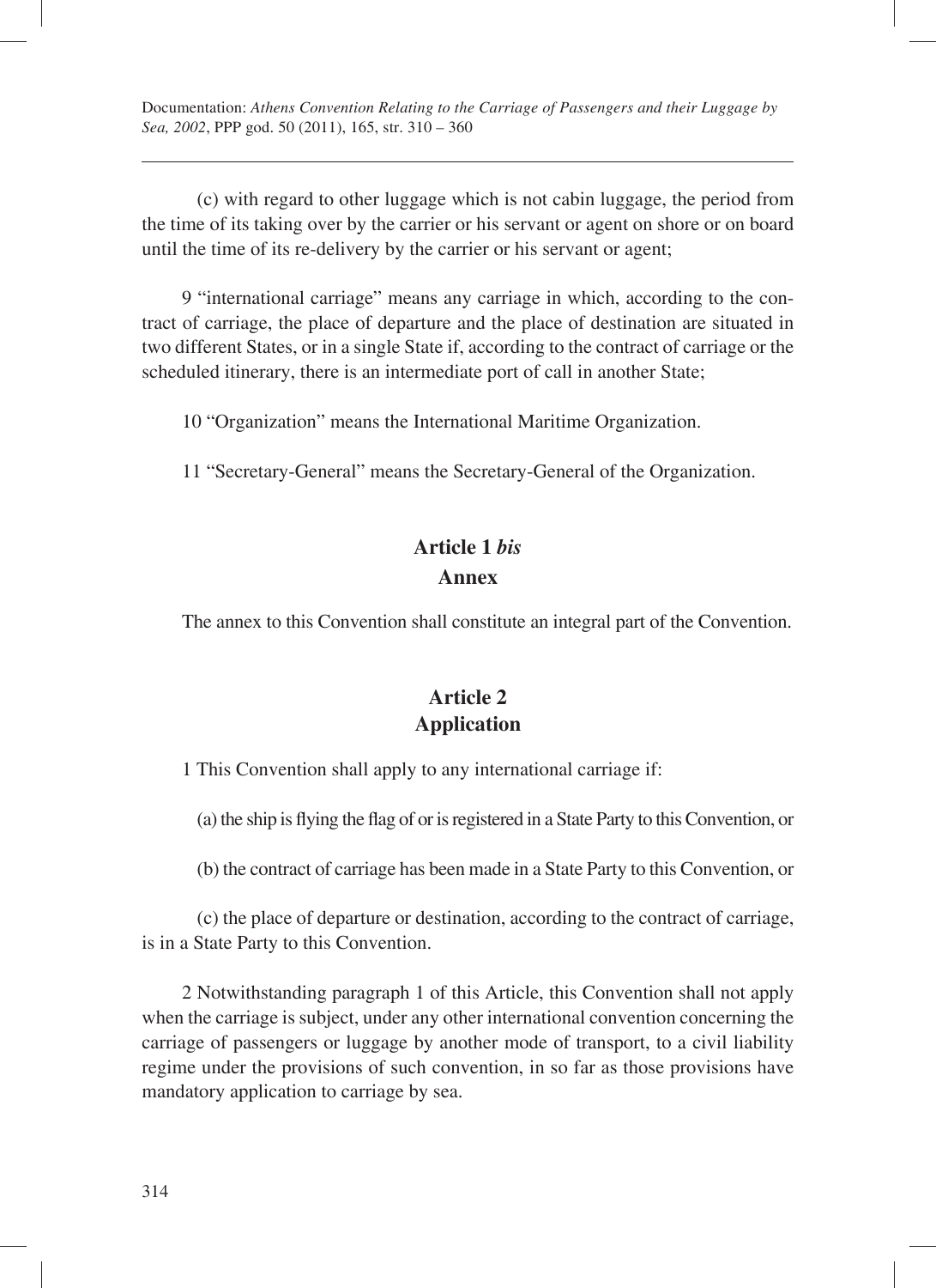(c) with regard to other luggage which is not cabin luggage, the period from the time of its taking over by the carrier or his servant or agent on shore or on board until the time of its re-delivery by the carrier or his servant or agent;

9 "international carriage" means any carriage in which, according to the contract of carriage, the place of departure and the place of destination are situated in two different States, or in a single State if, according to the contract of carriage or the scheduled itinerary, there is an intermediate port of call in another State;

10 "Organization" means the International Maritime Organization.

11 "Secretary-General" means the Secretary-General of the Organization.

## Article 1 *bis*
## Annex

The annex to this Convention shall constitute an integral part of the Convention.

## Article 2
## Application

1 This Convention shall apply to any international carriage if:

(a) the ship is flying the flag of or is registered in a State Party to this Convention, or

(b) the contract of carriage has been made in a State Party to this Convention, or

(c) the place of departure or destination, according to the contract of carriage, is in a State Party to this Convention.

2 Notwithstanding paragraph 1 of this Article, this Convention shall not apply when the carriage is subject, under any other international convention concerning the carriage of passengers or luggage by another mode of transport, to a civil liability regime under the provisions of such convention, in so far as those provisions have mandatory application to carriage by sea.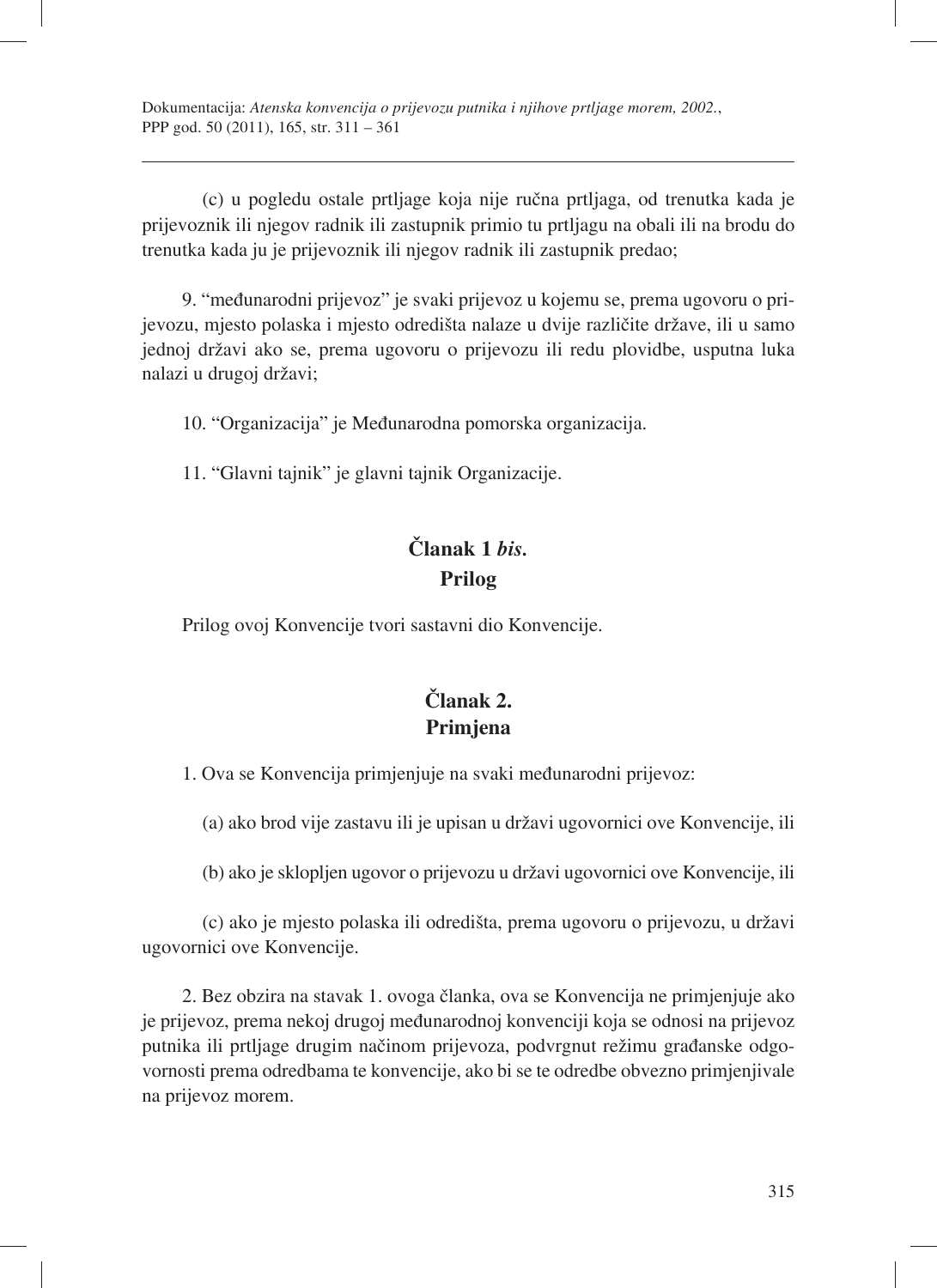(c) u pogledu ostale prtljage koja nije ručna prtljaga, od trenutka kada je prijevoznik ili njegov radnik ili zastupnik primio tu prtljagu na obali ili na brodu do trenutka kada ju je prijevoznik ili njegov radnik ili zastupnik predao;

9. "međunarodni prijevoz" je svaki prijevoz u kojemu se, prema ugovoru o prijevozu, mjesto polaska i mjesto odredišta nalaze u dvije različite države, ili u samo jednoj državi ako se, prema ugovoru o prijevozu ili redu plovidbe, usputna luka nalazi u drugoj državi;

10. "Organizacija" je Međunarodna pomorska organizacija.

11. "Glavni tajnik" je glavni tajnik Organizacije.

## Članak 1 *bis*.
## Prilog

Prilog ovoj Konvencije tvori sastavni dio Konvencije.

## Članak 2.
## Primjena

1. Ova se Konvencija primjenjuje na svaki međunarodni prijevoz:

(a) ako brod vije zastavu ili je upisan u državi ugovornici ove Konvencije, ili

(b) ako je sklopljen ugovor o prijevozu u državi ugovornici ove Konvencije, ili

(c) ako je mjesto polaska ili odredišta, prema ugovoru o prijevozu, u državi ugovornici ove Konvencije.

2. Bez obzira na stavak 1. ovoga članka, ova se Konvencija ne primjenjuje ako je prijevoz, prema nekoj drugoj međunarodnoj konvenciji koja se odnosi na prijevoz putnika ili prtljage drugim načinom prijevoza, podvrgnut režimu građanske odgovornosti prema odredbama te konvencije, ako bi se te odredbe obvezno primjenjivale na prijevoz morem.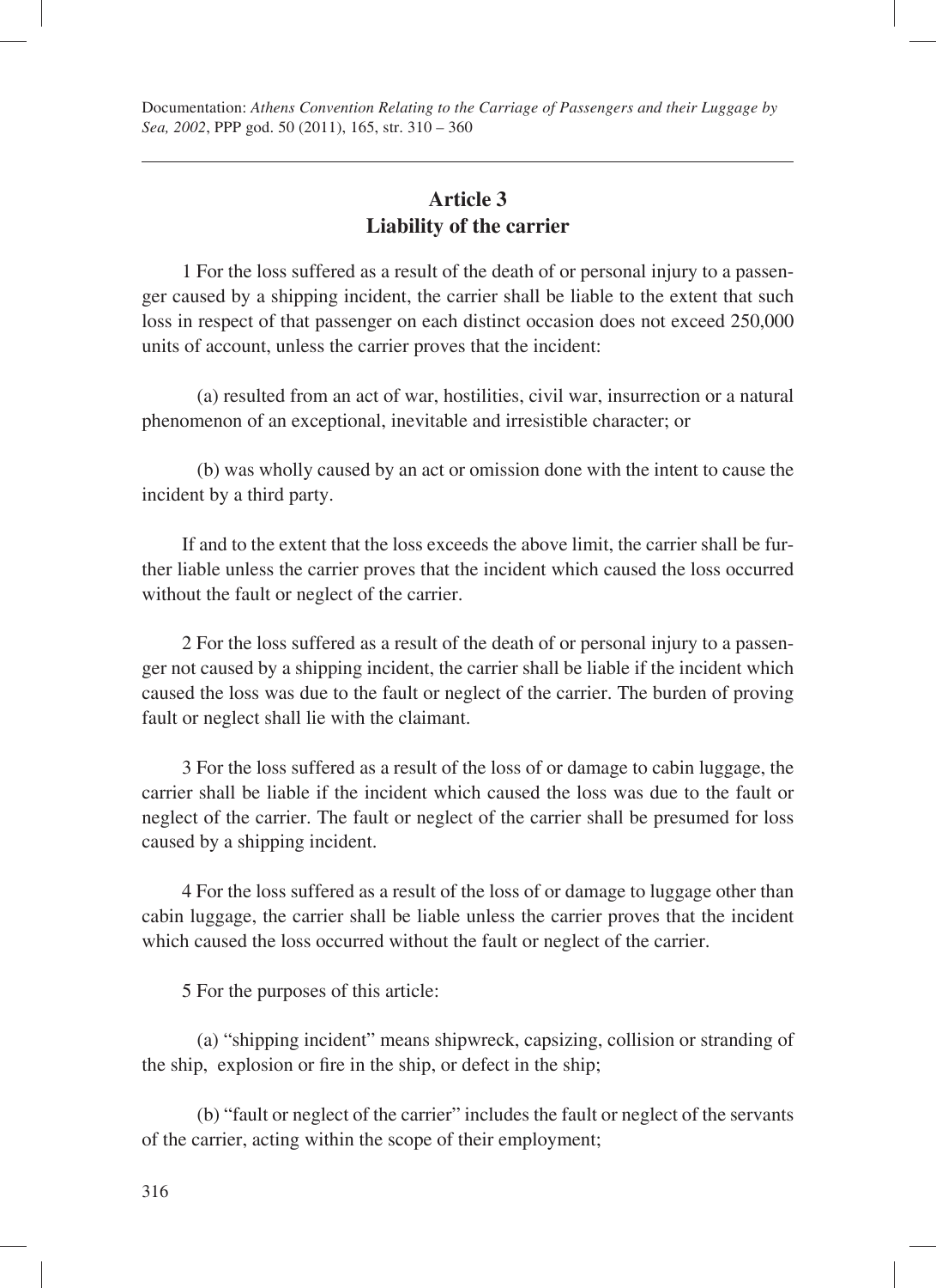## Article 3
## Liability of the carrier

1 For the loss suffered as a result of the death of or personal injury to a passenger caused by a shipping incident, the carrier shall be liable to the extent that such loss in respect of that passenger on each distinct occasion does not exceed 250,000 units of account, unless the carrier proves that the incident:

(a) resulted from an act of war, hostilities, civil war, insurrection or a natural phenomenon of an exceptional, inevitable and irresistible character; or

(b) was wholly caused by an act or omission done with the intent to cause the incident by a third party.

If and to the extent that the loss exceeds the above limit, the carrier shall be further liable unless the carrier proves that the incident which caused the loss occurred without the fault or neglect of the carrier.

2 For the loss suffered as a result of the death of or personal injury to a passenger not caused by a shipping incident, the carrier shall be liable if the incident which caused the loss was due to the fault or neglect of the carrier. The burden of proving fault or neglect shall lie with the claimant.

3 For the loss suffered as a result of the loss of or damage to cabin luggage, the carrier shall be liable if the incident which caused the loss was due to the fault or neglect of the carrier. The fault or neglect of the carrier shall be presumed for loss caused by a shipping incident.

4 For the loss suffered as a result of the loss of or damage to luggage other than cabin luggage, the carrier shall be liable unless the carrier proves that the incident which caused the loss occurred without the fault or neglect of the carrier.

5 For the purposes of this article:

(a) "shipping incident" means shipwreck, capsizing, collision or stranding of the ship, explosion or fire in the ship, or defect in the ship;

(b) "fault or neglect of the carrier" includes the fault or neglect of the servants of the carrier, acting within the scope of their employment;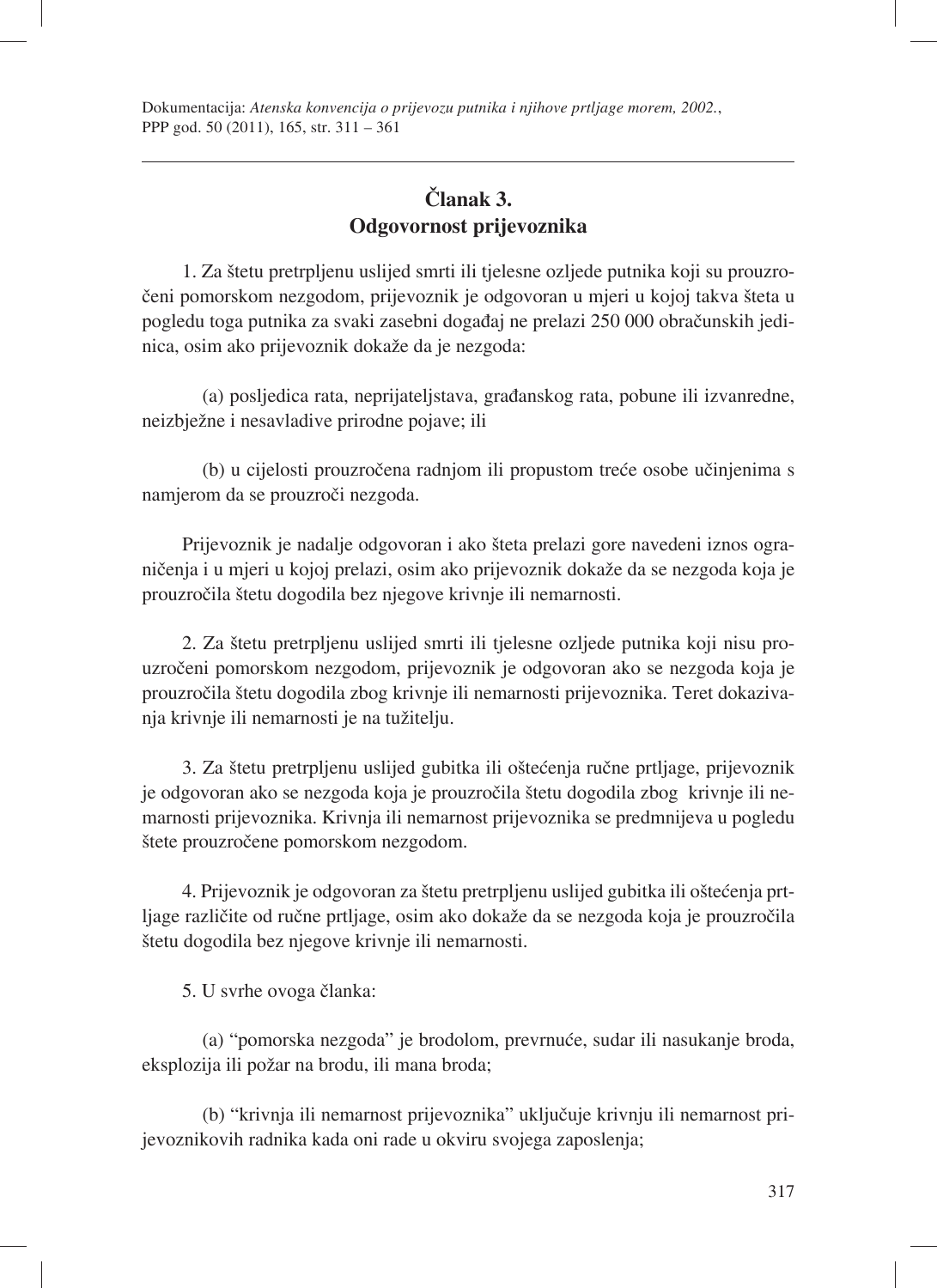## Članak 3.
## Odgovornost prijevoznika

1. Za štetu pretrpljenu uslijed smrti ili tjelesne ozljede putnika koji su prouzročeni pomorskom nezgodom, prijevoznik je odgovoran u mjeri u kojoj takva šteta u pogledu toga putnika za svaki zasebni događaj ne prelazi 250 000 obračunskih jedinica, osim ako prijevoznik dokaže da je nezgoda:

(a) posljedica rata, neprijateljstava, građanskog rata, pobune ili izvanredne, neizbježne i nesavladive prirodne pojave; ili

(b) u cijelosti prouzročena radnjom ili propustom treće osobe učinjenima s namjerom da se prouzroči nezgoda.

Prijevoznik je nadalje odgovoran i ako šteta prelazi gore navedeni iznos ograničenja i u mjeri u kojoj prelazi, osim ako prijevoznik dokaže da se nezgoda koja je prouzročila štetu dogodila bez njegove krivnje ili nemarnosti.

2. Za štetu pretrpljenu uslijed smrti ili tjelesne ozljede putnika koji nisu prouzročeni pomorskom nezgodom, prijevoznik je odgovoran ako se nezgoda koja je prouzročila štetu dogodila zbog krivnje ili nemarnosti prijevoznika. Teret dokazivanja krivnje ili nemarnosti je na tužitelju.

3. Za štetu pretrpljenu uslijed gubitka ili oštećenja ručne prtljage, prijevoznik je odgovoran ako se nezgoda koja je prouzročila štetu dogodila zbog krivnje ili nemarnosti prijevoznika. Krivnja ili nemarnost prijevoznika se predmnijeva u pogledu štete prouzročene pomorskom nezgodom.

4. Prijevoznik je odgovoran za štetu pretrpljenu uslijed gubitka ili oštećenja prtljage različite od ručne prtljage, osim ako dokaže da se nezgoda koja je prouzročila štetu dogodila bez njegove krivnje ili nemarnosti.

5. U svrhe ovoga članka:

(a) "pomorska nezgoda" je brodolom, prevrnuće, sudar ili nasukanje broda, eksplozija ili požar na brodu, ili mana broda;

(b) "krivnja ili nemarnost prijevoznika" uključuje krivnju ili nemarnost prijevoznikovih radnika kada oni rade u okviru svojega zaposlenja;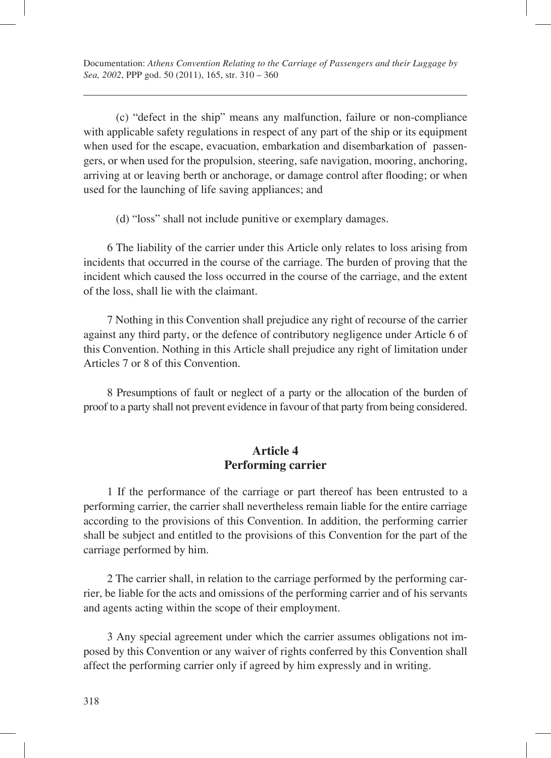(c) "defect in the ship" means any malfunction, failure or non-compliance with applicable safety regulations in respect of any part of the ship or its equipment when used for the escape, evacuation, embarkation and disembarkation of passengers, or when used for the propulsion, steering, safe navigation, mooring, anchoring, arriving at or leaving berth or anchorage, or damage control after flooding; or when used for the launching of life saving appliances; and

(d) "loss" shall not include punitive or exemplary damages.

6 The liability of the carrier under this Article only relates to loss arising from incidents that occurred in the course of the carriage. The burden of proving that the incident which caused the loss occurred in the course of the carriage, and the extent of the loss, shall lie with the claimant.

7 Nothing in this Convention shall prejudice any right of recourse of the carrier against any third party, or the defence of contributory negligence under Article 6 of this Convention. Nothing in this Article shall prejudice any right of limitation under Articles 7 or 8 of this Convention.

8 Presumptions of fault or neglect of a party or the allocation of the burden of proof to a party shall not prevent evidence in favour of that party from being considered.

## Article 4
## Performing carrier

1 If the performance of the carriage or part thereof has been entrusted to a performing carrier, the carrier shall nevertheless remain liable for the entire carriage according to the provisions of this Convention. In addition, the performing carrier shall be subject and entitled to the provisions of this Convention for the part of the carriage performed by him.

2 The carrier shall, in relation to the carriage performed by the performing carrier, be liable for the acts and omissions of the performing carrier and of his servants and agents acting within the scope of their employment.

3 Any special agreement under which the carrier assumes obligations not imposed by this Convention or any waiver of rights conferred by this Convention shall affect the performing carrier only if agreed by him expressly and in writing.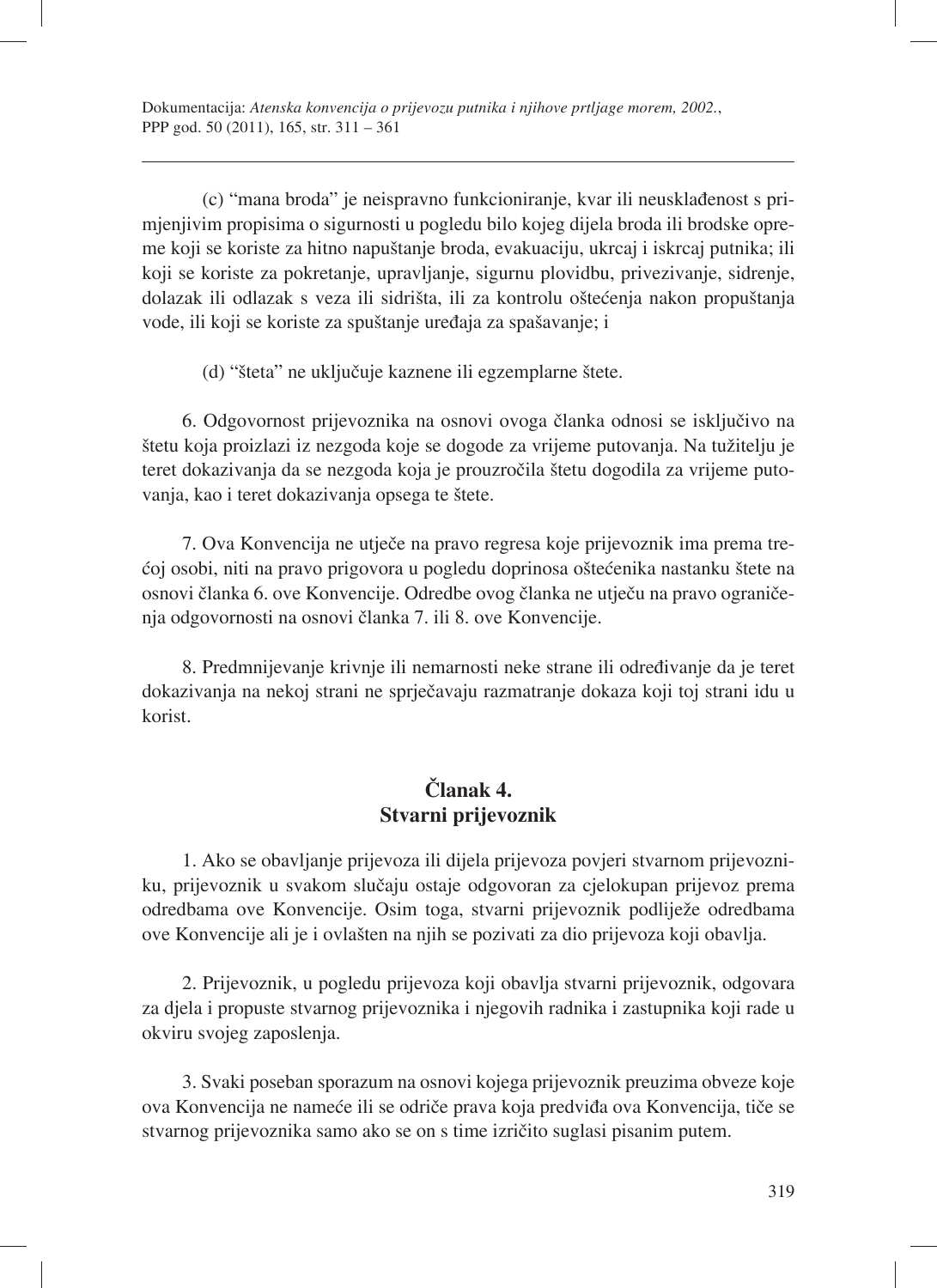(c) "mana broda" je neispravno funkcioniranje, kvar ili neusklađenost s primjenjivim propisima o sigurnosti u pogledu bilo kojeg dijela broda ili brodske opreme koji se koriste za hitno napuštanje broda, evakuaciju, ukrcaj i iskrcaj putnika; ili koji se koriste za pokretanje, upravljanje, sigurnu plovidbu, privezivanje, sidrenje, dolazak ili odlazak s veza ili sidrišta, ili za kontrolu oštećenja nakon propuštanja vode, ili koji se koriste za spuštanje uređaja za spašavanje; i

(d) "šteta" ne uključuje kaznene ili egzemplarne štete.

6. Odgovornost prijevoznika na osnovi ovoga članka odnosi se isključivo na štetu koja proizlazi iz nezgoda koje se dogode za vrijeme putovanja. Na tužitelju je teret dokazivanja da se nezgoda koja je prouzročila štetu dogodila za vrijeme putovanja, kao i teret dokazivanja opsega te štete.

7. Ova Konvencija ne utječe na pravo regresa koje prijevoznik ima prema trećoj osobi, niti na pravo prigovora u pogledu doprinosa oštećenika nastanku štete na osnovi članka 6. ove Konvencije. Odredbe ovog članka ne utječu na pravo ograničenja odgovornosti na osnovi članka 7. ili 8. ove Konvencije.

8. Predmnijevanje krivnje ili nemarnosti neke strane ili određivanje da je teret dokazivanja na nekoj strani ne sprječavaju razmatranje dokaza koji toj strani idu u korist.

## Članak 4.
## Stvarni prijevoznik

1. Ako se obavljanje prijevoza ili dijela prijevoza povjeri stvarnom prijevozniku, prijevoznik u svakom slučaju ostaje odgovoran za cjelokupan prijevoz prema odredbama ove Konvencije. Osim toga, stvarni prijevoznik podliježe odredbama ove Konvencije ali je i ovlašten na njih se pozivati za dio prijevoza koji obavlja.

2. Prijevoznik, u pogledu prijevoza koji obavlja stvarni prijevoznik, odgovara za djela i propuste stvarnog prijevoznika i njegovih radnika i zastupnika koji rade u okviru svojeg zaposlenja.

3. Svaki poseban sporazum na osnovi kojega prijevoznik preuzima obveze koje ova Konvencija ne nameće ili se odriče prava koja predviđa ova Konvencija, tiče se stvarnog prijevoznika samo ako se on s time izričito suglasi pisanim putem.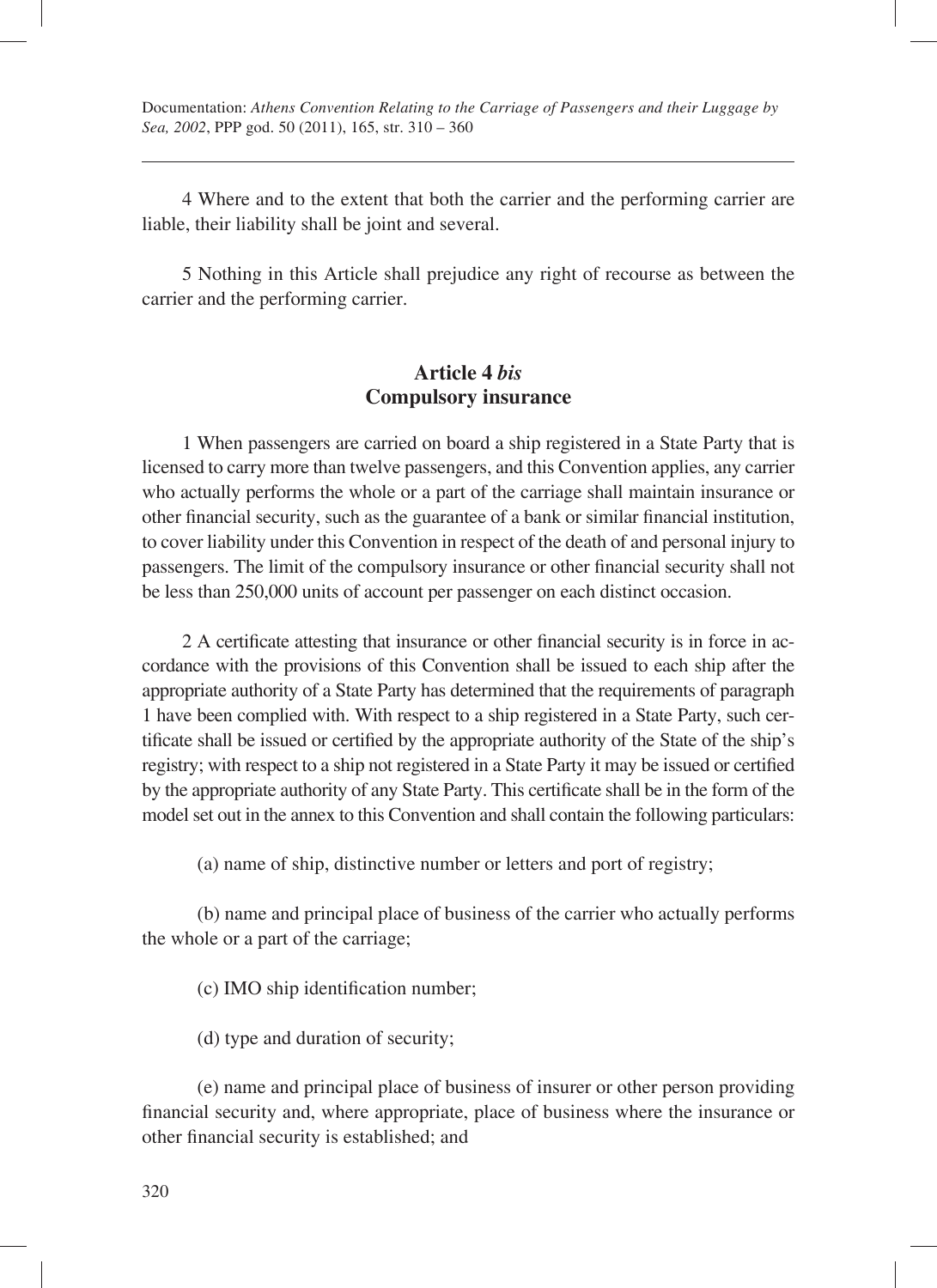4 Where and to the extent that both the carrier and the performing carrier are liable, their liability shall be joint and several.

5 Nothing in this Article shall prejudice any right of recourse as between the carrier and the performing carrier.

## Article 4 *bis*
## Compulsory insurance

1 When passengers are carried on board a ship registered in a State Party that is licensed to carry more than twelve passengers, and this Convention applies, any carrier who actually performs the whole or a part of the carriage shall maintain insurance or other financial security, such as the guarantee of a bank or similar financial institution, to cover liability under this Convention in respect of the death of and personal injury to passengers. The limit of the compulsory insurance or other financial security shall not be less than 250,000 units of account per passenger on each distinct occasion.

2 A certificate attesting that insurance or other financial security is in force in accordance with the provisions of this Convention shall be issued to each ship after the appropriate authority of a State Party has determined that the requirements of paragraph 1 have been complied with. With respect to a ship registered in a State Party, such certificate shall be issued or certified by the appropriate authority of the State of the ship's registry; with respect to a ship not registered in a State Party it may be issued or certified by the appropriate authority of any State Party. This certificate shall be in the form of the model set out in the annex to this Convention and shall contain the following particulars:

(a) name of ship, distinctive number or letters and port of registry;

(b) name and principal place of business of the carrier who actually performs the whole or a part of the carriage;

(c) IMO ship identification number;

(d) type and duration of security;

(e) name and principal place of business of insurer or other person providing financial security and, where appropriate, place of business where the insurance or other financial security is established; and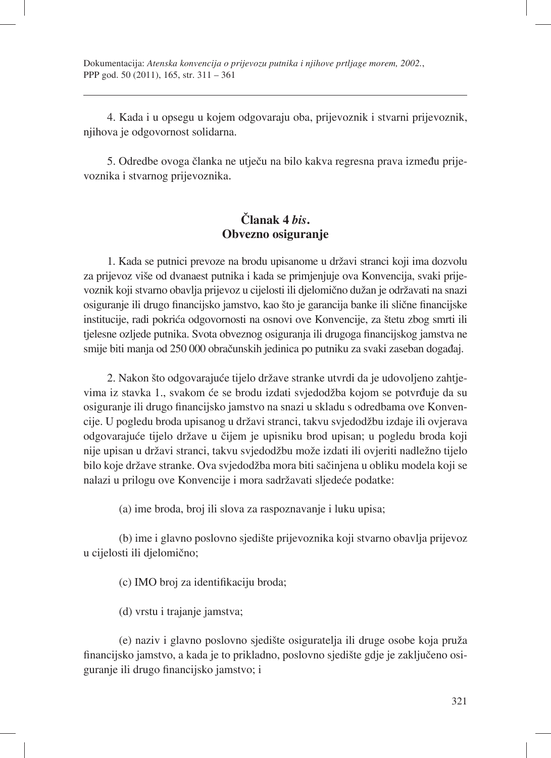4. Kada i u opsegu u kojem odgovaraju oba, prijevoznik i stvarni prijevoznik, njihova je odgovornost solidarna.

5. Odredbe ovoga članka ne utječu na bilo kakva regresna prava između prijevoznika i stvarnog prijevoznika.

## Članak 4 *bis*.
## Obvezno osiguranje

1. Kada se putnici prevoze na brodu upisanome u državi stranci koji ima dozvolu za prijevoz više od dvanaest putnika i kada se primjenjuje ova Konvencija, svaki prijevoznik koji stvarno obavlja prijevoz u cijelosti ili djelomično dužan je održavati na snazi osiguranje ili drugo financijsko jamstvo, kao što je garancija banke ili slične financijske institucije, radi pokrića odgovornosti na osnovi ove Konvencije, za štetu zbog smrti ili tjelesne ozljede putnika. Svota obveznog osiguranja ili drugoga financijskog jamstva ne smije biti manja od 250 000 obračunskih jedinica po putniku za svaki zaseban događaj.

2. Nakon što odgovarajuće tijelo države stranke utvrdi da je udovoljeno zahtjevima iz stavka 1., svakom će se brodu izdati svjedodžba kojom se potvrđuje da su osiguranje ili drugo financijsko jamstvo na snazi u skladu s odredbama ove Konvencije. U pogledu broda upisanog u državi stranci, takvu svjedodžbu izdaje ili ovjerava odgovarajuće tijelo države u čijem je upisniku brod upisan; u pogledu broda koji nije upisan u državi stranci, takvu svjedodžbu može izdati ili ovjeriti nadležno tijelo bilo koje države stranke. Ova svjedodžba mora biti sačinjena u obliku modela koji se nalazi u prilogu ove Konvencije i mora sadržavati sljedeće podatke:

(a) ime broda, broj ili slova za raspoznavanje i luku upisa;

(b) ime i glavno poslovno sjedište prijevoznika koji stvarno obavlja prijevoz u cijelosti ili djelomično;

(c) IMO broj za identifikaciju broda;

(d) vrstu i trajanje jamstva;

(e) naziv i glavno poslovno sjedište osiguratelja ili druge osobe koja pruža financijsko jamstvo, a kada je to prikladno, poslovno sjedište gdje je zaključeno osiguranje ili drugo financijsko jamstvo; i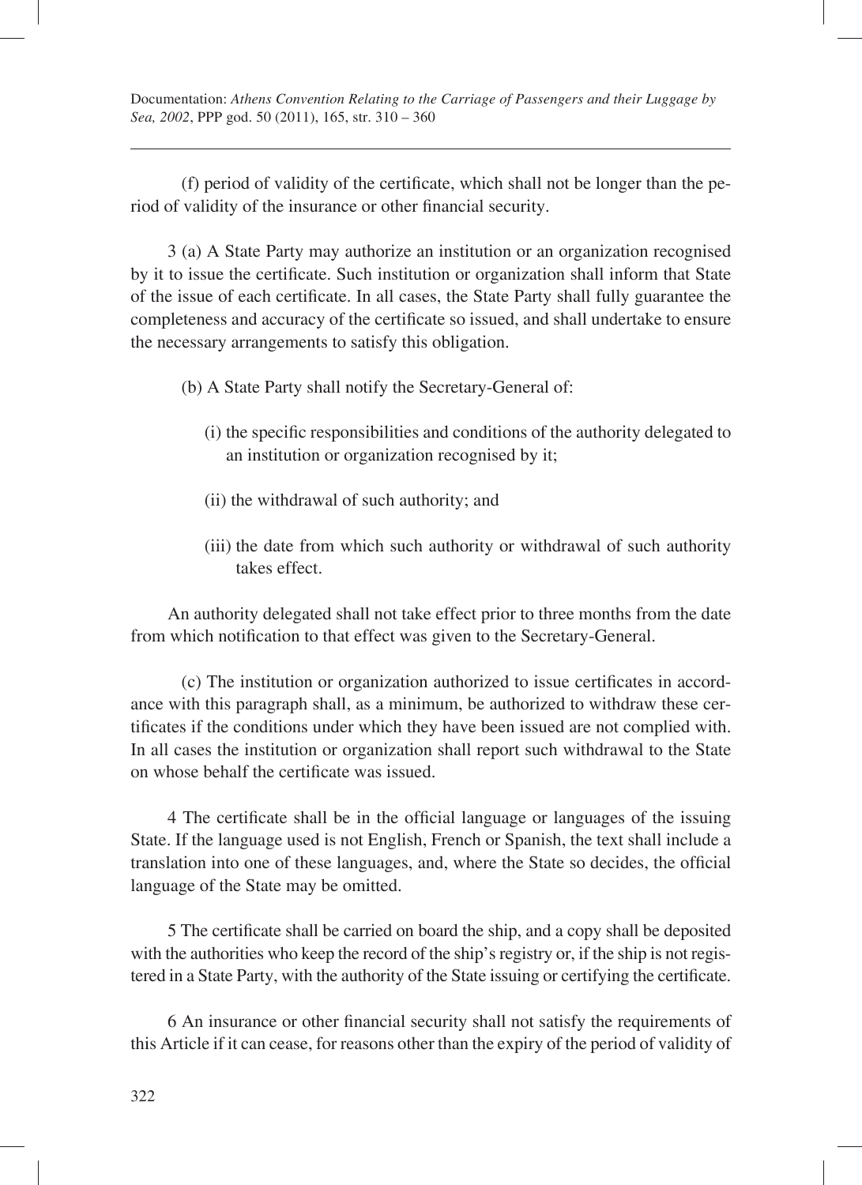(f) period of validity of the certificate, which shall not be longer than the period of validity of the insurance or other financial security.

3 (a) A State Party may authorize an institution or an organization recognised by it to issue the certificate. Such institution or organization shall inform that State of the issue of each certificate. In all cases, the State Party shall fully guarantee the completeness and accuracy of the certificate so issued, and shall undertake to ensure the necessary arrangements to satisfy this obligation.

(b) A State Party shall notify the Secretary-General of:

(i) the specific responsibilities and conditions of the authority delegated to an institution or organization recognised by it;

(ii) the withdrawal of such authority; and

(iii) the date from which such authority or withdrawal of such authority takes effect.

An authority delegated shall not take effect prior to three months from the date from which notification to that effect was given to the Secretary-General.

(c) The institution or organization authorized to issue certificates in accordance with this paragraph shall, as a minimum, be authorized to withdraw these certificates if the conditions under which they have been issued are not complied with. In all cases the institution or organization shall report such withdrawal to the State on whose behalf the certificate was issued.

4 The certificate shall be in the official language or languages of the issuing State. If the language used is not English, French or Spanish, the text shall include a translation into one of these languages, and, where the State so decides, the official language of the State may be omitted.

5 The certificate shall be carried on board the ship, and a copy shall be deposited with the authorities who keep the record of the ship's registry or, if the ship is not registered in a State Party, with the authority of the State issuing or certifying the certificate.

6 An insurance or other financial security shall not satisfy the requirements of this Article if it can cease, for reasons other than the expiry of the period of validity of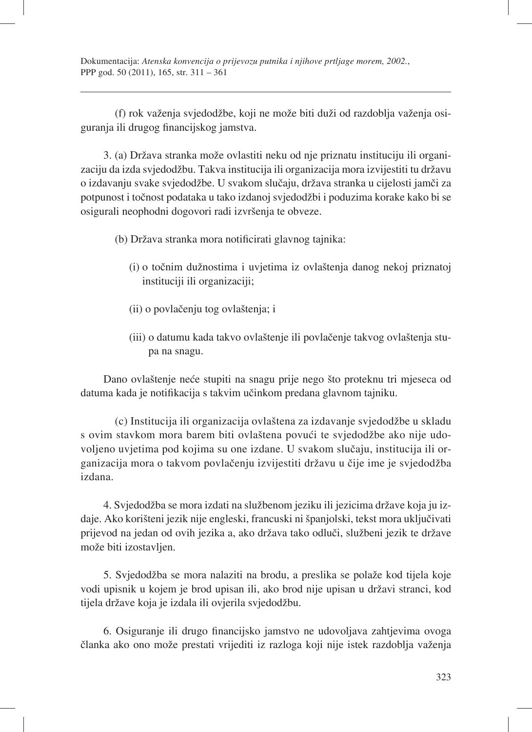(f) rok važenja svjedodžbe, koji ne može biti duži od razdoblja važenja osiguranja ili drugog financijskog jamstva.

3. (a) Država stranka može ovlastiti neku od nje priznatu instituciju ili organizaciju da izda svjedodžbu. Takva institucija ili organizacija mora izvijestiti tu državu o izdavanju svake svjedodžbe. U svakom slučaju, država stranka u cijelosti jamči za potpunost i točnost podataka u tako izdanoj svjedodžbi i poduzima korake kako bi se osigurali neophodni dogovori radi izvršenja te obveze.

(b) Država stranka mora notificirati glavnog tajnika:

(i) o točnim dužnostima i uvjetima iz ovlaštenja danog nekoj priznatoj instituciji ili organizaciji;

(ii) o povlačenju tog ovlaštenja; i

(iii) o datumu kada takvo ovlaštenje ili povlačenje takvog ovlaštenja stupa na snagu.

Dano ovlaštenje neće stupiti na snagu prije nego što proteknu tri mjeseca od datuma kada je notifikacija s takvim učinkom predana glavnom tajniku.

(c) Institucija ili organizacija ovlaštena za izdavanje svjedodžbe u skladu s ovim stavkom mora barem biti ovlaštena povući te svjedodžbe ako nije udovoljeno uvjetima pod kojima su one izdane. U svakom slučaju, institucija ili organizacija mora o takvom povlačenju izvijestiti državu u čije ime je svjedodžba izdana.

4. Svjedodžba se mora izdati na službenom jeziku ili jezicima države koja ju izdaje. Ako korišteni jezik nije engleski, francuski ni španjolski, tekst mora uključivati prijevod na jedan od ovih jezika a, ako država tako odluči, službeni jezik te države može biti izostavljen.

5. Svjedodžba se mora nalaziti na brodu, a preslika se polaže kod tijela koje vodi upisnik u kojem je brod upisan ili, ako brod nije upisan u državi stranci, kod tijela države koja je izdala ili ovjerila svjedodžbu.

6. Osiguranje ili drugo financijsko jamstvo ne udovoljava zahtjevima ovoga članka ako ono može prestati vrijediti iz razloga koji nije istek razdoblja važenja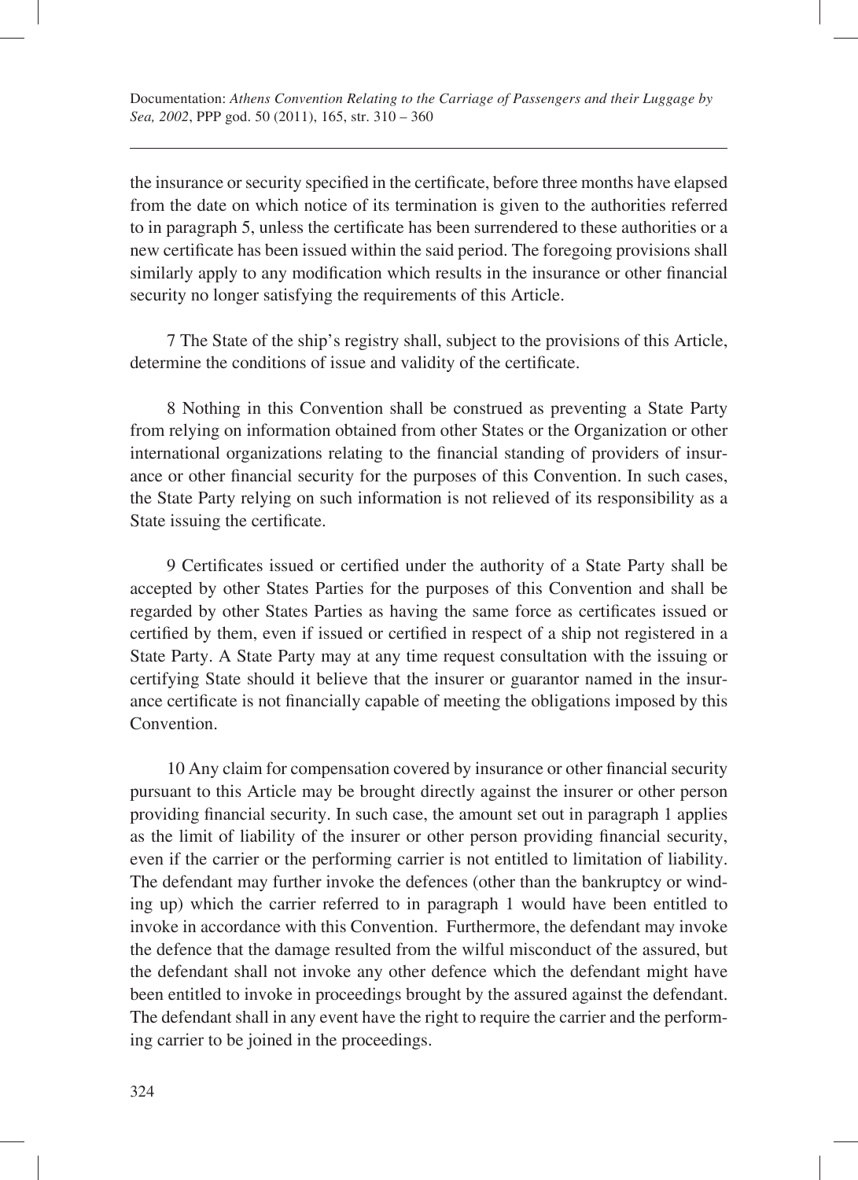the insurance or security specified in the certificate, before three months have elapsed from the date on which notice of its termination is given to the authorities referred to in paragraph 5, unless the certificate has been surrendered to these authorities or a new certificate has been issued within the said period. The foregoing provisions shall similarly apply to any modification which results in the insurance or other financial security no longer satisfying the requirements of this Article.

7 The State of the ship's registry shall, subject to the provisions of this Article, determine the conditions of issue and validity of the certificate.

8 Nothing in this Convention shall be construed as preventing a State Party from relying on information obtained from other States or the Organization or other international organizations relating to the financial standing of providers of insurance or other financial security for the purposes of this Convention. In such cases, the State Party relying on such information is not relieved of its responsibility as a State issuing the certificate.

9 Certificates issued or certified under the authority of a State Party shall be accepted by other States Parties for the purposes of this Convention and shall be regarded by other States Parties as having the same force as certificates issued or certified by them, even if issued or certified in respect of a ship not registered in a State Party. A State Party may at any time request consultation with the issuing or certifying State should it believe that the insurer or guarantor named in the insurance certificate is not financially capable of meeting the obligations imposed by this Convention.

10 Any claim for compensation covered by insurance or other financial security pursuant to this Article may be brought directly against the insurer or other person providing financial security. In such case, the amount set out in paragraph 1 applies as the limit of liability of the insurer or other person providing financial security, even if the carrier or the performing carrier is not entitled to limitation of liability. The defendant may further invoke the defences (other than the bankruptcy or winding up) which the carrier referred to in paragraph 1 would have been entitled to invoke in accordance with this Convention. Furthermore, the defendant may invoke the defence that the damage resulted from the wilful misconduct of the assured, but the defendant shall not invoke any other defence which the defendant might have been entitled to invoke in proceedings brought by the assured against the defendant. The defendant shall in any event have the right to require the carrier and the performing carrier to be joined in the proceedings.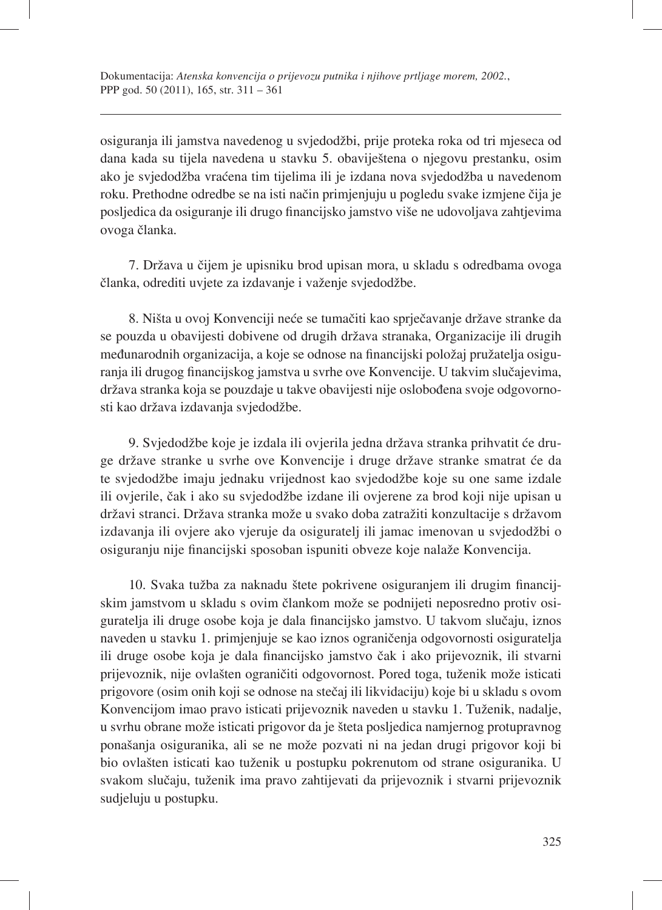osiguranja ili jamstva navedenog u svjedodžbi, prije proteka roka od tri mjeseca od dana kada su tijela navedena u stavku 5. obaviještena o njegovu prestanku, osim ako je svjedodžba vraćena tim tijelima ili je izdana nova svjedodžba u navedenom roku. Prethodne odredbe se na isti način primjenjuju u pogledu svake izmjene čija je posljedica da osiguranje ili drugo financijsko jamstvo više ne udovoljava zahtjevima ovoga članka.

7. Država u čijem je upisniku brod upisan mora, u skladu s odredbama ovoga članka, odrediti uvjete za izdavanje i važenje svjedodžbe.

8. Ništa u ovoj Konvenciji neće se tumačiti kao sprječavanje države stranke da se pouzda u obavijesti dobivene od drugih država stranaka, Organizacije ili drugih međunarodnih organizacija, a koje se odnose na financijski položaj pružatelja osiguranja ili drugog financijskog jamstva u svrhe ove Konvencije. U takvim slučajevima, država stranka koja se pouzdaje u takve obavijesti nije oslobođena svoje odgovornosti kao država izdavanja svjedodžbe.

9. Svjedodžbe koje je izdala ili ovjerila jedna država stranka prihvatit će druge države stranke u svrhe ove Konvencije i druge države stranke smatrat će da te svjedodžbe imaju jednaku vrijednost kao svjedodžbe koje su one same izdale ili ovjerile, čak i ako su svjedodžbe izdane ili ovjerene za brod koji nije upisan u državi stranci. Država stranka može u svako doba zatražiti konzultacije s državom izdavanja ili ovjere ako vjeruje da osiguratelj ili jamac imenovan u svjedodžbi o osiguranju nije financijski sposoban ispuniti obveze koje nalaže Konvencija.

10. Svaka tužba za naknadu štete pokrivene osiguranjem ili drugim financijskim jamstvom u skladu s ovim člankom može se podnijeti neposredno protiv osiguratelja ili druge osobe koja je dala financijsko jamstvo. U takvom slučaju, iznos naveden u stavku 1. primjenjuje se kao iznos ograničenja odgovornosti osiguratelja ili druge osobe koja je dala financijsko jamstvo čak i ako prijevoznik, ili stvarni prijevoznik, nije ovlašten ograničiti odgovornost. Pored toga, tuženik može isticati prigovore (osim onih koji se odnose na stečaj ili likvidaciju) koje bi u skladu s ovom Konvencijom imao pravo isticati prijevoznik naveden u stavku 1. Tuženik, nadalje, u svrhu obrane može isticati prigovor da je šteta posljedica namjernog protupravnog ponašanja osiguranika, ali se ne može pozvati ni na jedan drugi prigovor koji bi bio ovlašten isticati kao tuženik u postupku pokrenutom od strane osiguranika. U svakom slučaju, tuženik ima pravo zahtijevati da prijevoznik i stvarni prijevoznik sudjeluju u postupku.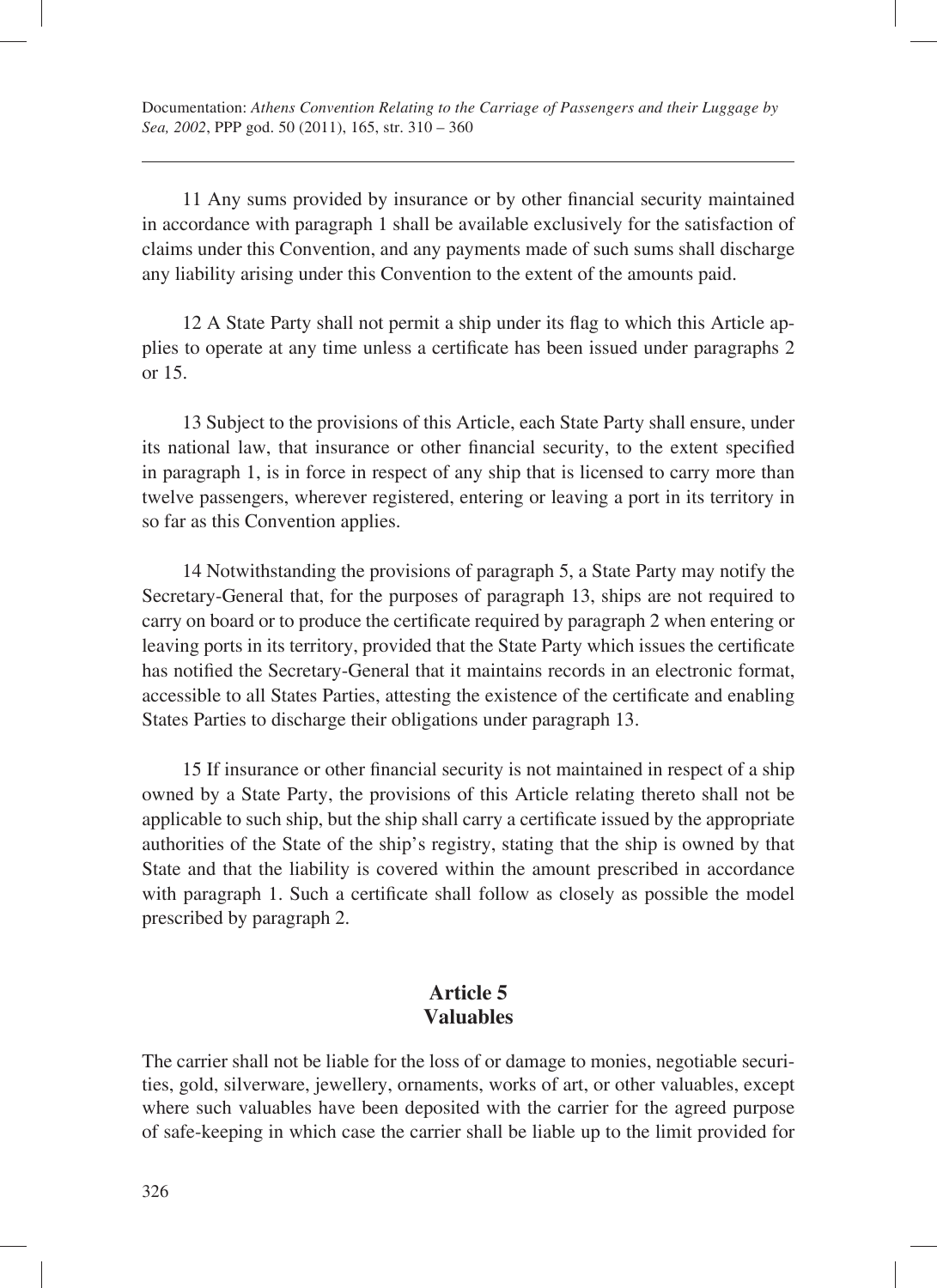11 Any sums provided by insurance or by other financial security maintained in accordance with paragraph 1 shall be available exclusively for the satisfaction of claims under this Convention, and any payments made of such sums shall discharge any liability arising under this Convention to the extent of the amounts paid.

12 A State Party shall not permit a ship under its flag to which this Article applies to operate at any time unless a certificate has been issued under paragraphs 2 or 15.

13 Subject to the provisions of this Article, each State Party shall ensure, under its national law, that insurance or other financial security, to the extent specified in paragraph 1, is in force in respect of any ship that is licensed to carry more than twelve passengers, wherever registered, entering or leaving a port in its territory in so far as this Convention applies.

14 Notwithstanding the provisions of paragraph 5, a State Party may notify the Secretary-General that, for the purposes of paragraph 13, ships are not required to carry on board or to produce the certificate required by paragraph 2 when entering or leaving ports in its territory, provided that the State Party which issues the certificate has notified the Secretary-General that it maintains records in an electronic format, accessible to all States Parties, attesting the existence of the certificate and enabling States Parties to discharge their obligations under paragraph 13.

15 If insurance or other financial security is not maintained in respect of a ship owned by a State Party, the provisions of this Article relating thereto shall not be applicable to such ship, but the ship shall carry a certificate issued by the appropriate authorities of the State of the ship's registry, stating that the ship is owned by that State and that the liability is covered within the amount prescribed in accordance with paragraph 1. Such a certificate shall follow as closely as possible the model prescribed by paragraph 2.

## Article 5
## Valuables

The carrier shall not be liable for the loss of or damage to monies, negotiable securities, gold, silverware, jewellery, ornaments, works of art, or other valuables, except where such valuables have been deposited with the carrier for the agreed purpose of safe-keeping in which case the carrier shall be liable up to the limit provided for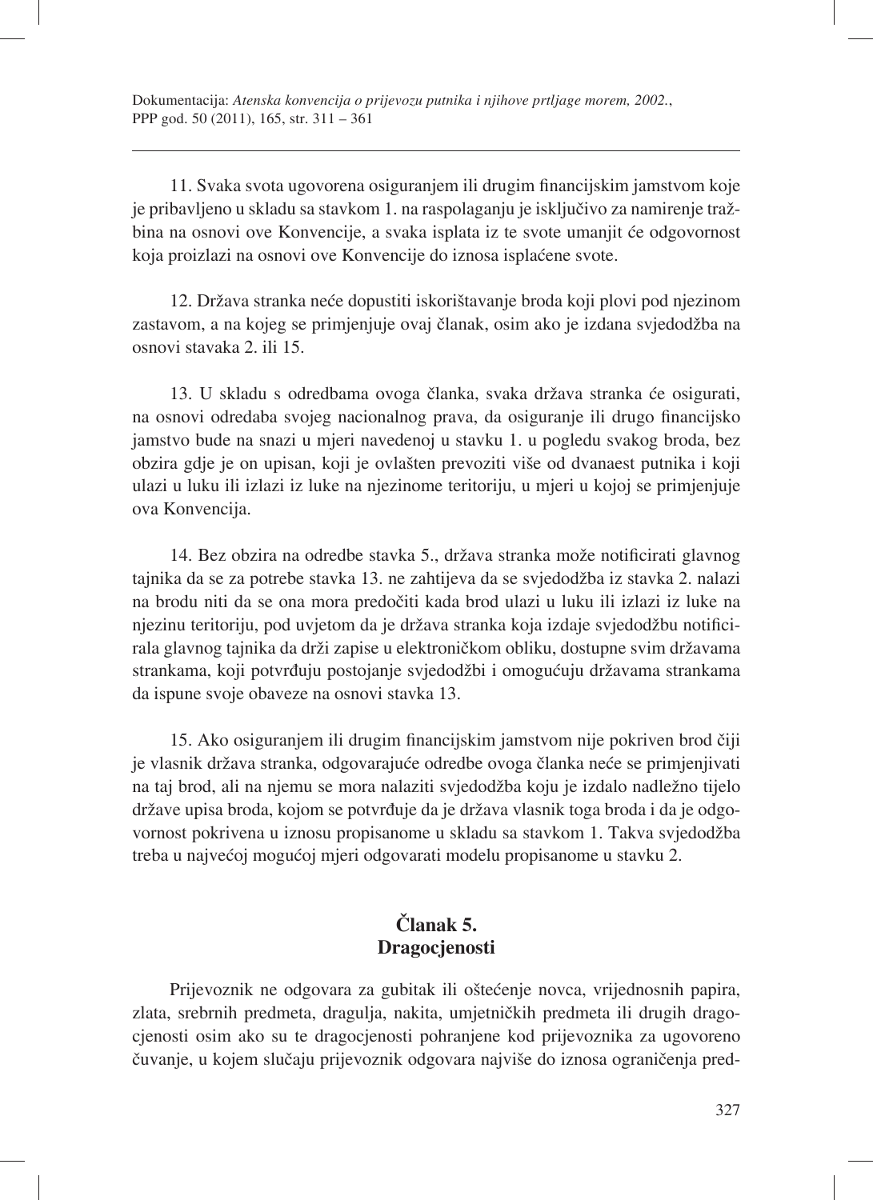11. Svaka svota ugovorena osiguranjem ili drugim financijskim jamstvom koje je pribavljeno u skladu sa stavkom 1. na raspolaganju je isključivo za namirenje tražbina na osnovi ove Konvencije, a svaka isplata iz te svote umanjit će odgovornost koja proizlazi na osnovi ove Konvencije do iznosa isplaćene svote.

12. Država stranka neće dopustiti iskorištavanje broda koji plovi pod njezinom zastavom, a na kojeg se primjenjuje ovaj članak, osim ako je izdana svjedodžba na osnovi stavaka 2. ili 15.

13. U skladu s odredbama ovoga članka, svaka država stranka će osigurati, na osnovi odredaba svojeg nacionalnog prava, da osiguranje ili drugo financijsko jamstvo bude na snazi u mjeri navedenoj u stavku 1. u pogledu svakog broda, bez obzira gdje je on upisan, koji je ovlašten prevoziti više od dvanaest putnika i koji ulazi u luku ili izlazi iz luke na njezinome teritoriju, u mjeri u kojoj se primjenjuje ova Konvencija.

14. Bez obzira na odredbe stavka 5., država stranka može notificirati glavnog tajnika da se za potrebe stavka 13. ne zahtijeva da se svjedodžba iz stavka 2. nalazi na brodu niti da se ona mora predočiti kada brod ulazi u luku ili izlazi iz luke na njezinu teritoriju, pod uvjetom da je država stranka koja izdaje svjedodžbu notificirala glavnog tajnika da drži zapise u elektroničkom obliku, dostupne svim državama strankama, koji potvrđuju postojanje svjedodžbi i omogućuju državama strankama da ispune svoje obaveze na osnovi stavka 13.

15. Ako osiguranjem ili drugim financijskim jamstvom nije pokriven brod čiji je vlasnik država stranka, odgovarajuće odredbe ovoga članka neće se primjenjivati na taj brod, ali na njemu se mora nalaziti svjedodžba koju je izdalo nadležno tijelo države upisa broda, kojom se potvrđuje da je država vlasnik toga broda i da je odgovornost pokrivena u iznosu propisanome u skladu sa stavkom 1. Takva svjedodžba treba u najvećoj mogućoj mjeri odgovarati modelu propisanome u stavku 2.

## Članak 5.
## Dragocjenosti

Prijevoznik ne odgovara za gubitak ili oštećenje novca, vrijednosnih papira, zlata, srebrnih predmeta, dragulja, nakita, umjetničkih predmeta ili drugih dragocjenosti osim ako su te dragocjenosti pohranjene kod prijevoznika za ugovoreno čuvanje, u kojem slučaju prijevoznik odgovara najviše do iznosa ograničenja pred-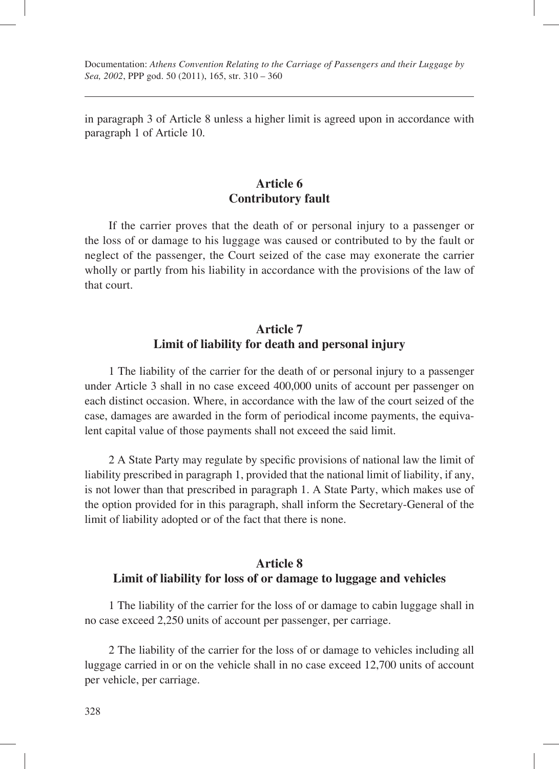in paragraph 3 of Article 8 unless a higher limit is agreed upon in accordance with paragraph 1 of Article 10.

## Article 6
## Contributory fault

If the carrier proves that the death of or personal injury to a passenger or the loss of or damage to his luggage was caused or contributed to by the fault or neglect of the passenger, the Court seized of the case may exonerate the carrier wholly or partly from his liability in accordance with the provisions of the law of that court.

## Article 7
## Limit of liability for death and personal injury

1 The liability of the carrier for the death of or personal injury to a passenger under Article 3 shall in no case exceed 400,000 units of account per passenger on each distinct occasion. Where, in accordance with the law of the court seized of the case, damages are awarded in the form of periodical income payments, the equivalent capital value of those payments shall not exceed the said limit.

2 A State Party may regulate by specific provisions of national law the limit of liability prescribed in paragraph 1, provided that the national limit of liability, if any, is not lower than that prescribed in paragraph 1. A State Party, which makes use of the option provided for in this paragraph, shall inform the Secretary-General of the limit of liability adopted or of the fact that there is none.

## Article 8
## Limit of liability for loss of or damage to luggage and vehicles

1 The liability of the carrier for the loss of or damage to cabin luggage shall in no case exceed 2,250 units of account per passenger, per carriage.

2 The liability of the carrier for the loss of or damage to vehicles including all luggage carried in or on the vehicle shall in no case exceed 12,700 units of account per vehicle, per carriage.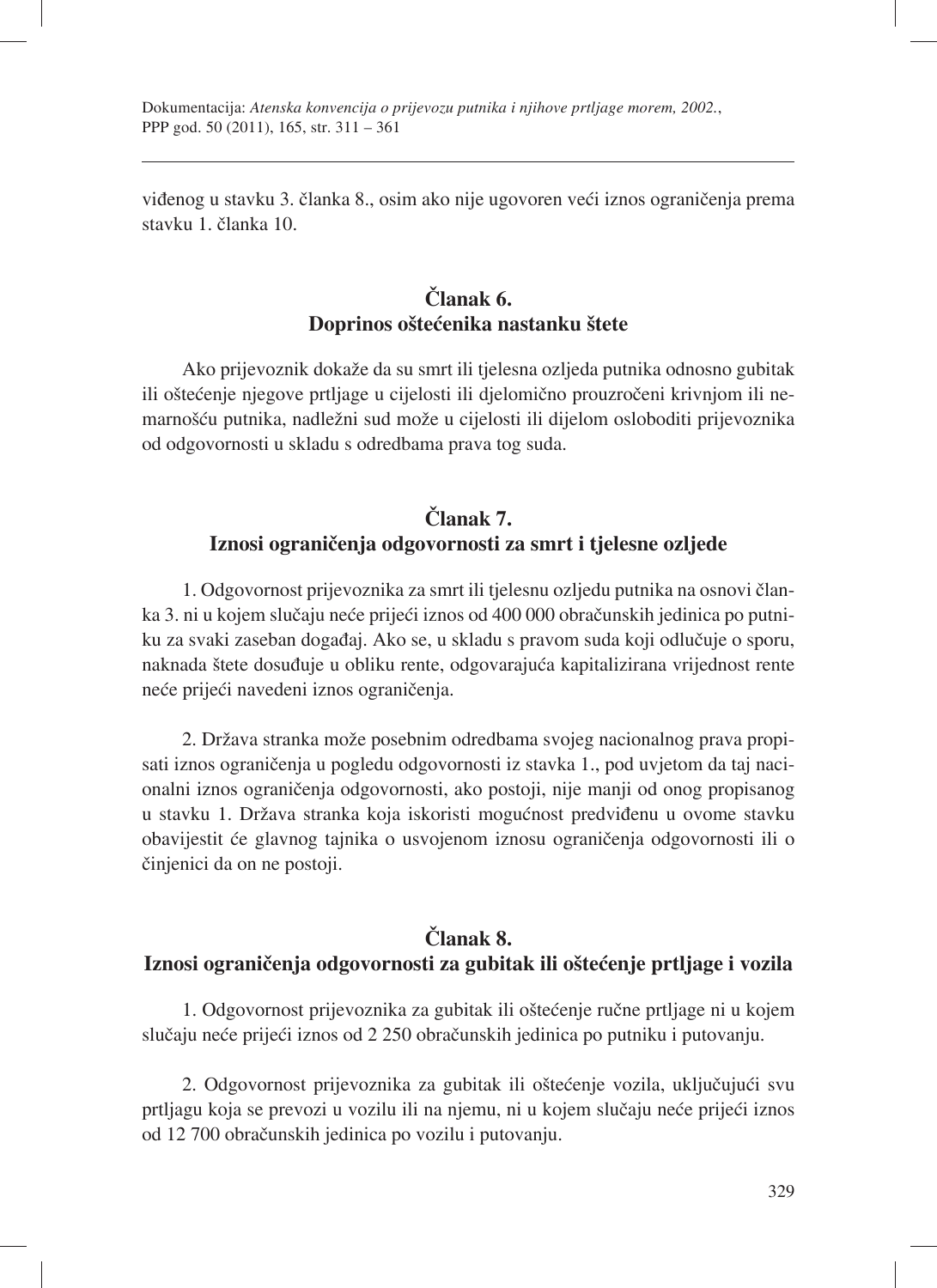viđenog u stavku 3. članka 8., osim ako nije ugovoren veći iznos ograničenja prema stavku 1. članka 10.

## Članak 6.
## Doprinos oštećenika nastanku štete

Ako prijevoznik dokaže da su smrt ili tjelesna ozljeda putnika odnosno gubitak ili oštećenje njegove prtljage u cijelosti ili djelomično prouzročeni krivnjom ili nemarnošću putnika, nadležni sud može u cijelosti ili dijelom osloboditi prijevoznika od odgovornosti u skladu s odredbama prava tog suda.

## Članak 7.
## Iznosi ograničenja odgovornosti za smrt i tjelesne ozljede

1. Odgovornost prijevoznika za smrt ili tjelesnu ozljedu putnika na osnovi članka 3. ni u kojem slučaju neće prijeći iznos od 400 000 obračunskih jedinica po putniku za svaki zaseban događaj. Ako se, u skladu s pravom suda koji odlučuje o sporu, naknada štete dosuđuje u obliku rente, odgovarajuća kapitalizirana vrijednost rente neće prijeći navedeni iznos ograničenja.

2. Država stranka može posebnim odredbama svojeg nacionalnog prava propisati iznos ograničenja u pogledu odgovornosti iz stavka 1., pod uvjetom da taj nacionalni iznos ograničenja odgovornosti, ako postoji, nije manji od onog propisanog u stavku 1. Država stranka koja iskoristi mogućnost predviđenu u ovome stavku obavijestit će glavnog tajnika o usvojenom iznosu ograničenja odgovornosti ili o činjenici da on ne postoji.

## Članak 8.
## Iznosi ograničenja odgovornosti za gubitak ili oštećenje prtljage i vozila

1. Odgovornost prijevoznika za gubitak ili oštećenje ručne prtljage ni u kojem slučaju neće prijeći iznos od 2 250 obračunskih jedinica po putniku i putovanju.

2. Odgovornost prijevoznika za gubitak ili oštećenje vozila, uključujući svu prtljagu koja se prevozi u vozilu ili na njemu, ni u kojem slučaju neće prijeći iznos od 12 700 obračunskih jedinica po vozilu i putovanju.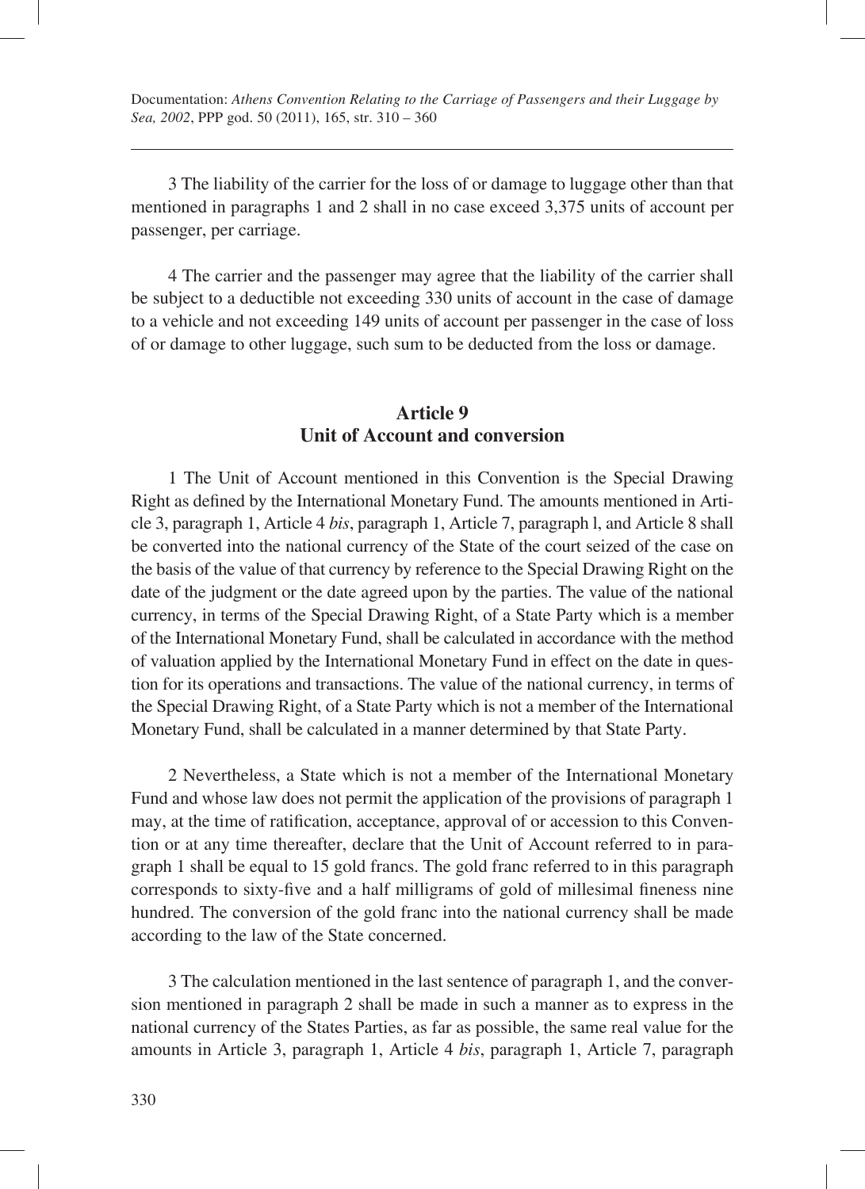3 The liability of the carrier for the loss of or damage to luggage other than that mentioned in paragraphs 1 and 2 shall in no case exceed 3,375 units of account per passenger, per carriage.

4 The carrier and the passenger may agree that the liability of the carrier shall be subject to a deductible not exceeding 330 units of account in the case of damage to a vehicle and not exceeding 149 units of account per passenger in the case of loss of or damage to other luggage, such sum to be deducted from the loss or damage.

## Article 9
## Unit of Account and conversion

1 The Unit of Account mentioned in this Convention is the Special Drawing Right as defined by the International Monetary Fund. The amounts mentioned in Article 3, paragraph 1, Article 4 *bis*, paragraph 1, Article 7, paragraph l, and Article 8 shall be converted into the national currency of the State of the court seized of the case on the basis of the value of that currency by reference to the Special Drawing Right on the date of the judgment or the date agreed upon by the parties. The value of the national currency, in terms of the Special Drawing Right, of a State Party which is a member of the International Monetary Fund, shall be calculated in accordance with the method of valuation applied by the International Monetary Fund in effect on the date in question for its operations and transactions. The value of the national currency, in terms of the Special Drawing Right, of a State Party which is not a member of the International Monetary Fund, shall be calculated in a manner determined by that State Party.

2 Nevertheless, a State which is not a member of the International Monetary Fund and whose law does not permit the application of the provisions of paragraph 1 may, at the time of ratification, acceptance, approval of or accession to this Convention or at any time thereafter, declare that the Unit of Account referred to in paragraph 1 shall be equal to 15 gold francs. The gold franc referred to in this paragraph corresponds to sixty-five and a half milligrams of gold of millesimal fineness nine hundred. The conversion of the gold franc into the national currency shall be made according to the law of the State concerned.

3 The calculation mentioned in the last sentence of paragraph 1, and the conversion mentioned in paragraph 2 shall be made in such a manner as to express in the national currency of the States Parties, as far as possible, the same real value for the amounts in Article 3, paragraph 1, Article 4 *bis*, paragraph 1, Article 7, paragraph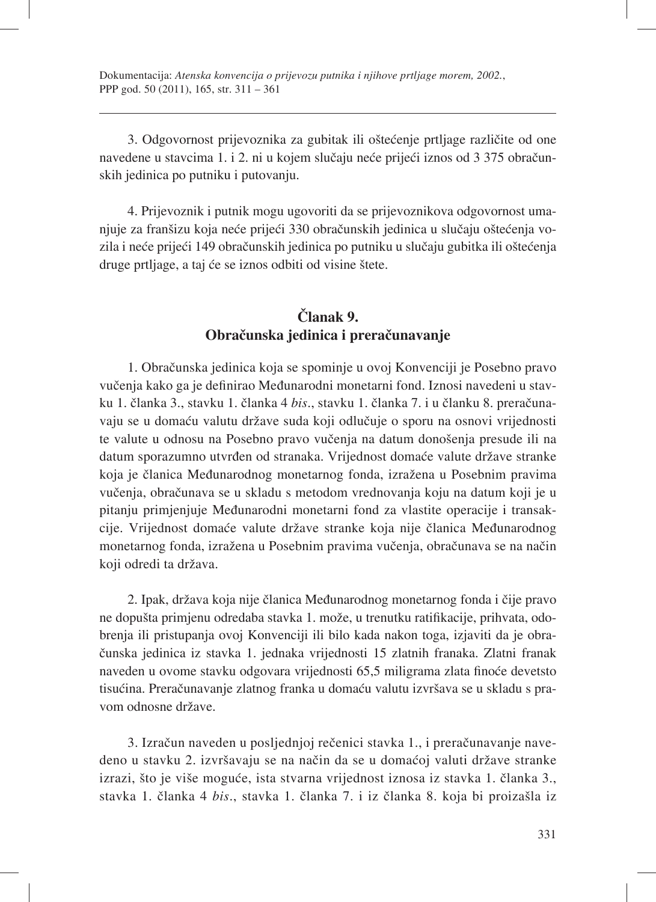3. Odgovornost prijevoznika za gubitak ili oštećenje prtljage različite od one navedene u stavcima 1. i 2. ni u kojem slučaju neće prijeći iznos od 3 375 obračunskih jedinica po putniku i putovanju.

4. Prijevoznik i putnik mogu ugovoriti da se prijevoznikova odgovornost umanjuje za franšizu koja neće prijeći 330 obračunskih jedinica u slučaju oštećenja vozila i neće prijeći 149 obračunskih jedinica po putniku u slučaju gubitka ili oštećenja druge prtljage, a taj će se iznos odbiti od visine štete.

## Članak 9.
## Obračunska jedinica i preračunavanje

1. Obračunska jedinica koja se spominje u ovoj Konvenciji je Posebno pravo vučenja kako ga je definirao Međunarodni monetarni fond. Iznosi navedeni u stavku 1. članka 3., stavku 1. članka 4 *bis*., stavku 1. članka 7. i u članku 8. preračunavaju se u domaću valutu države suda koji odlučuje o sporu na osnovi vrijednosti te valute u odnosu na Posebno pravo vučenja na datum donošenja presude ili na datum sporazumno utvrđen od stranaka. Vrijednost domaće valute države stranke koja je članica Međunarodnog monetarnog fonda, izražena u Posebnim pravima vučenja, obračunava se u skladu s metodom vrednovanja koju na datum koji je u pitanju primjenjuje Međunarodni monetarni fond za vlastite operacije i transakcije. Vrijednost domaće valute države stranke koja nije članica Međunarodnog monetarnog fonda, izražena u Posebnim pravima vučenja, obračunava se na način koji odredi ta država.

2. Ipak, država koja nije članica Međunarodnog monetarnog fonda i čije pravo ne dopušta primjenu odredaba stavka 1. može, u trenutku ratifikacije, prihvata, odobrenja ili pristupanja ovoj Konvenciji ili bilo kada nakon toga, izjaviti da je obračunska jedinica iz stavka 1. jednaka vrijednosti 15 zlatnih franaka. Zlatni franak naveden u ovome stavku odgovara vrijednosti 65,5 miligrama zlata finoće devetsto tisućina. Preračunavanje zlatnog franka u domaću valutu izvršava se u skladu s pravom odnosne države.

3. Izračun naveden u posljednjoj rečenici stavka 1., i preračunavanje navedeno u stavku 2. izvršavaju se na način da se u domaćoj valuti države stranke izrazi, što je više moguće, ista stvarna vrijednost iznosa iz stavka 1. članka 3., stavka 1. članka 4 *bis*., stavka 1. članka 7. i iz članka 8. koja bi proizašla iz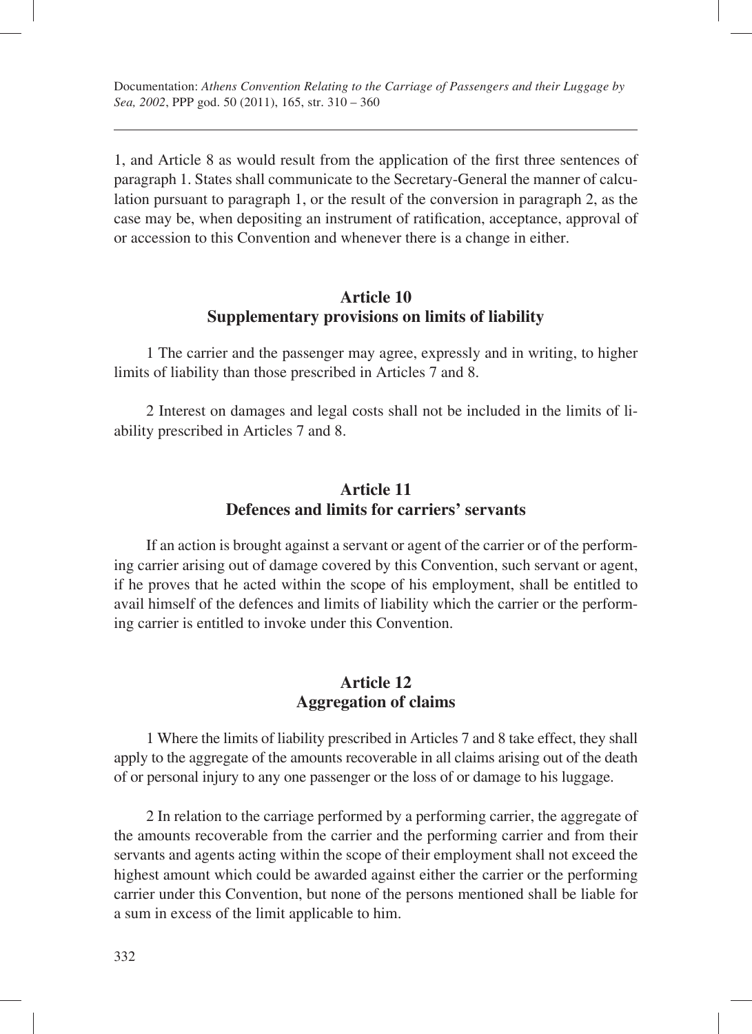1, and Article 8 as would result from the application of the first three sentences of paragraph 1. States shall communicate to the Secretary-General the manner of calculation pursuant to paragraph 1, or the result of the conversion in paragraph 2, as the case may be, when depositing an instrument of ratification, acceptance, approval of or accession to this Convention and whenever there is a change in either.

## Article 10
## Supplementary provisions on limits of liability

1 The carrier and the passenger may agree, expressly and in writing, to higher limits of liability than those prescribed in Articles 7 and 8.

2 Interest on damages and legal costs shall not be included in the limits of liability prescribed in Articles 7 and 8.

## Article 11
## Defences and limits for carriers' servants

If an action is brought against a servant or agent of the carrier or of the performing carrier arising out of damage covered by this Convention, such servant or agent, if he proves that he acted within the scope of his employment, shall be entitled to avail himself of the defences and limits of liability which the carrier or the performing carrier is entitled to invoke under this Convention.

## Article 12
## Aggregation of claims

1 Where the limits of liability prescribed in Articles 7 and 8 take effect, they shall apply to the aggregate of the amounts recoverable in all claims arising out of the death of or personal injury to any one passenger or the loss of or damage to his luggage.

2 In relation to the carriage performed by a performing carrier, the aggregate of the amounts recoverable from the carrier and the performing carrier and from their servants and agents acting within the scope of their employment shall not exceed the highest amount which could be awarded against either the carrier or the performing carrier under this Convention, but none of the persons mentioned shall be liable for a sum in excess of the limit applicable to him.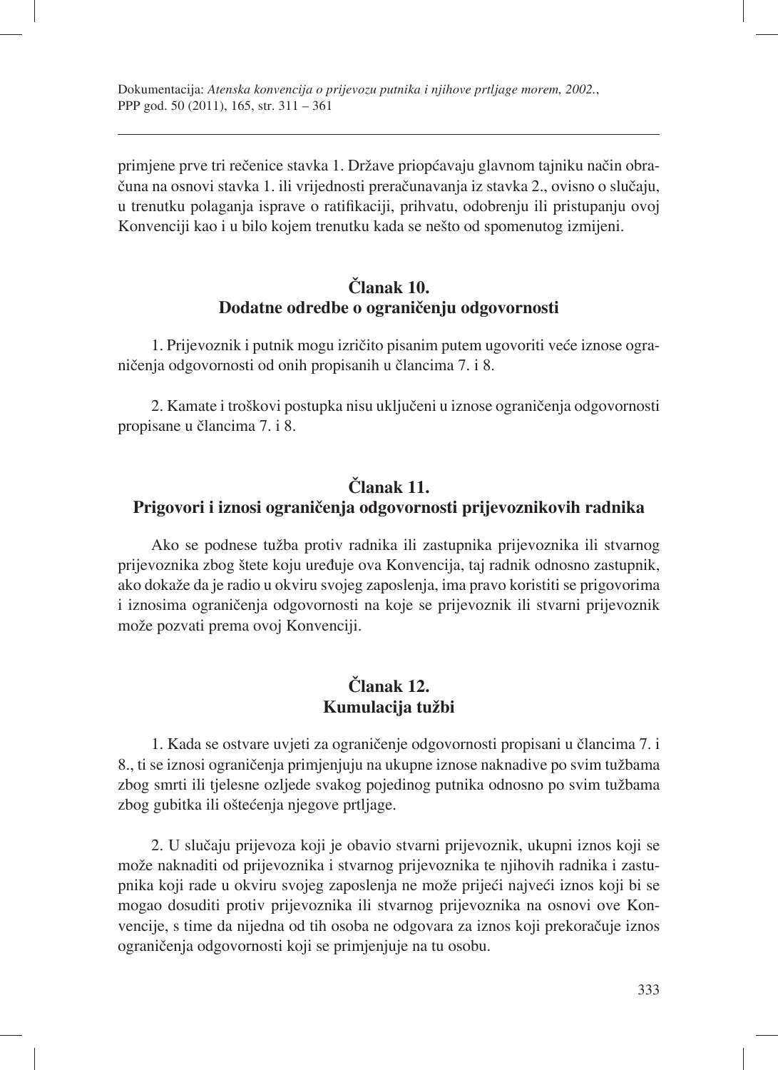primjene prve tri rečenice stavka 1. Države priopćavaju glavnom tajniku način obračuna na osnovi stavka 1. ili vrijednosti preračunavanja iz stavka 2., ovisno o slučaju, u trenutku polaganja isprave o ratifikaciji, prihvatu, odobrenju ili pristupanju ovoj Konvenciji kao i u bilo kojem trenutku kada se nešto od spomenutog izmijeni.

## Članak 10.
## Dodatne odredbe o ograničenju odgovornosti

1. Prijevoznik i putnik mogu izričito pisanim putem ugovoriti veće iznose ograničenja odgovornosti od onih propisanih u člancima 7. i 8.

2. Kamate i troškovi postupka nisu uključeni u iznose ograničenja odgovornosti propisane u člancima 7. i 8.

## Članak 11.
## Prigovori i iznosi ograničenja odgovornosti prijevoznikovih radnika

Ako se podnese tužba protiv radnika ili zastupnika prijevoznika ili stvarnog prijevoznika zbog štete koju uređuje ova Konvencija, taj radnik odnosno zastupnik, ako dokaže da je radio u okviru svojeg zaposlenja, ima pravo koristiti se prigovorima i iznosima ograničenja odgovornosti na koje se prijevoznik ili stvarni prijevoznik može pozvati prema ovoj Konvenciji.

## Članak 12.
## Kumulacija tužbi

1. Kada se ostvare uvjeti za ograničenje odgovornosti propisani u člancima 7. i 8., ti se iznosi ograničenja primjenjuju na ukupne iznose naknadive po svim tužbama zbog smrti ili tjelesne ozljede svakog pojedinog putnika odnosno po svim tužbama zbog gubitka ili oštećenja njegove prtljage.

2. U slučaju prijevoza koji je obavio stvarni prijevoznik, ukupni iznos koji se može naknaditi od prijevoznika i stvarnog prijevoznika te njihovih radnika i zastupnika koji rade u okviru svojeg zaposlenja ne može prijeći najveći iznos koji bi se mogao dosuditi protiv prijevoznika ili stvarnog prijevoznika na osnovi ove Konvencije, s time da nijedna od tih osoba ne odgovara za iznos koji prekoračuje iznos ograničenja odgovornosti koji se primjenjuje na tu osobu.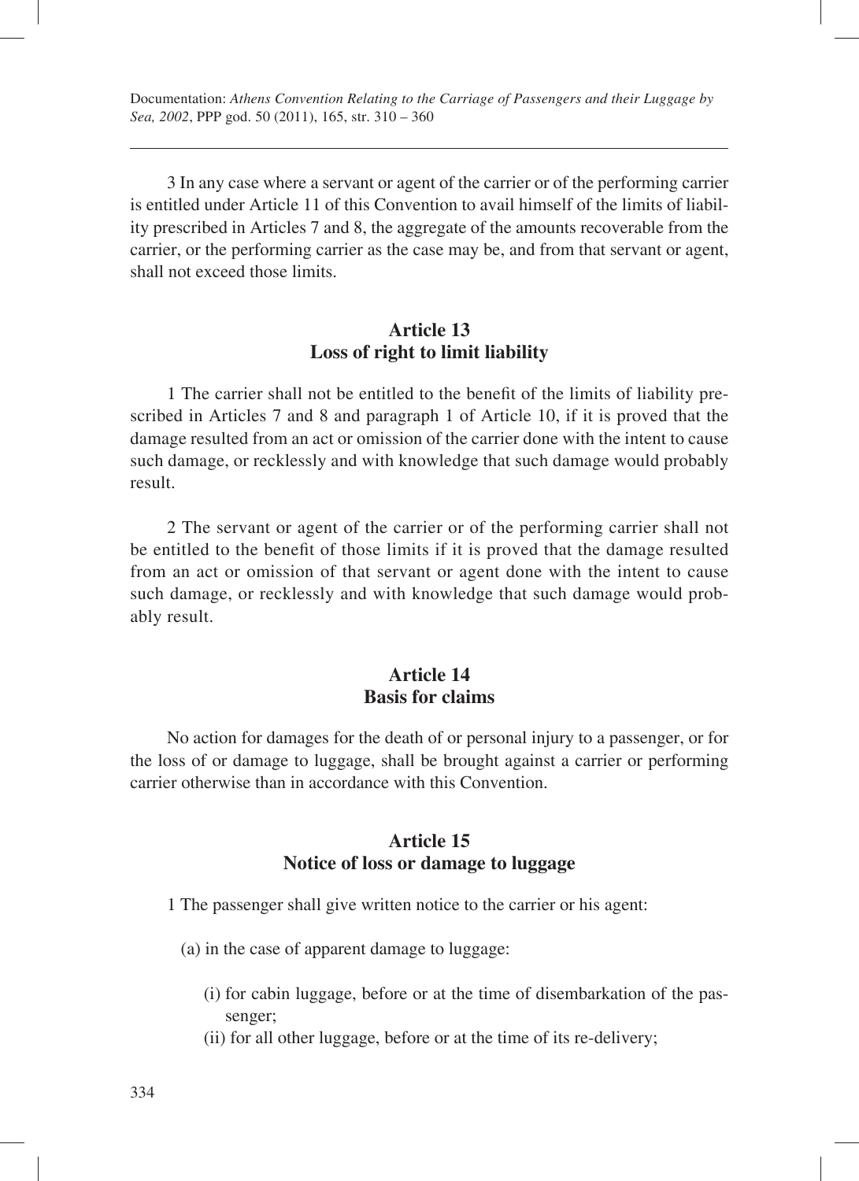3 In any case where a servant or agent of the carrier or of the performing carrier is entitled under Article 11 of this Convention to avail himself of the limits of liability prescribed in Articles 7 and 8, the aggregate of the amounts recoverable from the carrier, or the performing carrier as the case may be, and from that servant or agent, shall not exceed those limits.

## Article 13
## Loss of right to limit liability

1 The carrier shall not be entitled to the benefit of the limits of liability prescribed in Articles 7 and 8 and paragraph 1 of Article 10, if it is proved that the damage resulted from an act or omission of the carrier done with the intent to cause such damage, or recklessly and with knowledge that such damage would probably result.

2 The servant or agent of the carrier or of the performing carrier shall not be entitled to the benefit of those limits if it is proved that the damage resulted from an act or omission of that servant or agent done with the intent to cause such damage, or recklessly and with knowledge that such damage would probably result.

## Article 14
## Basis for claims

No action for damages for the death of or personal injury to a passenger, or for the loss of or damage to luggage, shall be brought against a carrier or performing carrier otherwise than in accordance with this Convention.

## Article 15
## Notice of loss or damage to luggage

1 The passenger shall give written notice to the carrier or his agent:

(a) in the case of apparent damage to luggage:

(i) for cabin luggage, before or at the time of disembarkation of the passenger;

(ii) for all other luggage, before or at the time of its re-delivery;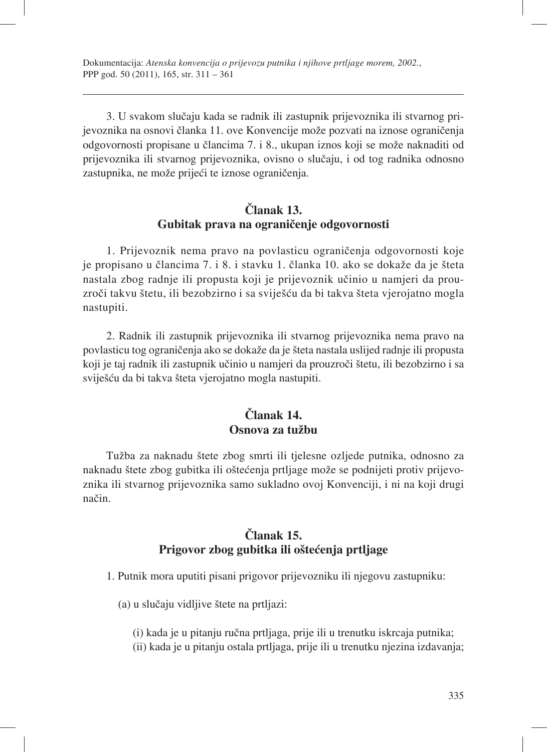3. U svakom slučaju kada se radnik ili zastupnik prijevoznika ili stvarnog prijevoznika na osnovi članka 11. ove Konvencije može pozvati na iznose ograničenja odgovornosti propisane u člancima 7. i 8., ukupan iznos koji se može naknaditi od prijevoznika ili stvarnog prijevoznika, ovisno o slučaju, i od tog radnika odnosno zastupnika, ne može prijeći te iznose ograničenja.

## Članak 13.
## Gubitak prava na ograničenje odgovornosti

1. Prijevoznik nema pravo na povlasticu ograničenja odgovornosti koje je propisano u člancima 7. i 8. i stavku 1. članka 10. ako se dokaže da je šteta nastala zbog radnje ili propusta koji je prijevoznik učinio u namjeri da prouzroči takvu štetu, ili bezobzirno i sa sviješću da bi takva šteta vjerojatno mogla nastupiti.

2. Radnik ili zastupnik prijevoznika ili stvarnog prijevoznika nema pravo na povlasticu tog ograničenja ako se dokaže da je šteta nastala uslijed radnje ili propusta koji je taj radnik ili zastupnik učinio u namjeri da prouzroči štetu, ili bezobzirno i sa sviješću da bi takva šteta vjerojatno mogla nastupiti.

## Članak 14.
## Osnova za tužbu

Tužba za naknadu štete zbog smrti ili tjelesne ozljede putnika, odnosno za naknadu štete zbog gubitka ili oštećenja prtljage može se podnijeti protiv prijevoznika ili stvarnog prijevoznika samo sukladno ovoj Konvenciji, i ni na koji drugi način.

## Članak 15.
## Prigovor zbog gubitka ili oštećenja prtljage

1. Putnik mora uputiti pisani prigovor prijevozniku ili njegovu zastupniku:

(a) u slučaju vidljive štete na prtljazi:

(i) kada je u pitanju ručna prtljaga, prije ili u trenutku iskrcaja putnika;
(ii) kada je u pitanju ostala prtljaga, prije ili u trenutku njezina izdavanja;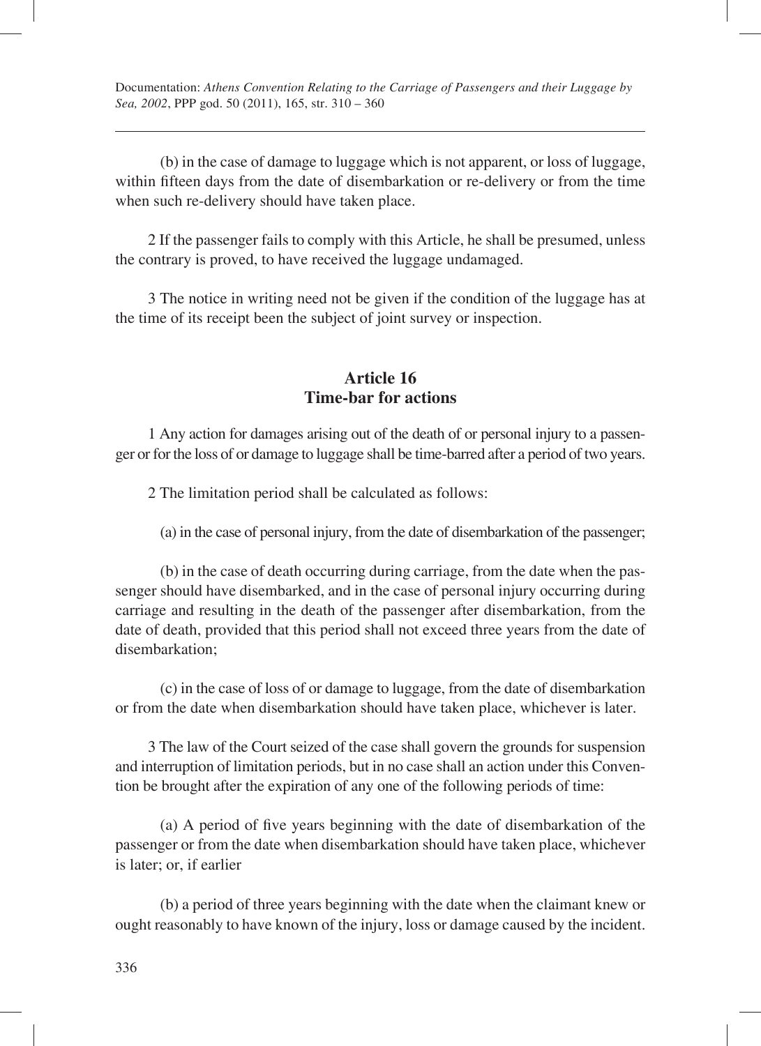(b) in the case of damage to luggage which is not apparent, or loss of luggage, within fifteen days from the date of disembarkation or re-delivery or from the time when such re-delivery should have taken place.

2 If the passenger fails to comply with this Article, he shall be presumed, unless the contrary is proved, to have received the luggage undamaged.

3 The notice in writing need not be given if the condition of the luggage has at the time of its receipt been the subject of joint survey or inspection.

## Article 16
## Time-bar for actions

1 Any action for damages arising out of the death of or personal injury to a passenger or for the loss of or damage to luggage shall be time-barred after a period of two years.

2 The limitation period shall be calculated as follows:

(a) in the case of personal injury, from the date of disembarkation of the passenger;

(b) in the case of death occurring during carriage, from the date when the passenger should have disembarked, and in the case of personal injury occurring during carriage and resulting in the death of the passenger after disembarkation, from the date of death, provided that this period shall not exceed three years from the date of disembarkation;

(c) in the case of loss of or damage to luggage, from the date of disembarkation or from the date when disembarkation should have taken place, whichever is later.

3 The law of the Court seized of the case shall govern the grounds for suspension and interruption of limitation periods, but in no case shall an action under this Convention be brought after the expiration of any one of the following periods of time:

(a) A period of five years beginning with the date of disembarkation of the passenger or from the date when disembarkation should have taken place, whichever is later; or, if earlier

(b) a period of three years beginning with the date when the claimant knew or ought reasonably to have known of the injury, loss or damage caused by the incident.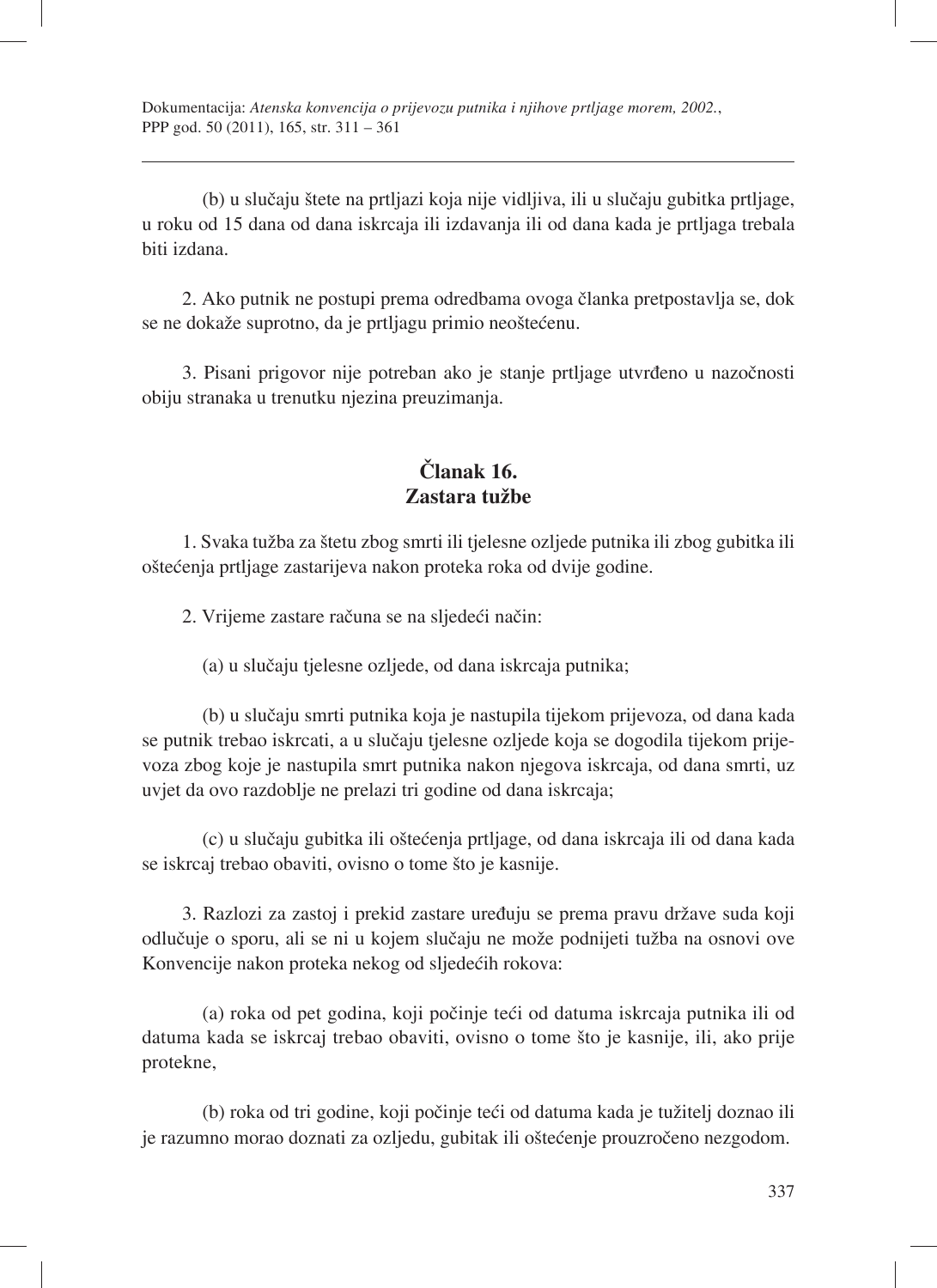(b) u slučaju štete na prtljazi koja nije vidljiva, ili u slučaju gubitka prtljage, u roku od 15 dana od dana iskrcaja ili izdavanja ili od dana kada je prtljaga trebala biti izdana.

2. Ako putnik ne postupi prema odredbama ovoga članka pretpostavlja se, dok se ne dokaže suprotno, da je prtljagu primio neoštećenu.

3. Pisani prigovor nije potreban ako je stanje prtljage utvrđeno u nazočnosti obiju stranaka u trenutku njezina preuzimanja.

### Članak 16.
### Zastara tužbe

1. Svaka tužba za štetu zbog smrti ili tjelesne ozljede putnika ili zbog gubitka ili oštećenja prtljage zastarijeva nakon proteka roka od dvije godine.

2. Vrijeme zastare računa se na sljedeći način:

(a) u slučaju tjelesne ozljede, od dana iskrcaja putnika;

(b) u slučaju smrti putnika koja je nastupila tijekom prijevoza, od dana kada se putnik trebao iskrcati, a u slučaju tjelesne ozljede koja se dogodila tijekom prijevoza zbog koje je nastupila smrt putnika nakon njegova iskrcaja, od dana smrti, uz uvjet da ovo razdoblje ne prelazi tri godine od dana iskrcaja;

(c) u slučaju gubitka ili oštećenja prtljage, od dana iskrcaja ili od dana kada se iskrcaj trebao obaviti, ovisno o tome što je kasnije.

3. Razlozi za zastoj i prekid zastare uređuju se prema pravu države suda koji odlučuje o sporu, ali se ni u kojem slučaju ne može podnijeti tužba na osnovi ove Konvencije nakon proteka nekog od sljedećih rokova:

(a) roka od pet godina, koji počinje teći od datuma iskrcaja putnika ili od datuma kada se iskrcaj trebao obaviti, ovisno o tome što je kasnije, ili, ako prije protekne,

(b) roka od tri godine, koji počinje teći od datuma kada je tužitelj doznao ili je razumno morao doznati za ozljedu, gubitak ili oštećenje prouzročeno nezgodom.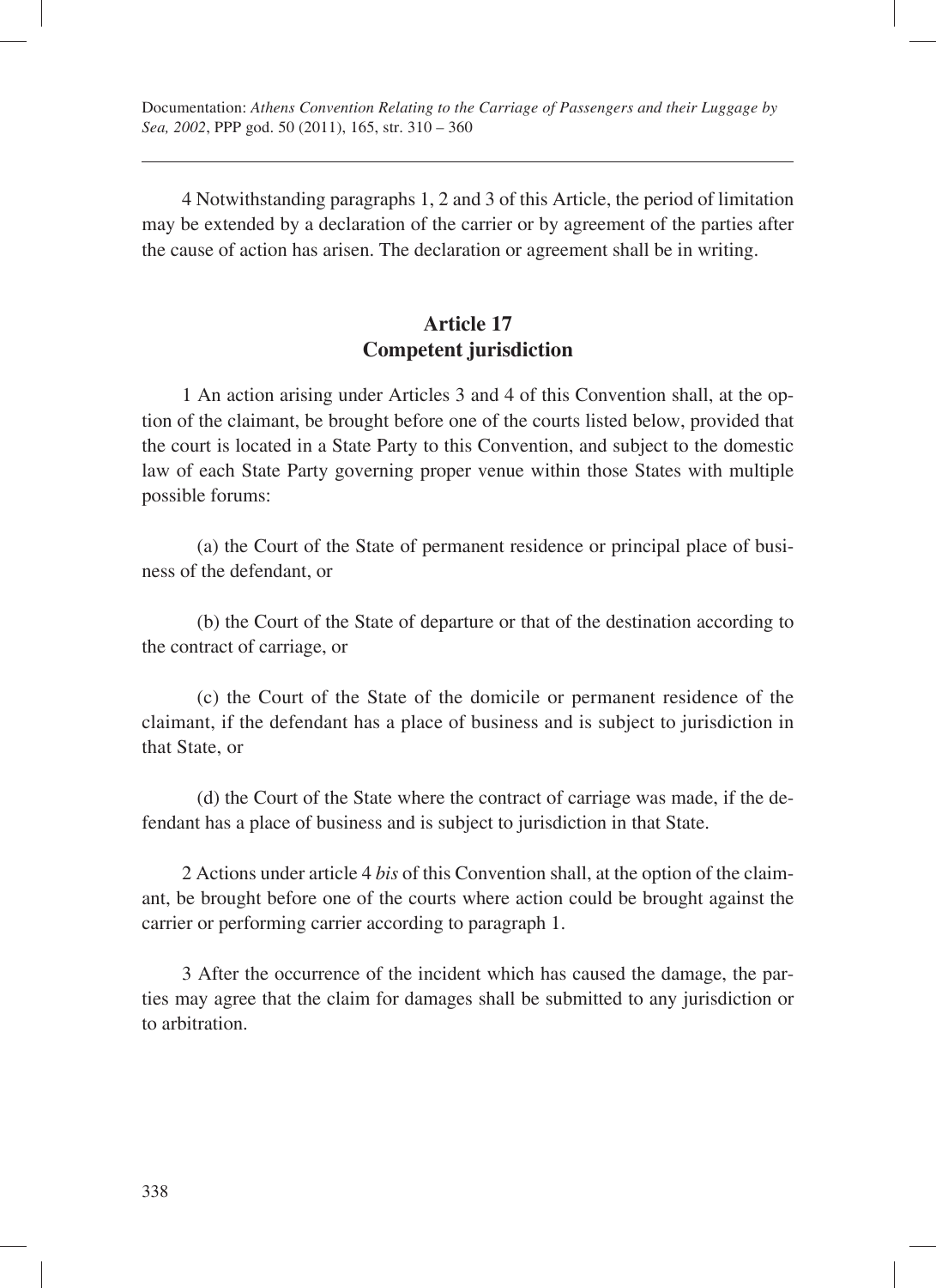4 Notwithstanding paragraphs 1, 2 and 3 of this Article, the period of limitation may be extended by a declaration of the carrier or by agreement of the parties after the cause of action has arisen. The declaration or agreement shall be in writing.

## Article 17
## Competent jurisdiction

1 An action arising under Articles 3 and 4 of this Convention shall, at the option of the claimant, be brought before one of the courts listed below, provided that the court is located in a State Party to this Convention, and subject to the domestic law of each State Party governing proper venue within those States with multiple possible forums:

(a) the Court of the State of permanent residence or principal place of business of the defendant, or

(b) the Court of the State of departure or that of the destination according to the contract of carriage, or

(c) the Court of the State of the domicile or permanent residence of the claimant, if the defendant has a place of business and is subject to jurisdiction in that State, or

(d) the Court of the State where the contract of carriage was made, if the defendant has a place of business and is subject to jurisdiction in that State.

2 Actions under article 4 *bis* of this Convention shall, at the option of the claimant, be brought before one of the courts where action could be brought against the carrier or performing carrier according to paragraph 1.

3 After the occurrence of the incident which has caused the damage, the parties may agree that the claim for damages shall be submitted to any jurisdiction or to arbitration.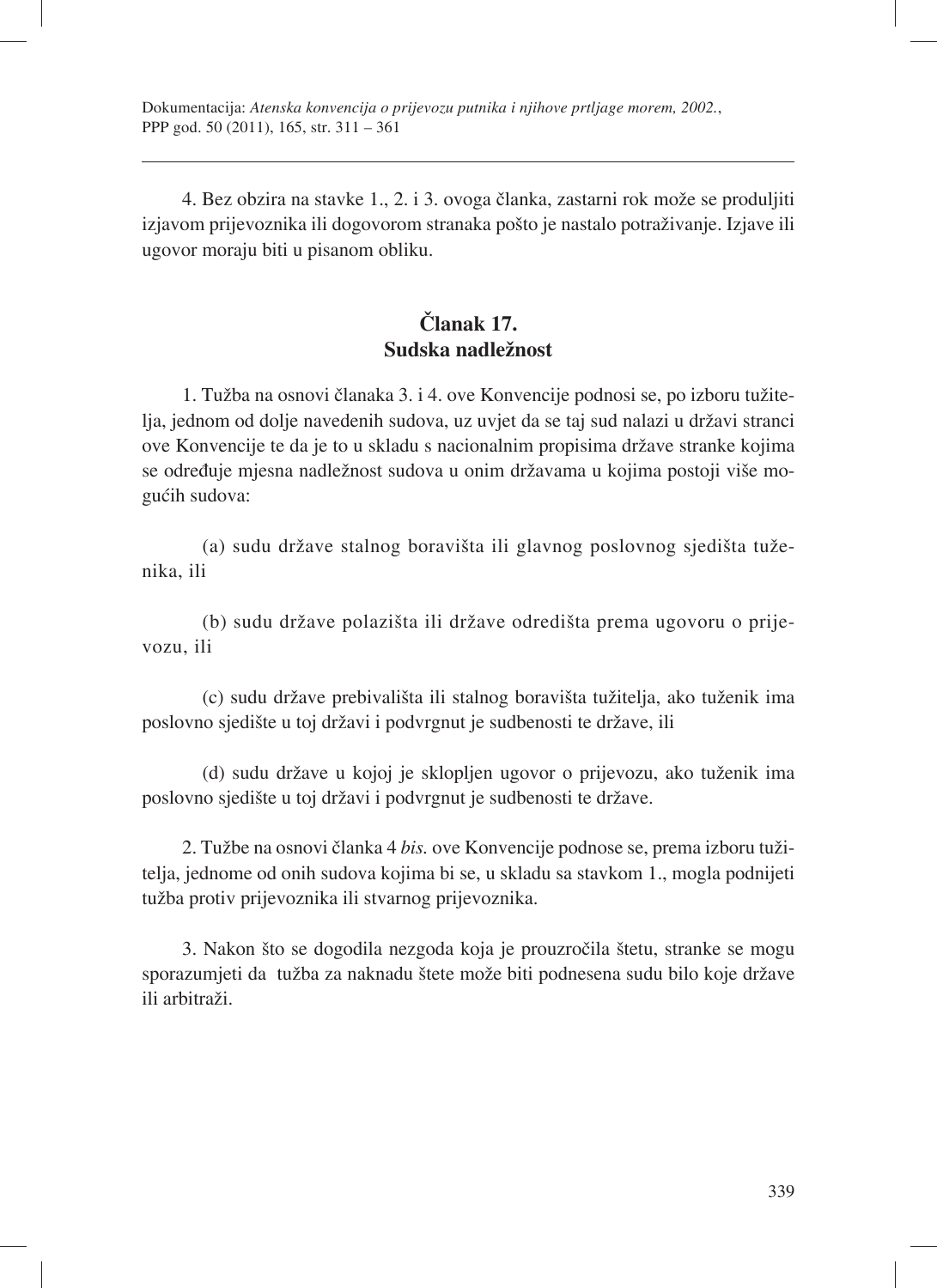4. Bez obzira na stavke 1., 2. i 3. ovoga članka, zastarni rok može se produljiti izjavom prijevoznika ili dogovorom stranaka pošto je nastalo potraživanje. Izjave ili ugovor moraju biti u pisanom obliku.

## Članak 17.
## Sudska nadležnost

1. Tužba na osnovi članaka 3. i 4. ove Konvencije podnosi se, po izboru tužitelja, jednom od dolje navedenih sudova, uz uvjet da se taj sud nalazi u državi stranci ove Konvencije te da je to u skladu s nacionalnim propisima države stranke kojima se određuje mjesna nadležnost sudova u onim državama u kojima postoji više mogućih sudova:

(a) sudu države stalnog boravišta ili glavnog poslovnog sjedišta tuženika, ili

(b) sudu države polazišta ili države odredišta prema ugovoru o prijevozu, ili

(c) sudu države prebivališta ili stalnog boravišta tužitelja, ako tuženik ima poslovno sjedište u toj državi i podvrgnut je sudbenosti te države, ili

(d) sudu države u kojoj je sklopljen ugovor o prijevozu, ako tuženik ima poslovno sjedište u toj državi i podvrgnut je sudbenosti te države.

2. Tužbe na osnovi članka 4 *bis.* ove Konvencije podnose se, prema izboru tužitelja, jednome od onih sudova kojima bi se, u skladu sa stavkom 1., mogla podnijeti tužba protiv prijevoznika ili stvarnog prijevoznika.

3. Nakon što se dogodila nezgoda koja je prouzročila štetu, stranke se mogu sporazumjeti da tužba za naknadu štete može biti podnesena sudu bilo koje države ili arbitraži.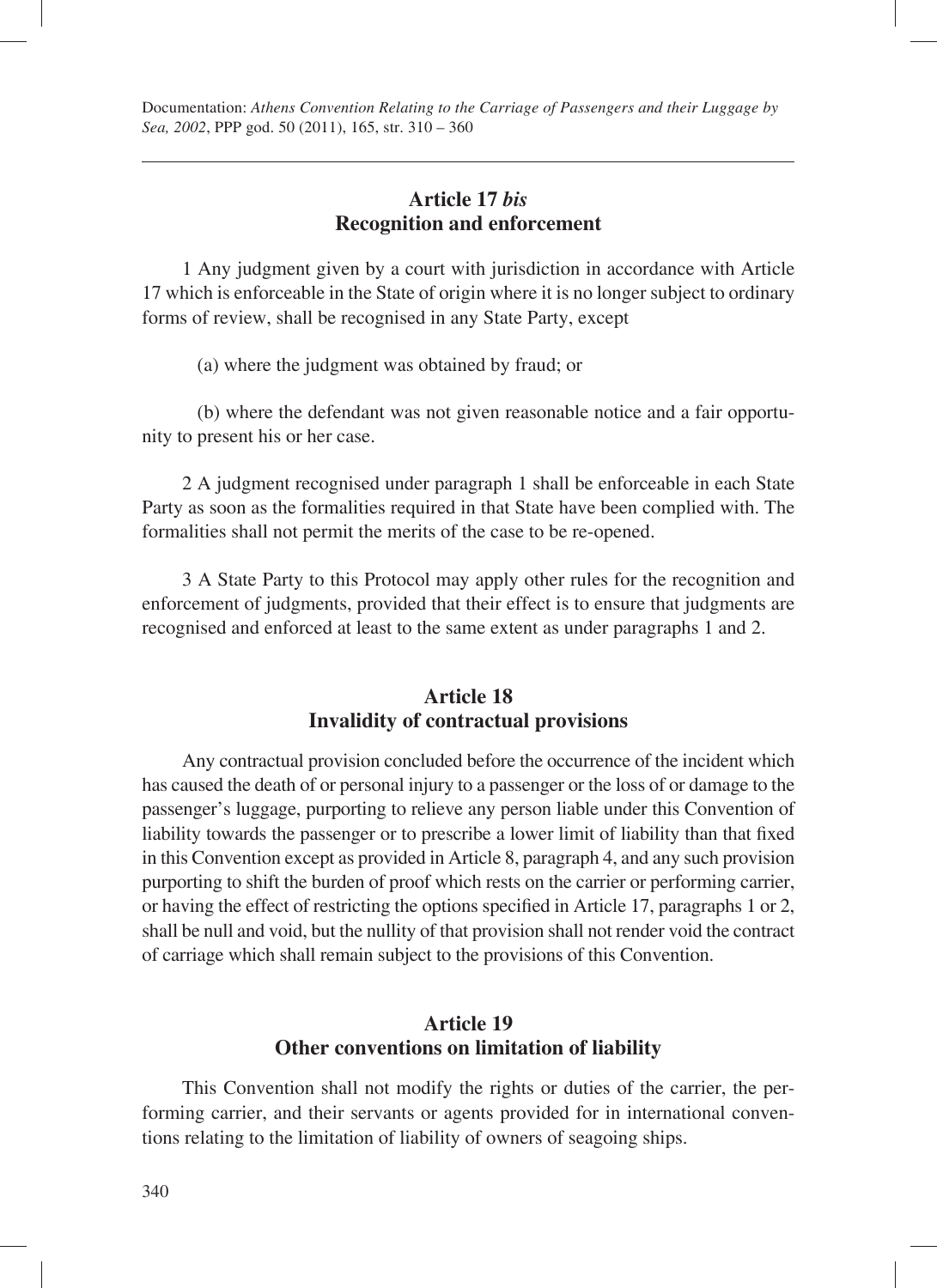## Article 17 *bis*
## Recognition and enforcement

1 Any judgment given by a court with jurisdiction in accordance with Article 17 which is enforceable in the State of origin where it is no longer subject to ordinary forms of review, shall be recognised in any State Party, except

(a) where the judgment was obtained by fraud; or

(b) where the defendant was not given reasonable notice and a fair opportunity to present his or her case.

2 A judgment recognised under paragraph 1 shall be enforceable in each State Party as soon as the formalities required in that State have been complied with. The formalities shall not permit the merits of the case to be re-opened.

3 A State Party to this Protocol may apply other rules for the recognition and enforcement of judgments, provided that their effect is to ensure that judgments are recognised and enforced at least to the same extent as under paragraphs 1 and 2.

## Article 18
## Invalidity of contractual provisions

Any contractual provision concluded before the occurrence of the incident which has caused the death of or personal injury to a passenger or the loss of or damage to the passenger's luggage, purporting to relieve any person liable under this Convention of liability towards the passenger or to prescribe a lower limit of liability than that fixed in this Convention except as provided in Article 8, paragraph 4, and any such provision purporting to shift the burden of proof which rests on the carrier or performing carrier, or having the effect of restricting the options specified in Article 17, paragraphs 1 or 2, shall be null and void, but the nullity of that provision shall not render void the contract of carriage which shall remain subject to the provisions of this Convention.

## Article 19
## Other conventions on limitation of liability

This Convention shall not modify the rights or duties of the carrier, the performing carrier, and their servants or agents provided for in international conventions relating to the limitation of liability of owners of seagoing ships.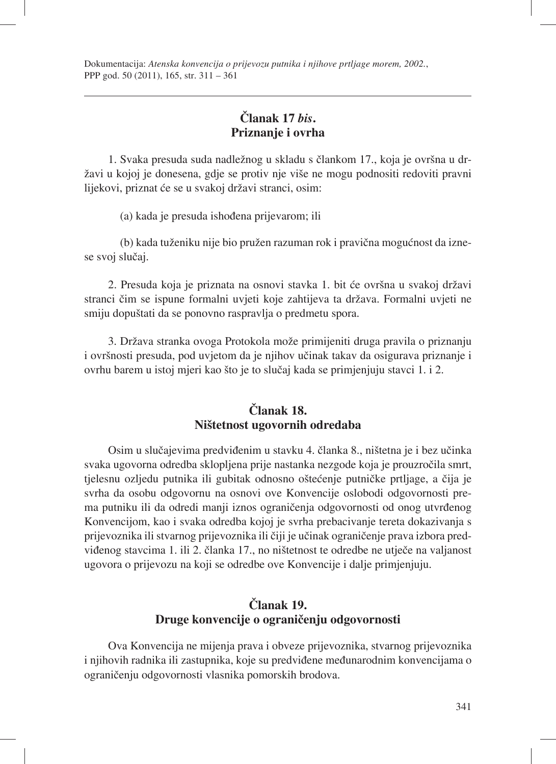## Članak 17 *bis*.
## Priznanje i ovrha

1. Svaka presuda suda nadležnog u skladu s člankom 17., koja je ovršna u državi u kojoj je donesena, gdje se protiv nje više ne mogu podnositi redoviti pravni lijekovi, priznat će se u svakoj državi stranci, osim:

(a) kada je presuda ishođena prijevarom; ili

(b) kada tuženiku nije bio pružen razuman rok i pravična mogućnost da iznese svoj slučaj.

2. Presuda koja je priznata na osnovi stavka 1. bit će ovršna u svakoj državi stranci čim se ispune formalni uvjeti koje zahtijeva ta država. Formalni uvjeti ne smiju dopuštati da se ponovno raspravlja o predmetu spora.

3. Država stranka ovoga Protokola može primijeniti druga pravila o priznanju i ovršnosti presuda, pod uvjetom da je njihov učinak takav da osigurava priznanje i ovrhu barem u istoj mjeri kao što je to slučaj kada se primjenjuju stavci 1. i 2.

## Članak 18.
## Ništetnost ugovornih odredaba

Osim u slučajevima predviđenim u stavku 4. članka 8., ništetna je i bez učinka svaka ugovorna odredba sklopljena prije nastanka nezgode koja je prouzročila smrt, tjelesnu ozljedu putnika ili gubitak odnosno oštećenje putničke prtljage, a čija je svrha da osobu odgovornu na osnovi ove Konvencije oslobodi odgovornosti prema putniku ili da odredi manji iznos ograničenja odgovornosti od onog utvrđenog Konvencijom, kao i svaka odredba kojoj je svrha prebacivanje tereta dokazivanja s prijevoznika ili stvarnog prijevoznika ili čiji je učinak ograničenje prava izbora predviđenog stavcima 1. ili 2. članka 17., no ništetnost te odredbe ne utječe na valjanost ugovora o prijevozu na koji se odredbe ove Konvencije i dalje primjenjuju.

## Članak 19.
## Druge konvencije o ograničenju odgovornosti

Ova Konvencija ne mijenja prava i obveze prijevoznika, stvarnog prijevoznika i njihovih radnika ili zastupnika, koje su predviđene međunarodnim konvencijama o ograničenju odgovornosti vlasnika pomorskih brodova.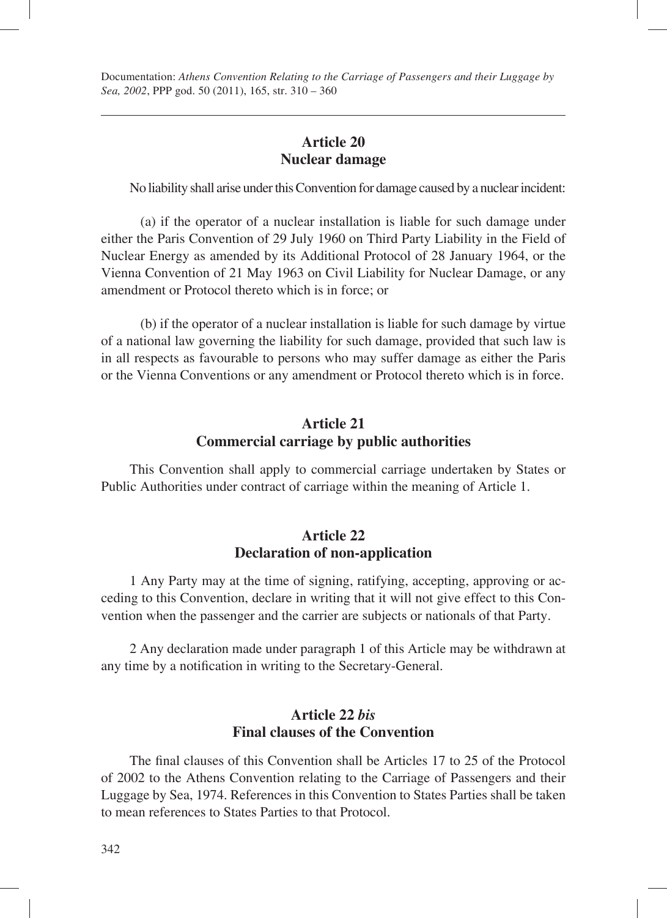## Article 20
## Nuclear damage

No liability shall arise under this Convention for damage caused by a nuclear incident:

(a) if the operator of a nuclear installation is liable for such damage under either the Paris Convention of 29 July 1960 on Third Party Liability in the Field of Nuclear Energy as amended by its Additional Protocol of 28 January 1964, or the Vienna Convention of 21 May 1963 on Civil Liability for Nuclear Damage, or any amendment or Protocol thereto which is in force; or

(b) if the operator of a nuclear installation is liable for such damage by virtue of a national law governing the liability for such damage, provided that such law is in all respects as favourable to persons who may suffer damage as either the Paris or the Vienna Conventions or any amendment or Protocol thereto which is in force.

## Article 21
## Commercial carriage by public authorities

This Convention shall apply to commercial carriage undertaken by States or Public Authorities under contract of carriage within the meaning of Article 1.

## Article 22
## Declaration of non-application

1 Any Party may at the time of signing, ratifying, accepting, approving or acceding to this Convention, declare in writing that it will not give effect to this Convention when the passenger and the carrier are subjects or nationals of that Party.

2 Any declaration made under paragraph 1 of this Article may be withdrawn at any time by a notification in writing to the Secretary-General.

## Article 22 *bis*
## Final clauses of the Convention

The final clauses of this Convention shall be Articles 17 to 25 of the Protocol of 2002 to the Athens Convention relating to the Carriage of Passengers and their Luggage by Sea, 1974. References in this Convention to States Parties shall be taken to mean references to States Parties to that Protocol.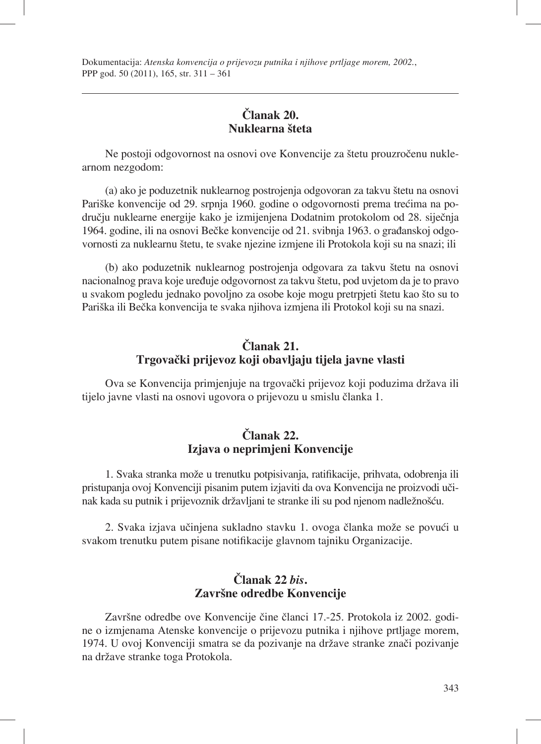## Članak 20.
## Nuklearna šteta

Ne postoji odgovornost na osnovi ove Konvencije za štetu prouzročenu nuklearnom nezgodom:

(a) ako je poduzetnik nuklearnog postrojenja odgovoran za takvu štetu na osnovi Pariške konvencije od 29. srpnja 1960. godine o odgovornosti prema trećima na području nuklearne energije kako je izmijenjena Dodatnim protokolom od 28. siječnja 1964. godine, ili na osnovi Bečke konvencije od 21. svibnja 1963. o građanskoj odgovornosti za nuklearnu štetu, te svake njezine izmjene ili Protokola koji su na snazi; ili

(b) ako poduzetnik nuklearnog postrojenja odgovara za takvu štetu na osnovi nacionalnog prava koje uređuje odgovornost za takvu štetu, pod uvjetom da je to pravo u svakom pogledu jednako povoljno za osobe koje mogu pretrpjeti štetu kao što su to Pariška ili Bečka konvencija te svaka njihova izmjena ili Protokol koji su na snazi.

## Članak 21.
## Trgovački prijevoz koji obavljaju tijela javne vlasti

Ova se Konvencija primjenjuje na trgovački prijevoz koji poduzima država ili tijelo javne vlasti na osnovi ugovora o prijevozu u smislu članka 1.

## Članak 22.
## Izjava o neprimjeni Konvencije

1. Svaka stranka može u trenutku potpisivanja, ratifikacije, prihvata, odobrenja ili pristupanja ovoj Konvenciji pisanim putem izjaviti da ova Konvencija ne proizvodi učinak kada su putnik i prijevoznik državljani te stranke ili su pod njenom nadležnošću.

2. Svaka izjava učinjena sukladno stavku 1. ovoga članka može se povući u svakom trenutku putem pisane notifikacije glavnom tajniku Organizacije.

## Članak 22 *bis*.
## Završne odredbe Konvencije

Završne odredbe ove Konvencije čine članci 17.-25. Protokola iz 2002. godine o izmjenama Atenske konvencije o prijevozu putnika i njihove prtljage morem, 1974. U ovoj Konvenciji smatra se da pozivanje na države stranke znači pozivanje na države stranke toga Protokola.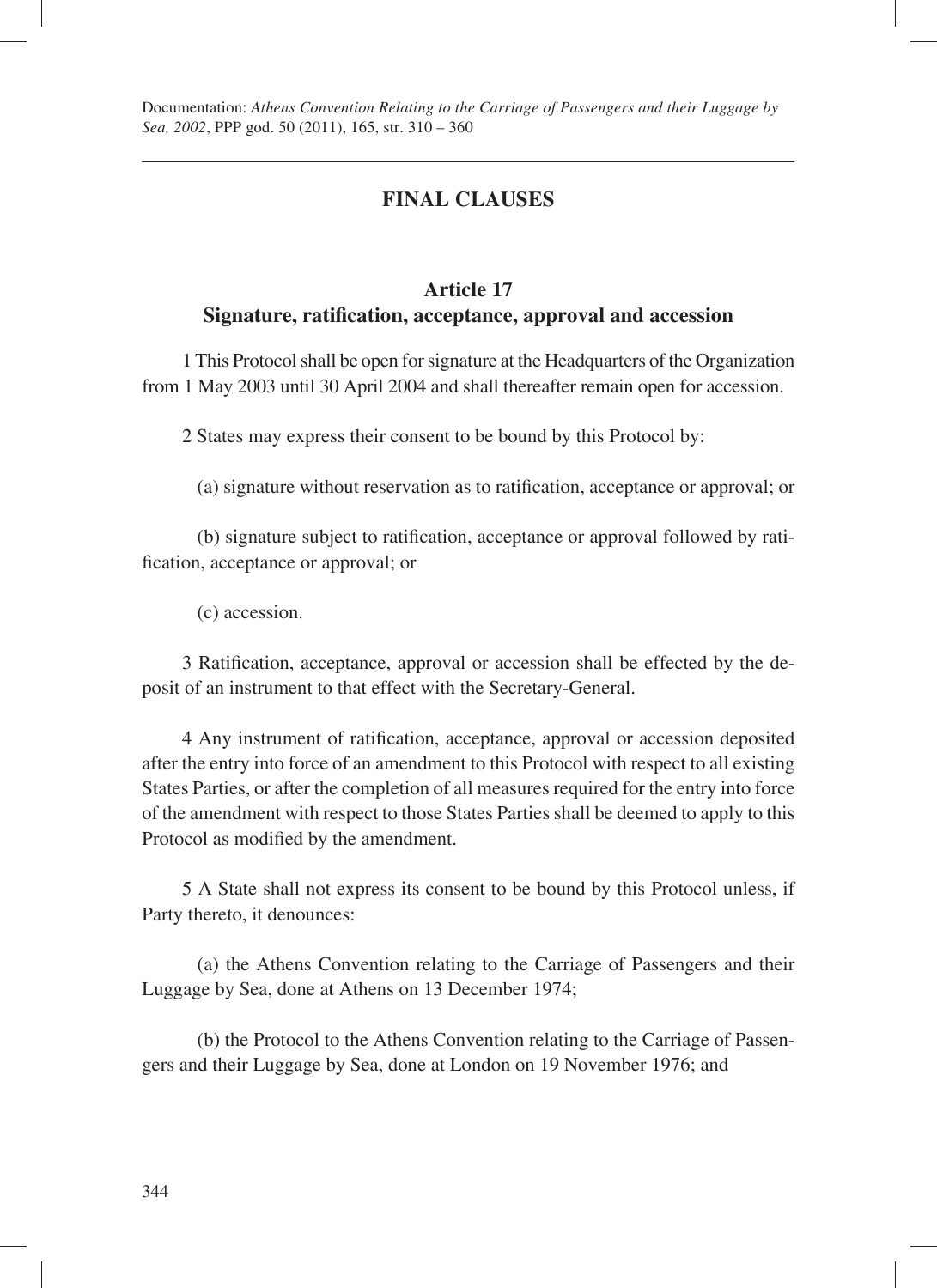## FINAL CLAUSES

### Article 17
### Signature, ratification, acceptance, approval and accession

1 This Protocol shall be open for signature at the Headquarters of the Organization from 1 May 2003 until 30 April 2004 and shall thereafter remain open for accession.

2 States may express their consent to be bound by this Protocol by:

(a) signature without reservation as to ratification, acceptance or approval; or

(b) signature subject to ratification, acceptance or approval followed by ratification, acceptance or approval; or

(c) accession.

3 Ratification, acceptance, approval or accession shall be effected by the deposit of an instrument to that effect with the Secretary-General.

4 Any instrument of ratification, acceptance, approval or accession deposited after the entry into force of an amendment to this Protocol with respect to all existing States Parties, or after the completion of all measures required for the entry into force of the amendment with respect to those States Parties shall be deemed to apply to this Protocol as modified by the amendment.

5 A State shall not express its consent to be bound by this Protocol unless, if Party thereto, it denounces:

(a) the Athens Convention relating to the Carriage of Passengers and their Luggage by Sea, done at Athens on 13 December 1974;

(b) the Protocol to the Athens Convention relating to the Carriage of Passengers and their Luggage by Sea, done at London on 19 November 1976; and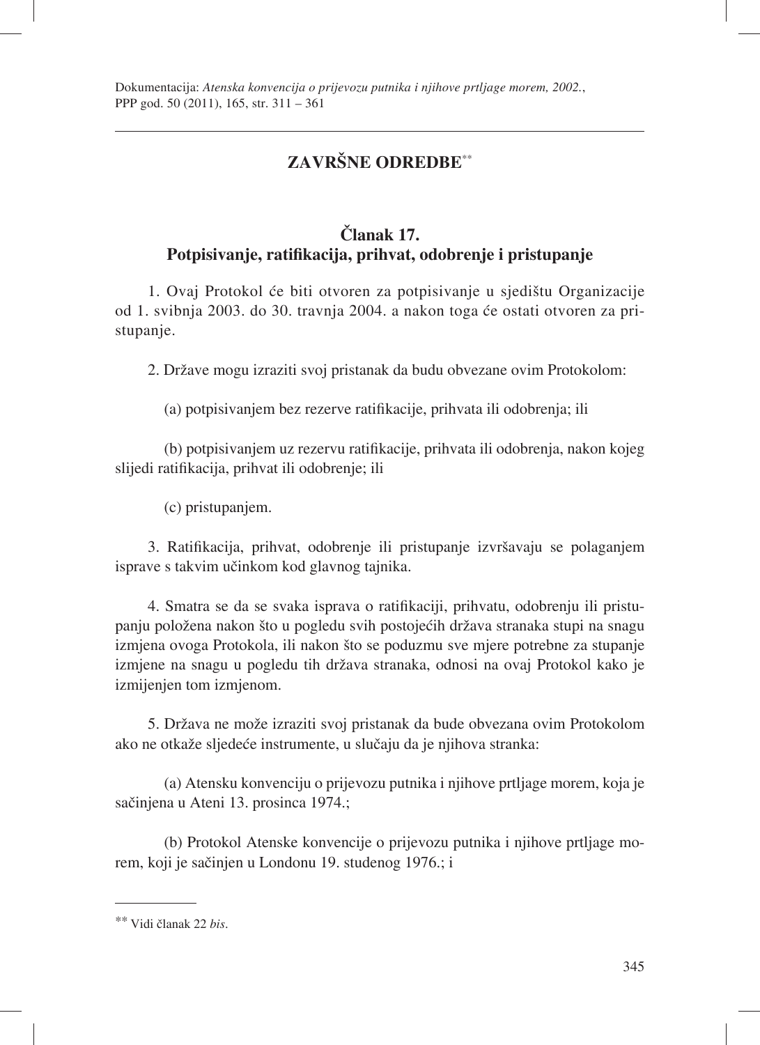## ZAVRŠNE ODREDBE[**]

### Članak 17.
### Potpisivanje, ratifikacija, prihvat, odobrenje i pristupanje

1. Ovaj Protokol će biti otvoren za potpisivanje u sjedištu Organizacije od 1. svibnja 2003. do 30. travnja 2004. a nakon toga će ostati otvoren za pristupanje.

2. Države mogu izraziti svoj pristanak da budu obvezane ovim Protokolom:

(a) potpisivanjem bez rezerve ratifikacije, prihvata ili odobrenja; ili

(b) potpisivanjem uz rezervu ratifikacije, prihvata ili odobrenja, nakon kojeg slijedi ratifikacija, prihvat ili odobrenje; ili

(c) pristupanjem.

3. Ratifikacija, prihvat, odobrenje ili pristupanje izvršavaju se polaganjem isprave s takvim učinkom kod glavnog tajnika.

4. Smatra se da se svaka isprava o ratifikaciji, prihvatu, odobrenju ili pristupanju položena nakon što u pogledu svih postojećih država stranaka stupi na snagu izmjena ovoga Protokola, ili nakon što se poduzmu sve mjere potrebne za stupanje izmjene na snagu u pogledu tih država stranaka, odnosi na ovaj Protokol kako je izmijenjen tom izmjenom.

5. Država ne može izraziti svoj pristanak da bude obvezana ovim Protokolom ako ne otkaže sljedeće instrumente, u slučaju da je njihova stranka:

(a) Atensku konvenciju o prijevozu putnika i njihove prtljage morem, koja je sačinjena u Ateni 13. prosinca 1974.;

(b) Protokol Atenske konvencije o prijevozu putnika i njihove prtljage morem, koji je sačinjen u Londonu 19. studenog 1976.; i

---

[**] Vidi članak 22 *bis*.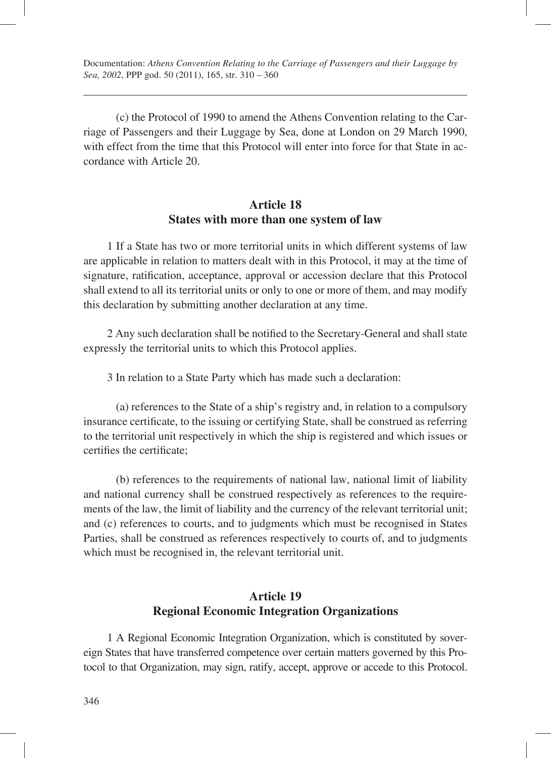(c) the Protocol of 1990 to amend the Athens Convention relating to the Carriage of Passengers and their Luggage by Sea, done at London on 29 March 1990, with effect from the time that this Protocol will enter into force for that State in accordance with Article 20.

## Article 18
## States with more than one system of law

1 If a State has two or more territorial units in which different systems of law are applicable in relation to matters dealt with in this Protocol, it may at the time of signature, ratification, acceptance, approval or accession declare that this Protocol shall extend to all its territorial units or only to one or more of them, and may modify this declaration by submitting another declaration at any time.

2 Any such declaration shall be notified to the Secretary-General and shall state expressly the territorial units to which this Protocol applies.

3 In relation to a State Party which has made such a declaration:

(a) references to the State of a ship's registry and, in relation to a compulsory insurance certificate, to the issuing or certifying State, shall be construed as referring to the territorial unit respectively in which the ship is registered and which issues or certifies the certificate;

(b) references to the requirements of national law, national limit of liability and national currency shall be construed respectively as references to the requirements of the law, the limit of liability and the currency of the relevant territorial unit; and (c) references to courts, and to judgments which must be recognised in States Parties, shall be construed as references respectively to courts of, and to judgments which must be recognised in, the relevant territorial unit.

## Article 19
## Regional Economic Integration Organizations

1 A Regional Economic Integration Organization, which is constituted by sovereign States that have transferred competence over certain matters governed by this Protocol to that Organization, may sign, ratify, accept, approve or accede to this Protocol.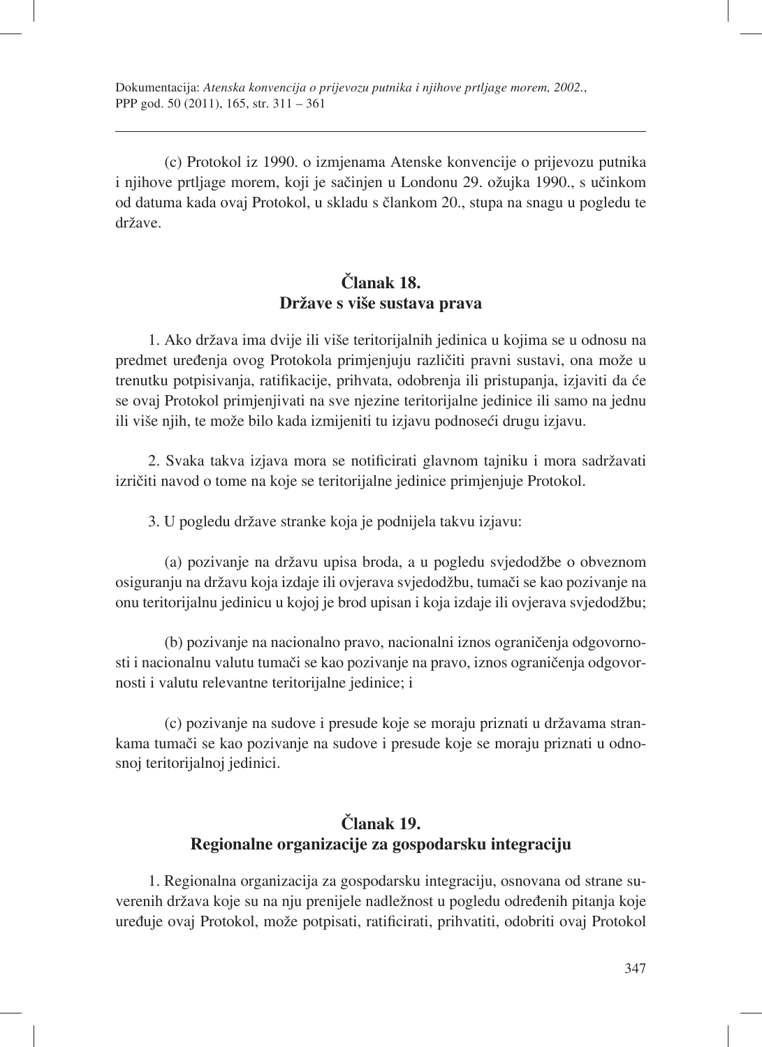(c) Protokol iz 1990. o izmjenama Atenske konvencije o prijevozu putnika i njihove prtljage morem, koji je sačinjen u Londonu 29. ožujka 1990., s učinkom od datuma kada ovaj Protokol, u skladu s člankom 20., stupa na snagu u pogledu te države.

## Članak 18.
## Države s više sustava prava

1. Ako država ima dvije ili više teritorijalnih jedinica u kojima se u odnosu na predmet uređenja ovog Protokola primjenjuju različiti pravni sustavi, ona može u trenutku potpisivanja, ratifikacije, prihvata, odobrenja ili pristupanja, izjaviti da će se ovaj Protokol primjenjivati na sve njezine teritorijalne jedinice ili samo na jednu ili više njih, te može bilo kada izmijeniti tu izjavu podnoseći drugu izjavu.

2. Svaka takva izjava mora se notificirati glavnom tajniku i mora sadržavati izričiti navod o tome na koje se teritorijalne jedinice primjenjuje Protokol.

3. U pogledu države stranke koja je podnijela takvu izjavu:

(a) pozivanje na državu upisa broda, a u pogledu svjedodžbe o obveznom osiguranju na državu koja izdaje ili ovjerava svjedodžbu, tumači se kao pozivanje na onu teritorijalnu jedinicu u kojoj je brod upisan i koja izdaje ili ovjerava svjedodžbu;

(b) pozivanje na nacionalno pravo, nacionalni iznos ograničenja odgovornosti i nacionalnu valutu tumači se kao pozivanje na pravo, iznos ograničenja odgovornosti i valutu relevantne teritorijalne jedinice; i

(c) pozivanje na sudove i presude koje se moraju priznati u državama strankama tumači se kao pozivanje na sudove i presude koje se moraju priznati u odnosnoj teritorijalnoj jedinici.

## Članak 19.
## Regionalne organizacije za gospodarsku integraciju

1. Regionalna organizacija za gospodarsku integraciju, osnovana od strane suverenih država koje su na nju prenijele nadležnost u pogledu određenih pitanja koje uređuje ovaj Protokol, može potpisati, ratificirati, prihvatiti, odobriti ovaj Protokol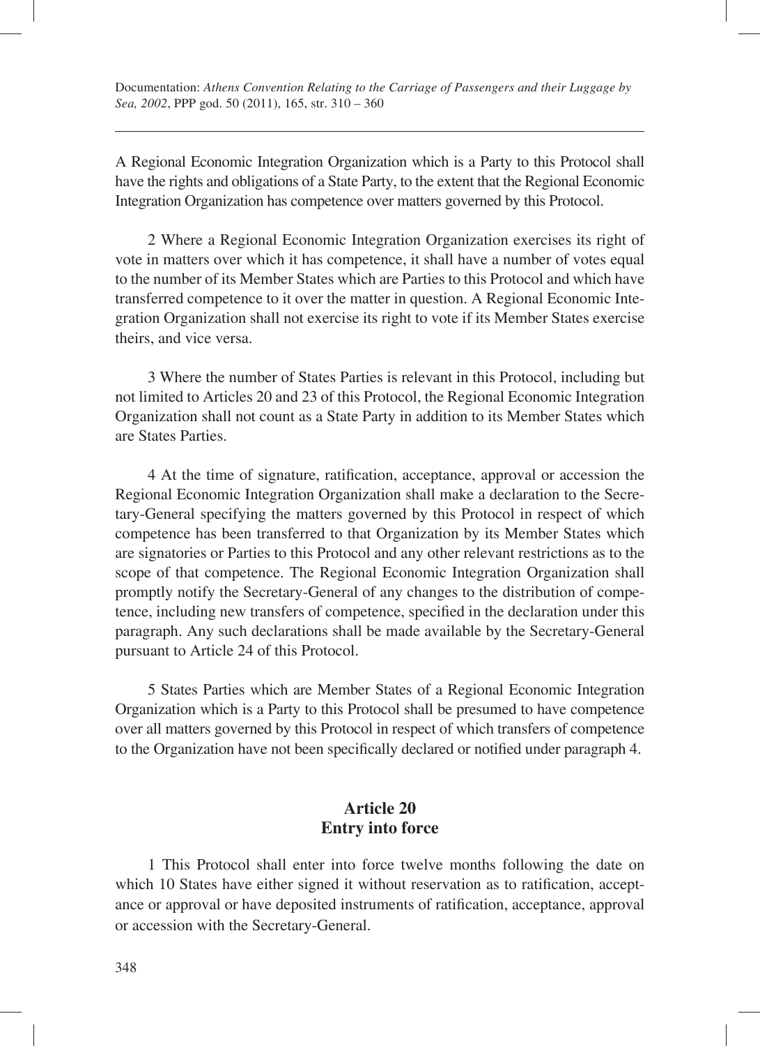A Regional Economic Integration Organization which is a Party to this Protocol shall have the rights and obligations of a State Party, to the extent that the Regional Economic Integration Organization has competence over matters governed by this Protocol.

2 Where a Regional Economic Integration Organization exercises its right of vote in matters over which it has competence, it shall have a number of votes equal to the number of its Member States which are Parties to this Protocol and which have transferred competence to it over the matter in question. A Regional Economic Integration Organization shall not exercise its right to vote if its Member States exercise theirs, and vice versa.

3 Where the number of States Parties is relevant in this Protocol, including but not limited to Articles 20 and 23 of this Protocol, the Regional Economic Integration Organization shall not count as a State Party in addition to its Member States which are States Parties.

4 At the time of signature, ratification, acceptance, approval or accession the Regional Economic Integration Organization shall make a declaration to the Secretary-General specifying the matters governed by this Protocol in respect of which competence has been transferred to that Organization by its Member States which are signatories or Parties to this Protocol and any other relevant restrictions as to the scope of that competence. The Regional Economic Integration Organization shall promptly notify the Secretary-General of any changes to the distribution of competence, including new transfers of competence, specified in the declaration under this paragraph. Any such declarations shall be made available by the Secretary-General pursuant to Article 24 of this Protocol.

5 States Parties which are Member States of a Regional Economic Integration Organization which is a Party to this Protocol shall be presumed to have competence over all matters governed by this Protocol in respect of which transfers of competence to the Organization have not been specifically declared or notified under paragraph 4.

## Article 20
## Entry into force

1 This Protocol shall enter into force twelve months following the date on which 10 States have either signed it without reservation as to ratification, acceptance or approval or have deposited instruments of ratification, acceptance, approval or accession with the Secretary-General.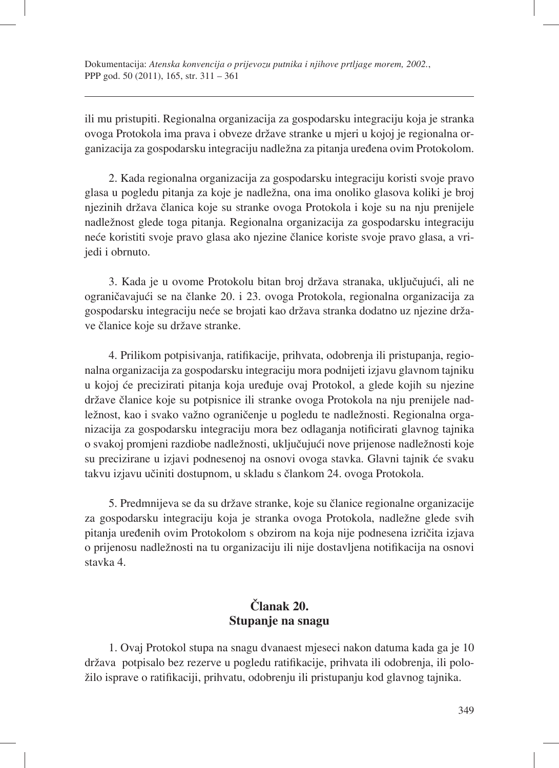ili mu pristupiti. Regionalna organizacija za gospodarsku integraciju koja je stranka ovoga Protokola ima prava i obveze države stranke u mjeri u kojoj je regionalna organizacija za gospodarsku integraciju nadležna za pitanja uređena ovim Protokolom.

2. Kada regionalna organizacija za gospodarsku integraciju koristi svoje pravo glasa u pogledu pitanja za koje je nadležna, ona ima onoliko glasova koliki je broj njezinih država članica koje su stranke ovoga Protokola i koje su na nju prenijele nadležnost glede toga pitanja. Regionalna organizacija za gospodarsku integraciju neće koristiti svoje pravo glasa ako njezine članice koriste svoje pravo glasa, a vrijedi i obrnuto.

3. Kada je u ovome Protokolu bitan broj država stranaka, uključujući, ali ne ograničavajući se na članke 20. i 23. ovoga Protokola, regionalna organizacija za gospodarsku integraciju neće se brojati kao država stranka dodatno uz njezine države članice koje su države stranke.

4. Prilikom potpisivanja, ratifikacije, prihvata, odobrenja ili pristupanja, regionalna organizacija za gospodarsku integraciju mora podnijeti izjavu glavnom tajniku u kojoj će precizirati pitanja koja uređuje ovaj Protokol, a glede kojih su njezine države članice koje su potpisnice ili stranke ovoga Protokola na nju prenijele nadležnost, kao i svako važno ograničenje u pogledu te nadležnosti. Regionalna organizacija za gospodarsku integraciju mora bez odlaganja notificirati glavnog tajnika o svakoj promjeni razdiobe nadležnosti, uključujući nove prijenose nadležnosti koje su precizirane u izjavi podnesenoj na osnovi ovoga stavka. Glavni tajnik će svaku takvu izjavu učiniti dostupnom, u skladu s člankom 24. ovoga Protokola.

5. Predmnijeva se da su države stranke, koje su članice regionalne organizacije za gospodarsku integraciju koja je stranka ovoga Protokola, nadležne glede svih pitanja uređenih ovim Protokolom s obzirom na koja nije podnesena izričita izjava o prijenosu nadležnosti na tu organizaciju ili nije dostavljena notifikacija na osnovi stavka 4.

## Članak 20.
## Stupanje na snagu

1. Ovaj Protokol stupa na snagu dvanaest mjeseci nakon datuma kada ga je 10 država potpisalo bez rezerve u pogledu ratifikacije, prihvata ili odobrenja, ili položilo isprave o ratifikaciji, prihvatu, odobrenju ili pristupanju kod glavnog tajnika.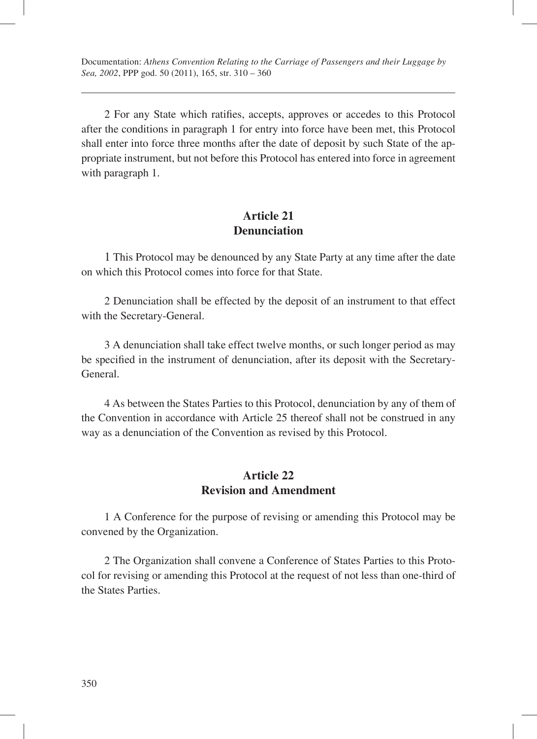2 For any State which ratifies, accepts, approves or accedes to this Protocol after the conditions in paragraph 1 for entry into force have been met, this Protocol shall enter into force three months after the date of deposit by such State of the appropriate instrument, but not before this Protocol has entered into force in agreement with paragraph 1.

## Article 21
## Denunciation

1 This Protocol may be denounced by any State Party at any time after the date on which this Protocol comes into force for that State.

2 Denunciation shall be effected by the deposit of an instrument to that effect with the Secretary-General.

3 A denunciation shall take effect twelve months, or such longer period as may be specified in the instrument of denunciation, after its deposit with the Secretary-General.

4 As between the States Parties to this Protocol, denunciation by any of them of the Convention in accordance with Article 25 thereof shall not be construed in any way as a denunciation of the Convention as revised by this Protocol.

## Article 22
## Revision and Amendment

1 A Conference for the purpose of revising or amending this Protocol may be convened by the Organization.

2 The Organization shall convene a Conference of States Parties to this Protocol for revising or amending this Protocol at the request of not less than one-third of the States Parties.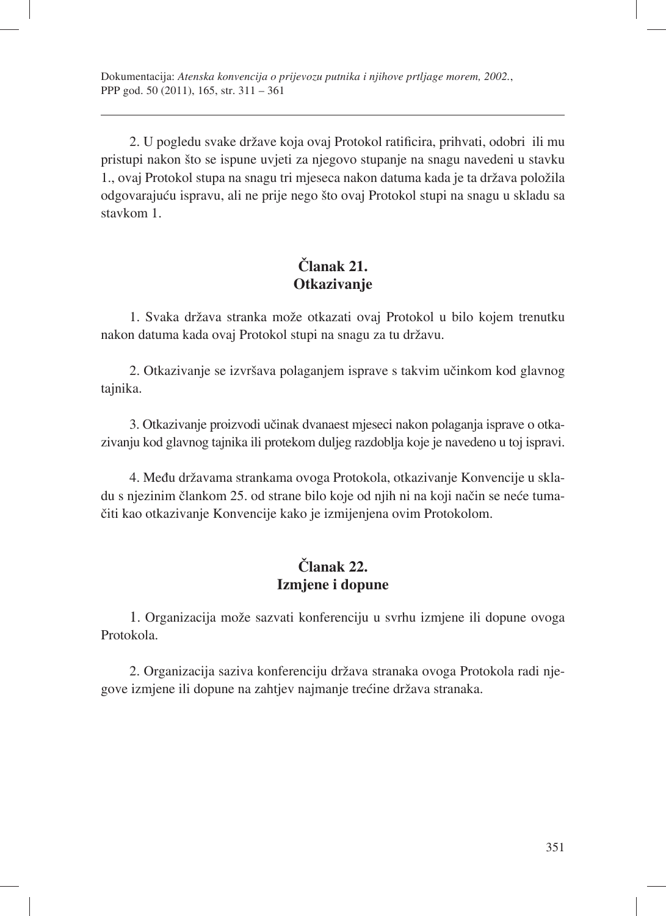2. U pogledu svake države koja ovaj Protokol ratificira, prihvati, odobri ili mu pristupi nakon što se ispune uvjeti za njegovo stupanje na snagu navedeni u stavku 1., ovaj Protokol stupa na snagu tri mjeseca nakon datuma kada je ta država položila odgovarajuću ispravu, ali ne prije nego što ovaj Protokol stupi na snagu u skladu sa stavkom 1.

## Članak 21.
## Otkazivanje

1. Svaka država stranka može otkazati ovaj Protokol u bilo kojem trenutku nakon datuma kada ovaj Protokol stupi na snagu za tu državu.

2. Otkazivanje se izvršava polaganjem isprave s takvim učinkom kod glavnog tajnika.

3. Otkazivanje proizvodi učinak dvanaest mjeseci nakon polaganja isprave o otkazivanju kod glavnog tajnika ili protekom duljeg razdoblja koje je navedeno u toj ispravi.

4. Među državama strankama ovoga Protokola, otkazivanje Konvencije u skladu s njezinim člankom 25. od strane bilo koje od njih ni na koji način se neće tumačiti kao otkazivanje Konvencije kako je izmijenjena ovim Protokolom.

## Članak 22.
## Izmjene i dopune

1. Organizacija može sazvati konferenciju u svrhu izmjene ili dopune ovoga Protokola.

2. Organizacija saziva konferenciju država stranaka ovoga Protokola radi njegove izmjene ili dopune na zahtjev najmanje trećine država stranaka.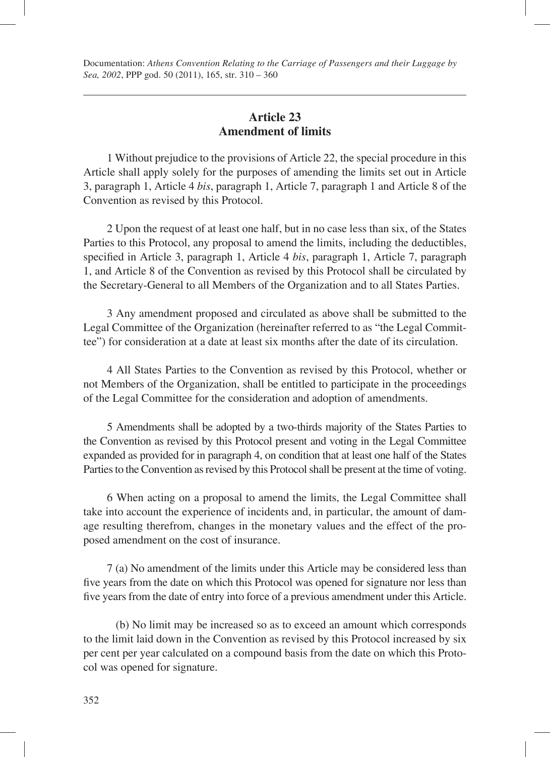## Article 23
## Amendment of limits

1 Without prejudice to the provisions of Article 22, the special procedure in this Article shall apply solely for the purposes of amending the limits set out in Article 3, paragraph 1, Article 4 *bis*, paragraph 1, Article 7, paragraph 1 and Article 8 of the Convention as revised by this Protocol.

2 Upon the request of at least one half, but in no case less than six, of the States Parties to this Protocol, any proposal to amend the limits, including the deductibles, specified in Article 3, paragraph 1, Article 4 *bis*, paragraph 1, Article 7, paragraph 1, and Article 8 of the Convention as revised by this Protocol shall be circulated by the Secretary-General to all Members of the Organization and to all States Parties.

3 Any amendment proposed and circulated as above shall be submitted to the Legal Committee of the Organization (hereinafter referred to as "the Legal Committee") for consideration at a date at least six months after the date of its circulation.

4 All States Parties to the Convention as revised by this Protocol, whether or not Members of the Organization, shall be entitled to participate in the proceedings of the Legal Committee for the consideration and adoption of amendments.

5 Amendments shall be adopted by a two-thirds majority of the States Parties to the Convention as revised by this Protocol present and voting in the Legal Committee expanded as provided for in paragraph 4, on condition that at least one half of the States Parties to the Convention as revised by this Protocol shall be present at the time of voting.

6 When acting on a proposal to amend the limits, the Legal Committee shall take into account the experience of incidents and, in particular, the amount of damage resulting therefrom, changes in the monetary values and the effect of the proposed amendment on the cost of insurance.

7 (a) No amendment of the limits under this Article may be considered less than five years from the date on which this Protocol was opened for signature nor less than five years from the date of entry into force of a previous amendment under this Article.

(b) No limit may be increased so as to exceed an amount which corresponds to the limit laid down in the Convention as revised by this Protocol increased by six per cent per year calculated on a compound basis from the date on which this Protocol was opened for signature.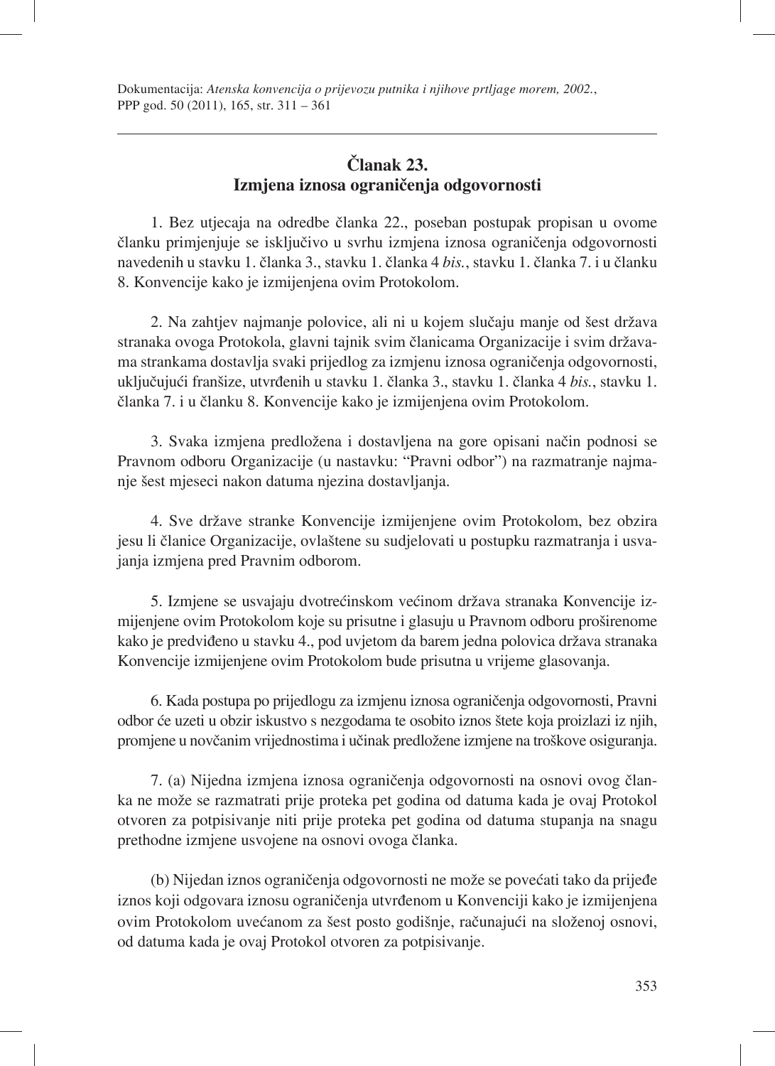## Članak 23.
## Izmjena iznosa ograničenja odgovornosti

1. Bez utjecaja na odredbe članka 22., poseban postupak propisan u ovome članku primjenjuje se isključivo u svrhu izmjena iznosa ograničenja odgovornosti navedenih u stavku 1. članka 3., stavku 1. članka 4 *bis.*, stavku 1. članka 7. i u članku 8. Konvencije kako je izmijenjena ovim Protokolom.

2. Na zahtjev najmanje polovice, ali ni u kojem slučaju manje od šest država stranaka ovoga Protokola, glavni tajnik svim članicama Organizacije i svim državama strankama dostavlja svaki prijedlog za izmjenu iznosa ograničenja odgovornosti, uključujući franšize, utvrđenih u stavku 1. članka 3., stavku 1. članka 4 *bis.*, stavku 1. članka 7. i u članku 8. Konvencije kako je izmijenjena ovim Protokolom.

3. Svaka izmjena predložena i dostavljena na gore opisani način podnosi se Pravnom odboru Organizacije (u nastavku: "Pravni odbor") na razmatranje najmanje šest mjeseci nakon datuma njezina dostavljanja.

4. Sve države stranke Konvencije izmijenjene ovim Protokolom, bez obzira jesu li članice Organizacije, ovlaštene su sudjelovati u postupku razmatranja i usvajanja izmjena pred Pravnim odborom.

5. Izmjene se usvajaju dvotrećinskom većinom država stranaka Konvencije izmijenjene ovim Protokolom koje su prisutne i glasuju u Pravnom odboru proširenome kako je predviđeno u stavku 4., pod uvjetom da barem jedna polovica država stranaka Konvencije izmijenjene ovim Protokolom bude prisutna u vrijeme glasovanja.

6. Kada postupa po prijedlogu za izmjenu iznosa ograničenja odgovornosti, Pravni odbor će uzeti u obzir iskustvo s nezgodama te osobito iznos štete koja proizlazi iz njih, promjene u novčanim vrijednostima i učinak predložene izmjene na troškove osiguranja.

7. (a) Nijedna izmjena iznosa ograničenja odgovornosti na osnovi ovog članka ne može se razmatrati prije proteka pet godina od datuma kada je ovaj Protokol otvoren za potpisivanje niti prije proteka pet godina od datuma stupanja na snagu prethodne izmjene usvojene na osnovi ovoga članka.

(b) Nijedan iznos ograničenja odgovornosti ne može se povećati tako da prijeđe iznos koji odgovara iznosu ograničenja utvrđenom u Konvenciji kako je izmijenjena ovim Protokolom uvećanom za šest posto godišnje, računajući na složenoj osnovi, od datuma kada je ovaj Protokol otvoren za potpisivanje.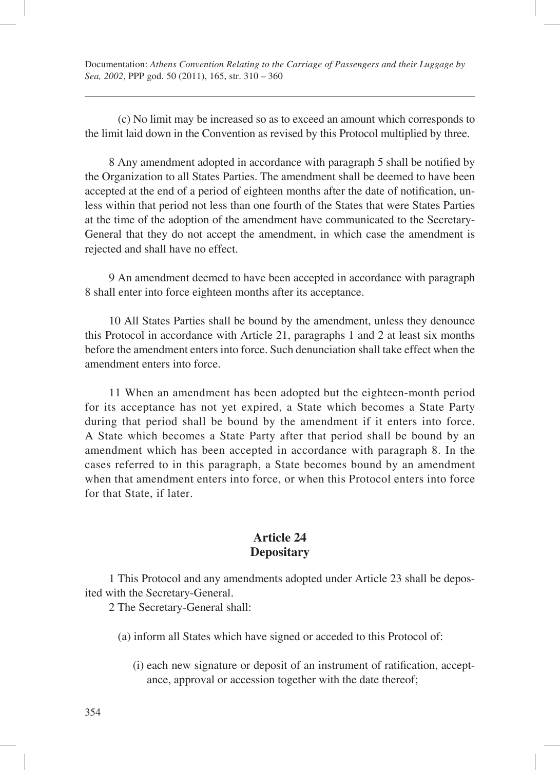(c) No limit may be increased so as to exceed an amount which corresponds to the limit laid down in the Convention as revised by this Protocol multiplied by three.

8 Any amendment adopted in accordance with paragraph 5 shall be notified by the Organization to all States Parties. The amendment shall be deemed to have been accepted at the end of a period of eighteen months after the date of notification, unless within that period not less than one fourth of the States that were States Parties at the time of the adoption of the amendment have communicated to the Secretary-General that they do not accept the amendment, in which case the amendment is rejected and shall have no effect.

9 An amendment deemed to have been accepted in accordance with paragraph 8 shall enter into force eighteen months after its acceptance.

10 All States Parties shall be bound by the amendment, unless they denounce this Protocol in accordance with Article 21, paragraphs 1 and 2 at least six months before the amendment enters into force. Such denunciation shall take effect when the amendment enters into force.

11 When an amendment has been adopted but the eighteen-month period for its acceptance has not yet expired, a State which becomes a State Party during that period shall be bound by the amendment if it enters into force. A State which becomes a State Party after that period shall be bound by an amendment which has been accepted in accordance with paragraph 8. In the cases referred to in this paragraph, a State becomes bound by an amendment when that amendment enters into force, or when this Protocol enters into force for that State, if later.

## Article 24
## Depositary

1 This Protocol and any amendments adopted under Article 23 shall be deposited with the Secretary-General.

2 The Secretary-General shall:

(a) inform all States which have signed or acceded to this Protocol of:

(i) each new signature or deposit of an instrument of ratification, acceptance, approval or accession together with the date thereof;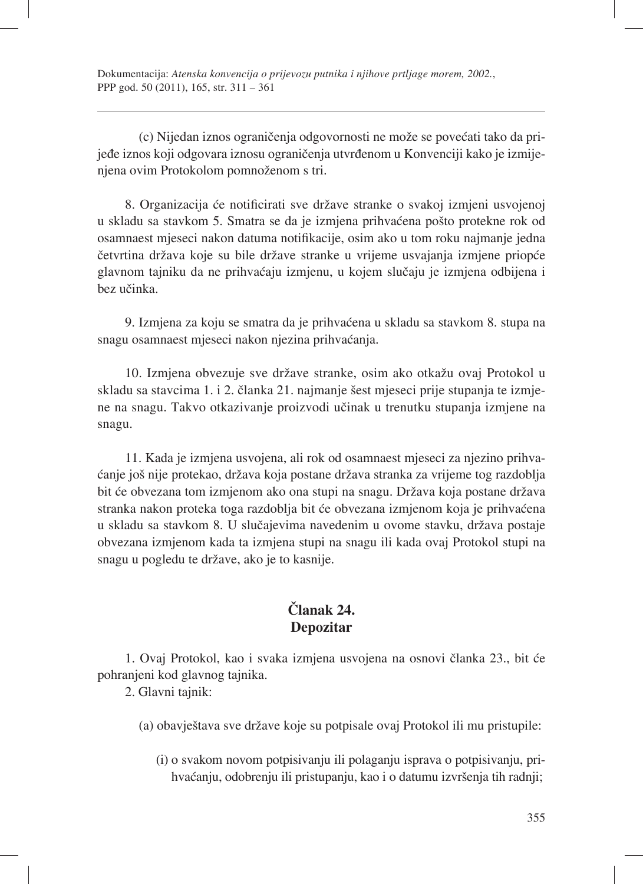(c) Nijedan iznos ograničenja odgovornosti ne može se povećati tako da prijeđe iznos koji odgovara iznosu ograničenja utvrđenom u Konvenciji kako je izmijenjena ovim Protokolom pomnoženom s tri.

8. Organizacija će notificirati sve države stranke o svakoj izmjeni usvojenoj u skladu sa stavkom 5. Smatra se da je izmjena prihvaćena pošto protekne rok od osamnaest mjeseci nakon datuma notifikacije, osim ako u tom roku najmanje jedna četvrtina država koje su bile države stranke u vrijeme usvajanja izmjene priopće glavnom tajniku da ne prihvaćaju izmjenu, u kojem slučaju je izmjena odbijena i bez učinka.

9. Izmjena za koju se smatra da je prihvaćena u skladu sa stavkom 8. stupa na snagu osamnaest mjeseci nakon njezina prihvaćanja.

10. Izmjena obvezuje sve države stranke, osim ako otkažu ovaj Protokol u skladu sa stavcima 1. i 2. članka 21. najmanje šest mjeseci prije stupanja te izmjene na snagu. Takvo otkazivanje proizvodi učinak u trenutku stupanja izmjene na snagu.

11. Kada je izmjena usvojena, ali rok od osamnaest mjeseci za njezino prihvaćanje još nije protekao, država koja postane država stranka za vrijeme tog razdoblja bit će obvezana tom izmjenom ako ona stupi na snagu. Država koja postane država stranka nakon proteka toga razdoblja bit će obvezana izmjenom koja je prihvaćena u skladu sa stavkom 8. U slučajevima navedenim u ovome stavku, država postaje obvezana izmjenom kada ta izmjena stupi na snagu ili kada ovaj Protokol stupi na snagu u pogledu te države, ako je to kasnije.

## Članak 24.
## Depozitar

1. Ovaj Protokol, kao i svaka izmjena usvojena na osnovi članka 23., bit će pohranjeni kod glavnog tajnika.

2. Glavni tajnik:

(a) obavještava sve države koje su potpisale ovaj Protokol ili mu pristupile:

(i) o svakom novom potpisivanju ili polaganju isprava o potpisivanju, prihvaćanju, odobrenju ili pristupanju, kao i o datumu izvršenja tih radnji;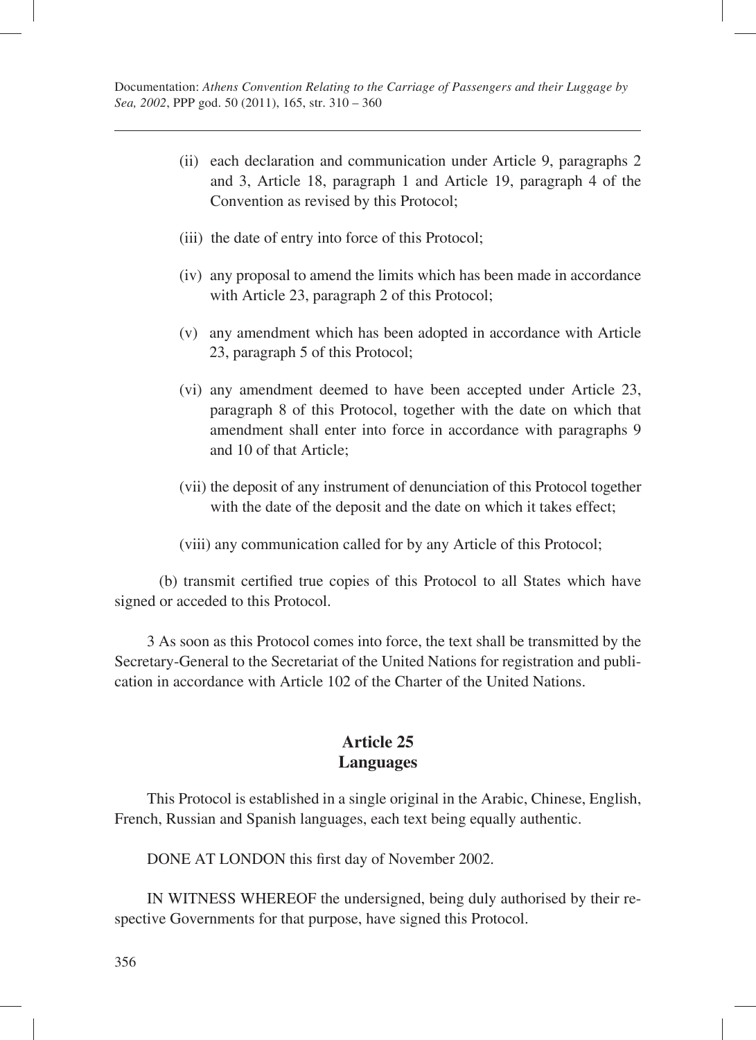(ii) each declaration and communication under Article 9, paragraphs 2 and 3, Article 18, paragraph 1 and Article 19, paragraph 4 of the Convention as revised by this Protocol;

(iii) the date of entry into force of this Protocol;

(iv) any proposal to amend the limits which has been made in accordance with Article 23, paragraph 2 of this Protocol;

(v) any amendment which has been adopted in accordance with Article 23, paragraph 5 of this Protocol;

(vi) any amendment deemed to have been accepted under Article 23, paragraph 8 of this Protocol, together with the date on which that amendment shall enter into force in accordance with paragraphs 9 and 10 of that Article;

(vii) the deposit of any instrument of denunciation of this Protocol together with the date of the deposit and the date on which it takes effect;

(viii) any communication called for by any Article of this Protocol;

(b) transmit certified true copies of this Protocol to all States which have signed or acceded to this Protocol.

3 As soon as this Protocol comes into force, the text shall be transmitted by the Secretary-General to the Secretariat of the United Nations for registration and publication in accordance with Article 102 of the Charter of the United Nations.

## Article 25
## Languages

This Protocol is established in a single original in the Arabic, Chinese, English, French, Russian and Spanish languages, each text being equally authentic.

DONE AT LONDON this first day of November 2002.

IN WITNESS WHEREOF the undersigned, being duly authorised by their respective Governments for that purpose, have signed this Protocol.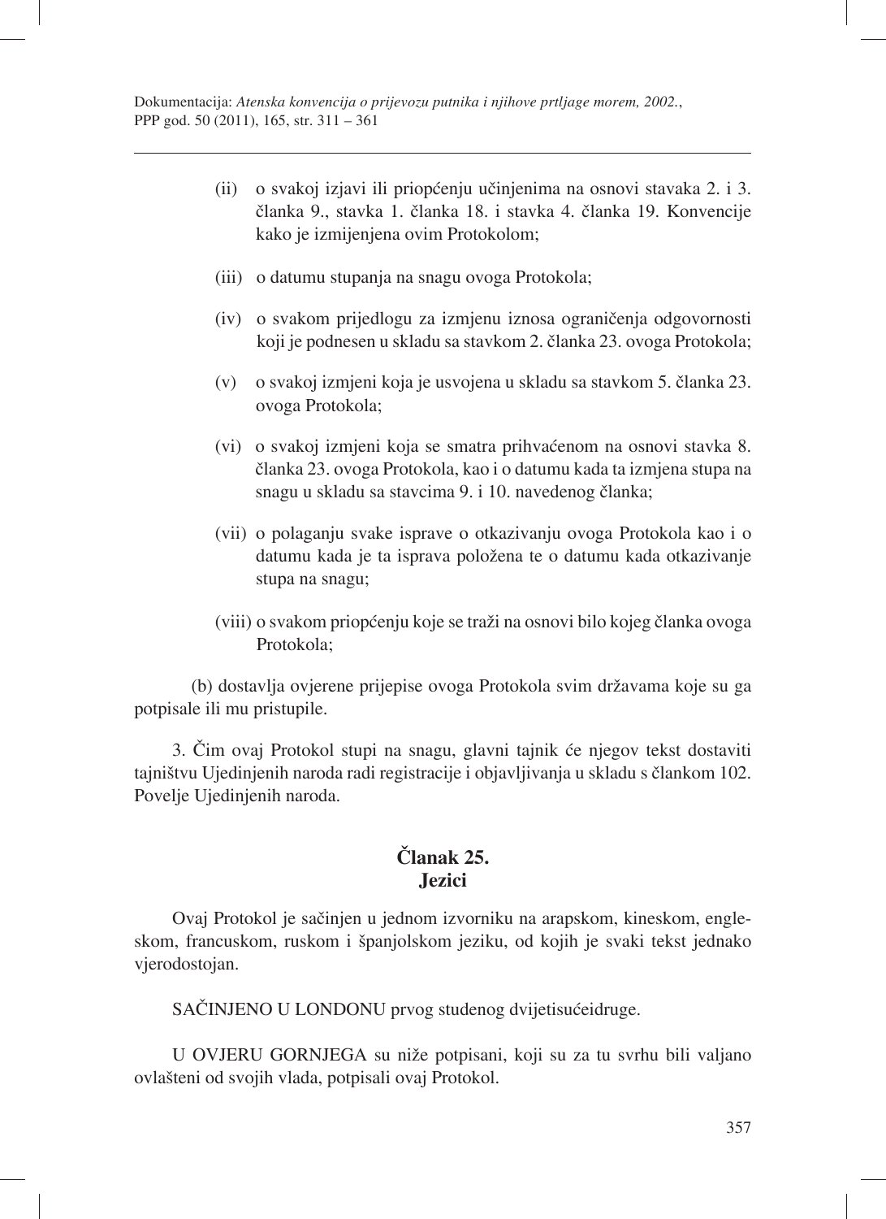(ii) o svakoj izjavi ili priopćenju učinjenima na osnovi stavaka 2. i 3. članka 9., stavka 1. članka 18. i stavka 4. članka 19. Konvencije kako je izmijenjena ovim Protokolom;

(iii) o datumu stupanja na snagu ovoga Protokola;

(iv) o svakom prijedlogu za izmjenu iznosa ograničenja odgovornosti koji je podnesen u skladu sa stavkom 2. članka 23. ovoga Protokola;

(v) o svakoj izmjeni koja je usvojena u skladu sa stavkom 5. članka 23. ovoga Protokola;

(vi) o svakoj izmjeni koja se smatra prihvaćenom na osnovi stavka 8. članka 23. ovoga Protokola, kao i o datumu kada ta izmjena stupa na snagu u skladu sa stavcima 9. i 10. navedenog članka;

(vii) o polaganju svake isprave o otkazivanju ovoga Protokola kao i o datumu kada je ta isprava položena te o datumu kada otkazivanje stupa na snagu;

(viii) o svakom priopćenju koje se traži na osnovi bilo kojeg članka ovoga Protokola;

(b) dostavlja ovjerene prijepise ovoga Protokola svim državama koje su ga potpisale ili mu pristupile.

3. Čim ovaj Protokol stupi na snagu, glavni tajnik će njegov tekst dostaviti tajništvu Ujedinjenih naroda radi registracije i objavljivanja u skladu s člankom 102. Povelje Ujedinjenih naroda.

## Članak 25.
## Jezici

Ovaj Protokol je sačinjen u jednom izvorniku na arapskom, kineskom, engleskom, francuskom, ruskom i španjolskom jeziku, od kojih je svaki tekst jednako vjerodostojan.

SAČINJENO U LONDONU prvog studenog dvijetisućeidruge.

U OVJERU GORNJEGA su niže potpisani, koji su za tu svrhu bili valjano ovlašteni od svojih vlada, potpisali ovaj Protokol.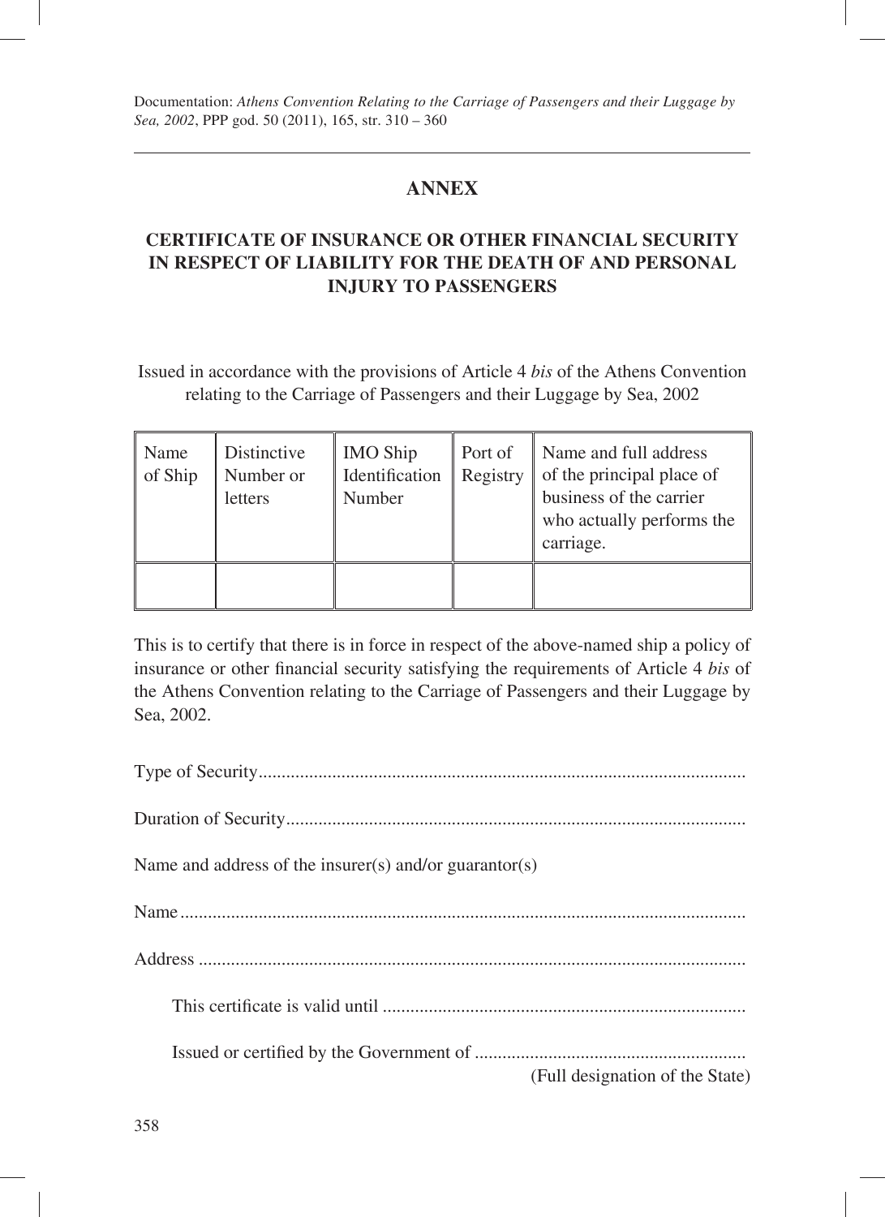## ANNEX

### CERTIFICATE OF INSURANCE OR OTHER FINANCIAL SECURITY IN RESPECT OF LIABILITY FOR THE DEATH OF AND PERSONAL INJURY TO PASSENGERS

Issued in accordance with the provisions of Article 4 *bis* of the Athens Convention relating to the Carriage of Passengers and their Luggage by Sea, 2002

| Name of Ship | Distinctive Number or letters | IMO Ship Identification Number | Port of Registry | Name and full address of the principal place of business of the carrier who actually performs the carriage. |
|---|---|---|---|---|
| | | | | |

This is to certify that there is in force in respect of the above-named ship a policy of insurance or other financial security satisfying the requirements of Article 4 *bis* of the Athens Convention relating to the Carriage of Passengers and their Luggage by Sea, 2002.

Type of Security.........................................................................................................

Duration of Security...................................................................................................

Name and address of the insurer(s) and/or guarantor(s)

Name..........................................................................................................................

Address ......................................................................................................................

This certificate is valid until ...............................................................................

Issued or certified by the Government of ...........................................................
(Full designation of the State)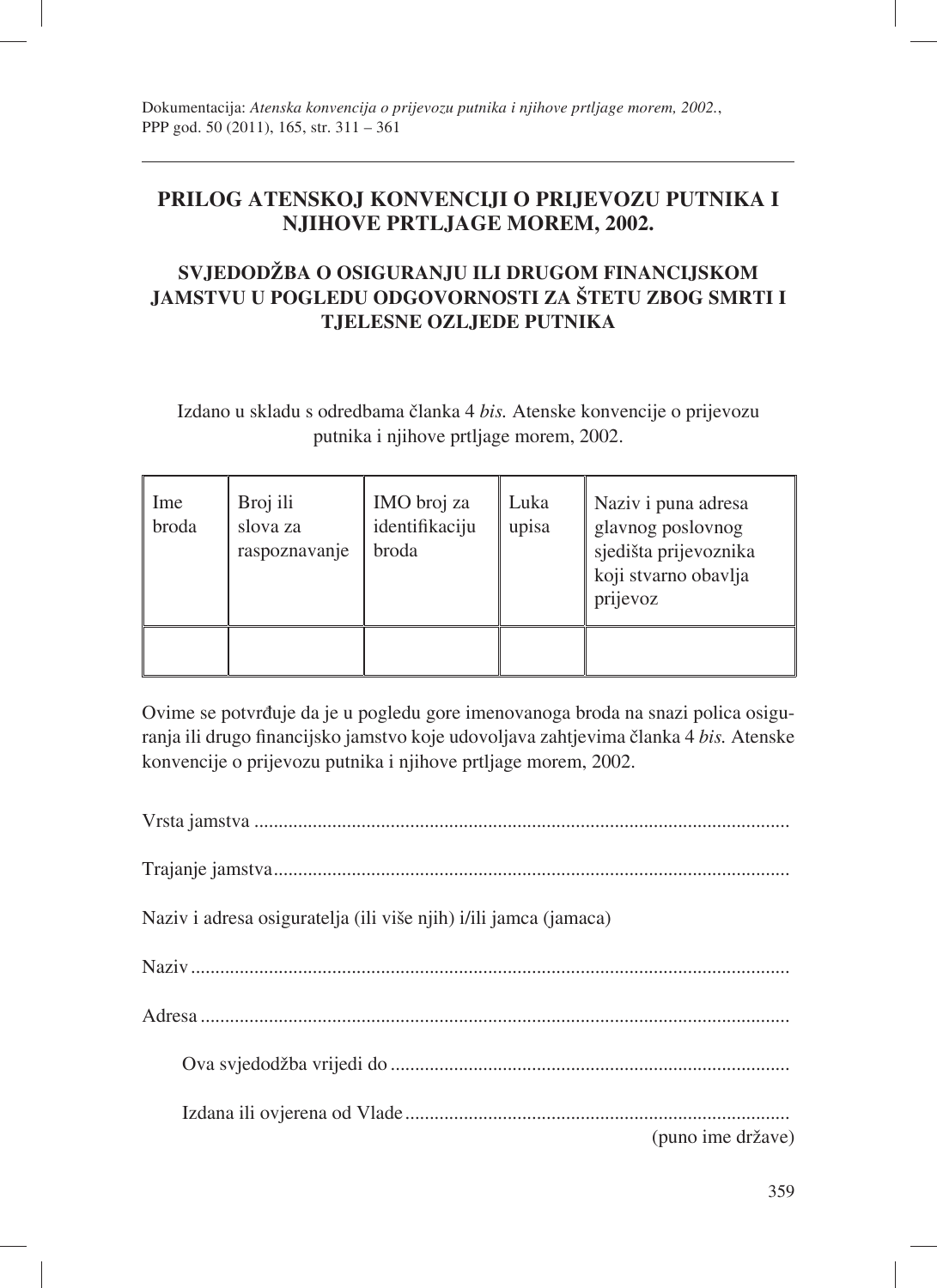# PRILOG ATENSKOJ KONVENCIJI O PRIJEVOZU PUTNIKA I NJIHOVE PRTLJAGE MOREM, 2002.

## SVJEDODŽBA O OSIGURANJU ILI DRUGOM FINANCIJSKOM JAMSTVU U POGLEDU ODGOVORNOSTI ZA ŠTETU ZBOG SMRTI I TJELESNE OZLJEDE PUTNIKA

Izdano u skladu s odredbama članka 4 *bis.* Atenske konvencije o prijevozu putnika i njihove prtljage morem, 2002.

| Ime broda | Broj ili slova za raspoznavanje | IMO broj za identifikaciju broda | Luka upisa | Naziv i puna adresa glavnog poslovnog sjedišta prijevoznika koji stvarno obavlja prijevoz |
|---|---|---|---|---|
| | | | | |

Ovime se potvrđuje da je u pogledu gore imenovanoga broda na snazi polica osiguranja ili drugo financijsko jamstvo koje udovoljava zahtjevima članka 4 *bis.* Atenske konvencije o prijevozu putnika i njihove prtljage morem, 2002.

Vrsta jamstva ............................................................................................................

Trajanje jamstva.........................................................................................................

Naziv i adresa osiguratelja (ili više njih) i/ili jamca (jamaca)

Naziv..........................................................................................................................

Adresa ........................................................................................................................

Ova svjedodžba vrijedi do ..................................................................................

Izdana ili ovjerena od Vlade...............................................................................

(puno ime države)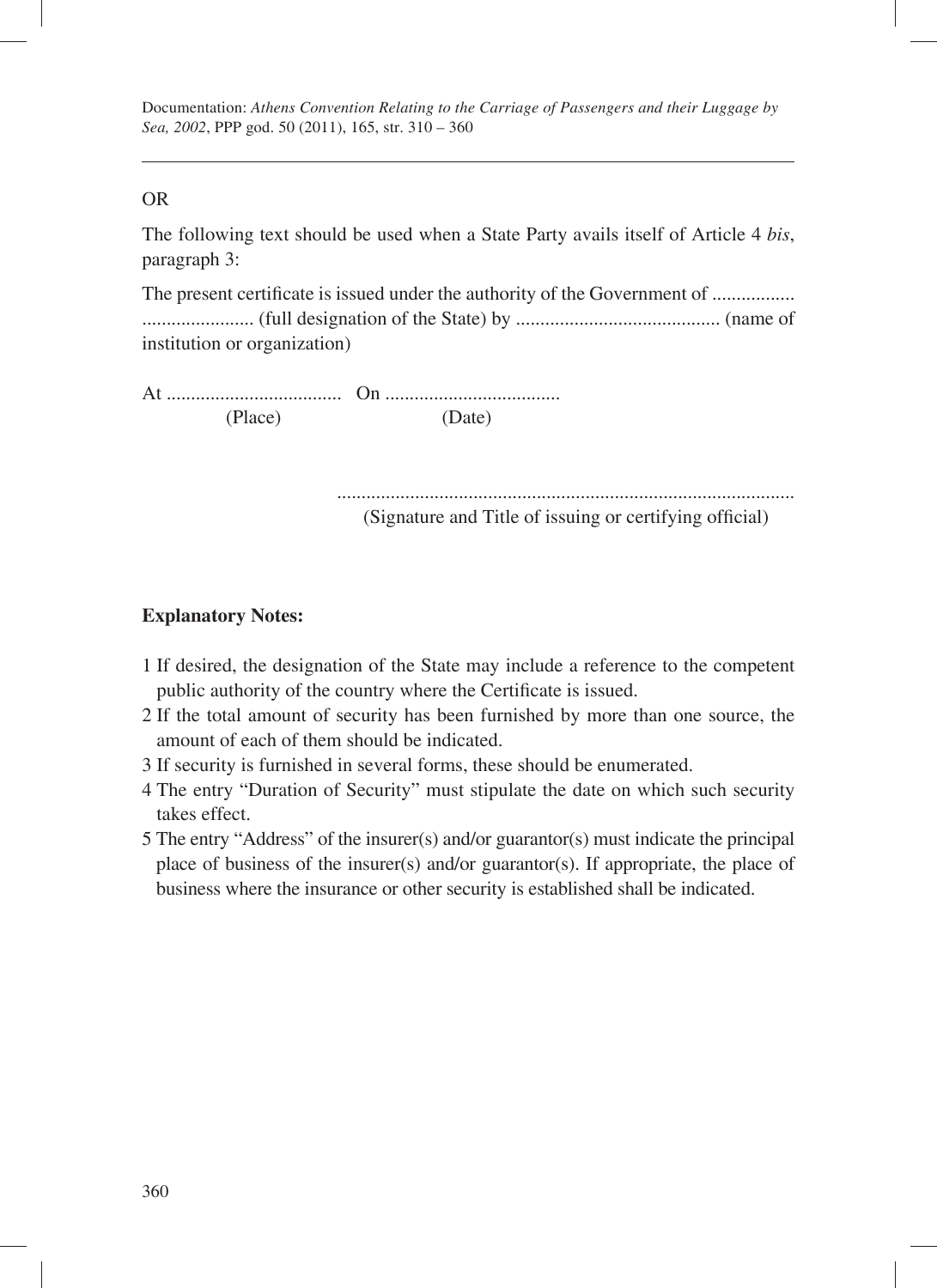OR

The following text should be used when a State Party avails itself of Article 4 *bis*, paragraph 3:

The present certificate is issued under the authority of the Government of ................ ....................... (full designation of the State) by .......................................... (name of institution or organization)

At .................................... On ....................................
(Place) (Date)

.............................................................................................
(Signature and Title of issuing or certifying official)

**Explanatory Notes:**

1 If desired, the designation of the State may include a reference to the competent public authority of the country where the Certificate is issued.
2 If the total amount of security has been furnished by more than one source, the amount of each of them should be indicated.
3 If security is furnished in several forms, these should be enumerated.
4 The entry "Duration of Security" must stipulate the date on which such security takes effect.
5 The entry "Address" of the insurer(s) and/or guarantor(s) must indicate the principal place of business of the insurer(s) and/or guarantor(s). If appropriate, the place of business where the insurance or other security is established shall be indicated.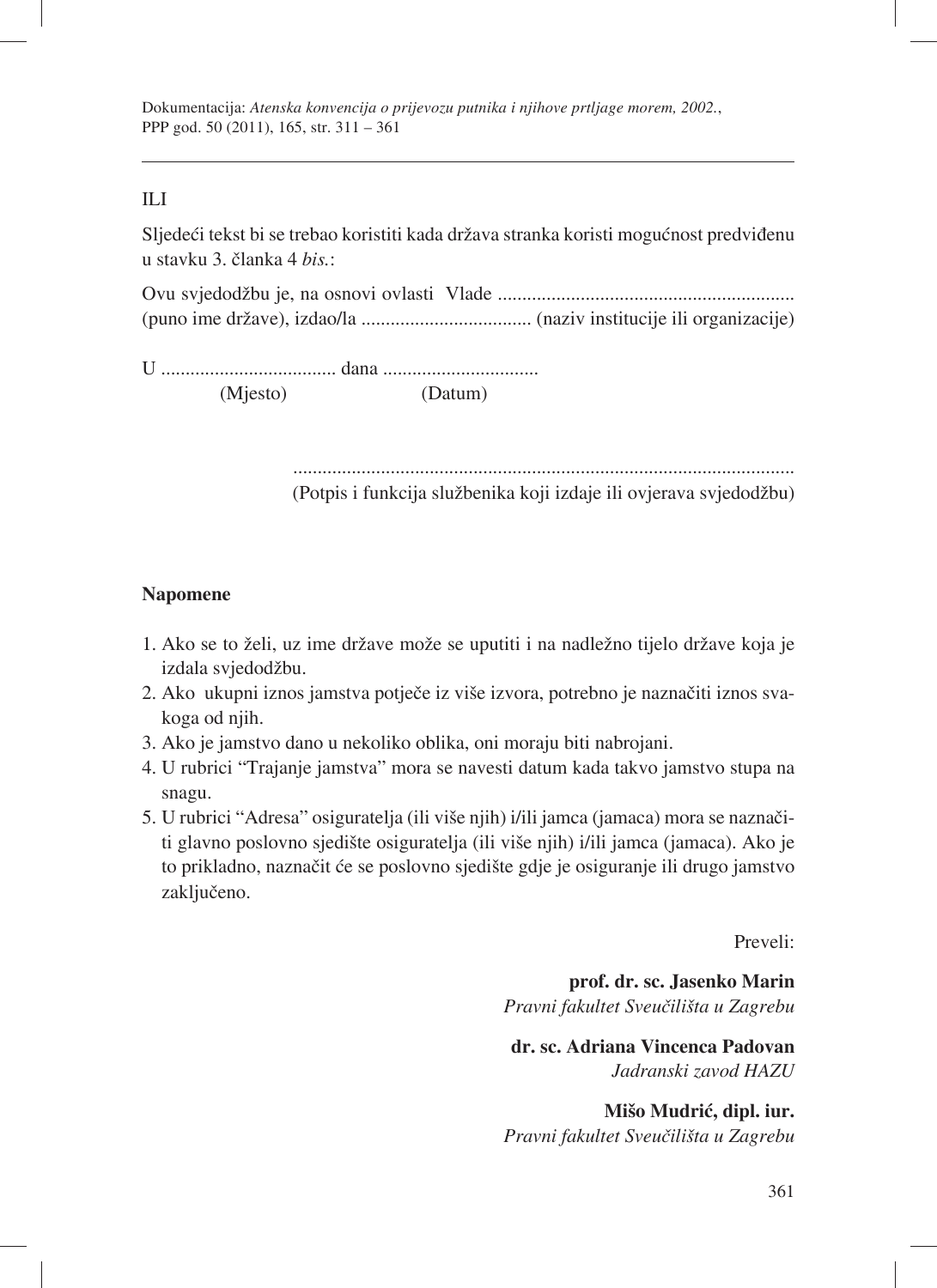ILI

Sljedeći tekst bi se trebao koristiti kada država stranka koristi mogućnost predviđenu u stavku 3. članka 4 *bis.*:

Ovu svjedodžbu je, na osnovi ovlasti Vlade ............................................................ (puno ime države), izdao/la .................................. (naziv institucije ili organizacije)

U ................................... dana ...............................
(Mjesto) (Datum)

.....................................................................................................
(Potpis i funkcija službenika koji izdaje ili ovjerava svjedodžbu)

**Napomene**

1. Ako se to želi, uz ime države može se uputiti i na nadležno tijelo države koja je izdala svjedodžbu.
2. Ako ukupni iznos jamstva potječe iz više izvora, potrebno je naznačiti iznos svakoga od njih.
3. Ako je jamstvo dano u nekoliko oblika, oni moraju biti nabrojani.
4. U rubrici "Trajanje jamstva" mora se navesti datum kada takvo jamstvo stupa na snagu.
5. U rubrici "Adresa" osiguratelja (ili više njih) i/ili jamca (jamaca) mora se naznačiti glavno poslovno sjedište osiguratelja (ili više njih) i/ili jamca (jamaca). Ako je to prikladno, naznačit će se poslovno sjedište gdje je osiguranje ili drugo jamstvo zaključeno.

Preveli:

**prof. dr. sc. Jasenko Marin**
*Pravni fakultet Sveučilišta u Zagrebu*

**dr. sc. Adriana Vincenca Padovan**
*Jadranski zavod HAZU*

**Mišo Mudrić, dipl. iur.**
*Pravni fakultet Sveučilišta u Zagrebu*